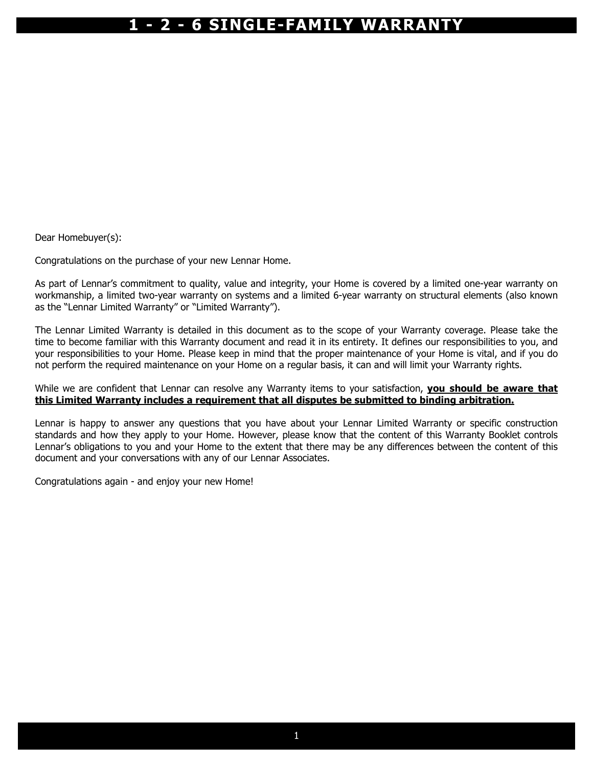# 1 - 2 - 6 SINGLE-FAMILY WARRANTY

Dear Homebuyer(s):

Congratulations on the purchase of your new Lennar Home.

As part of Lennar's commitment to quality, value and integrity, your Home is covered by a limited one-year warranty on workmanship, a limited two-year warranty on systems and a limited 6-year warranty on structural elements (also known as the "Lennar Limited Warranty" or "Limited Warranty").

The Lennar Limited Warranty is detailed in this document as to the scope of your Warranty coverage. Please take the time to become familiar with this Warranty document and read it in its entirety. It defines our responsibilities to you, and your responsibilities to your Home. Please keep in mind that the proper maintenance of your Home is vital, and if you do not perform the required maintenance on your Home on a regular basis, it can and will limit your Warranty rights.

While we are confident that Lennar can resolve any Warranty items to your satisfaction, **you should be aware that this Limited Warranty includes a requirement that all disputes be submitted to binding arbitration.**

Lennar is happy to answer any questions that you have about your Lennar Limited Warranty or specific construction standards and how they apply to your Home. However, please know that the content of this Warranty Booklet controls Lennar's obligations to you and your Home to the extent that there may be any differences between the content of this document and your conversations with any of our Lennar Associates.

Congratulations again - and enjoy your new Home!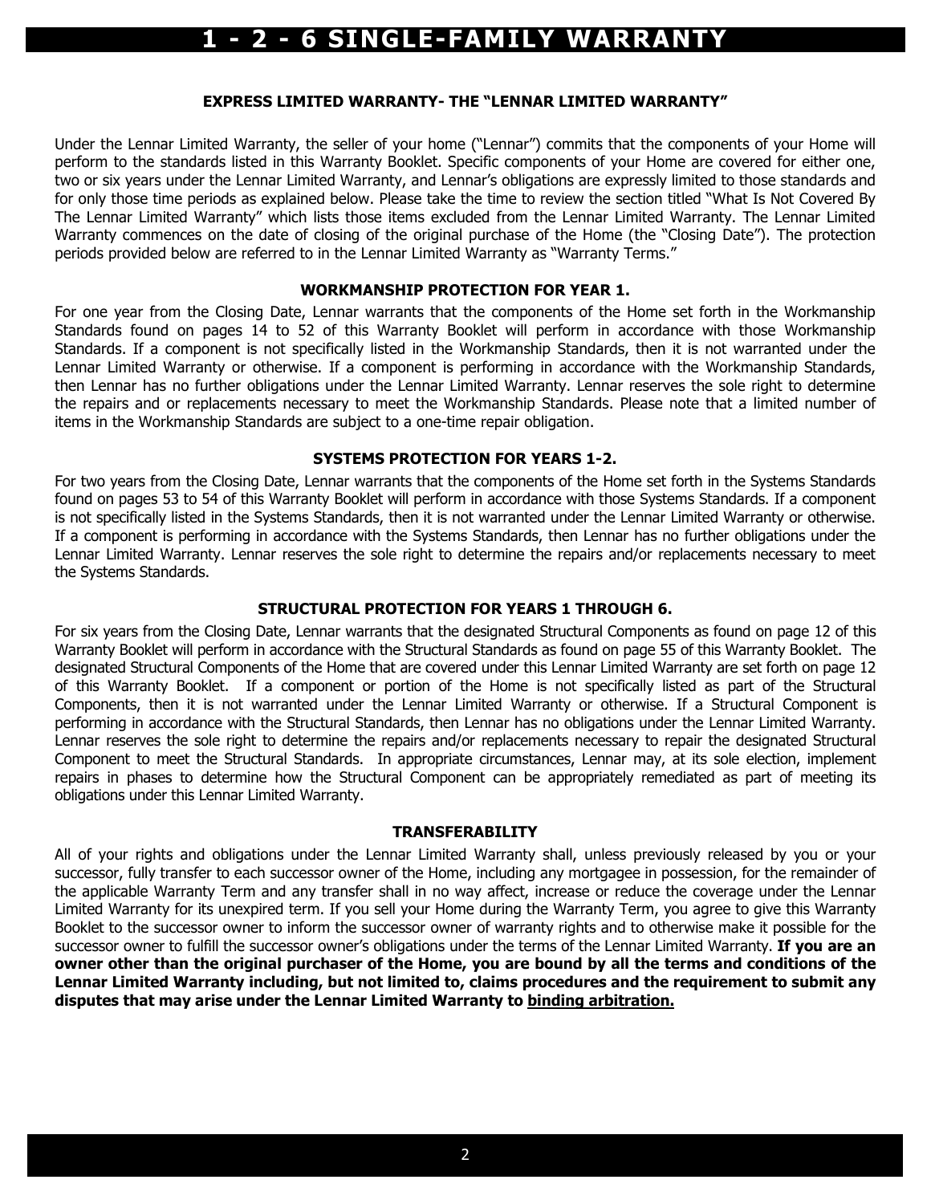# 1 - 2 - 6 SINGLE-FAMILY WARRANTY

## EXPRESS LIMITED WARRANTY- THE "LENNAR LIMITED WARRANTY"

Under the Lennar Limited Warranty, the seller of your home ("Lennar") commits that the components of your Home will perform to the standards listed in this Warranty Booklet. Specific components of your Home are covered for either one, two or six years under the Lennar Limited Warranty, and Lennar's obligations are expressly limited to those standards and for only those time periods as explained below. Please take the time to review the section titled "What Is Not Covered By The Lennar Limited Warranty" which lists those items excluded from the Lennar Limited Warranty. The Lennar Limited Warranty commences on the date of closing of the original purchase of the Home (the "Closing Date"). The protection periods provided below are referred to in the Lennar Limited Warranty as "Warranty Terms."

### WORKMANSHIP PROTECTION FOR YEAR 1.

For one year from the Closing Date, Lennar warrants that the components of the Home set forth in the Workmanship Standards found on pages 14 to 52 of this Warranty Booklet will perform in accordance with those Workmanship Standards. If a component is not specifically listed in the Workmanship Standards, then it is not warranted under the Lennar Limited Warranty or otherwise. If a component is performing in accordance with the Workmanship Standards, then Lennar has no further obligations under the Lennar Limited Warranty. Lennar reserves the sole right to determine the repairs and or replacements necessary to meet the Workmanship Standards. Please note that a limited number of items in the Workmanship Standards are subject to a one-time repair obligation.

### SYSTEMS PROTECTION FOR YEARS 1-2.

For two years from the Closing Date, Lennar warrants that the components of the Home set forth in the Systems Standards found on pages 53 to 54 of this Warranty Booklet will perform in accordance with those Systems Standards. If a component is not specifically listed in the Systems Standards, then it is not warranted under the Lennar Limited Warranty or otherwise. If a component is performing in accordance with the Systems Standards, then Lennar has no further obligations under the Lennar Limited Warranty. Lennar reserves the sole right to determine the repairs and/or replacements necessary to meet the Systems Standards.

### STRUCTURAL PROTECTION FOR YEARS 1 THROUGH 6.

For six years from the Closing Date, Lennar warrants that the designated Structural Components as found on page 12 of this Warranty Booklet will perform in accordance with the Structural Standards as found on page 55 of this Warranty Booklet. The designated Structural Components of the Home that are covered under this Lennar Limited Warranty are set forth on page 12 of this Warranty Booklet. If a component or portion of the Home is not specifically listed as part of the Structural Components, then it is not warranted under the Lennar Limited Warranty or otherwise. If a Structural Component is performing in accordance with the Structural Standards, then Lennar has no obligations under the Lennar Limited Warranty. Lennar reserves the sole right to determine the repairs and/or replacements necessary to repair the designated Structural Component to meet the Structural Standards. In appropriate circumstances, Lennar may, at its sole election, implement repairs in phases to determine how the Structural Component can be appropriately remediated as part of meeting its obligations under this Lennar Limited Warranty.

### TRANSFERABILITY

All of your rights and obligations under the Lennar Limited Warranty shall, unless previously released by you or your successor, fully transfer to each successor owner of the Home, including any mortgagee in possession, for the remainder of the applicable Warranty Term and any transfer shall in no way affect, increase or reduce the coverage under the Lennar Limited Warranty for its unexpired term. If you sell your Home during the Warranty Term, you agree to give this Warranty Booklet to the successor owner to inform the successor owner of warranty rights and to otherwise make it possible for the successor owner to fulfill the successor owner's obligations under the terms of the Lennar Limited Warranty. **If you are an owner other than the original purchaser of the Home, you are bound by all the terms and conditions of the Lennar Limited Warranty including, but not limited to, claims procedures and the requirement to submit any disputes that may arise under the Lennar Limited Warranty to binding arbitration.**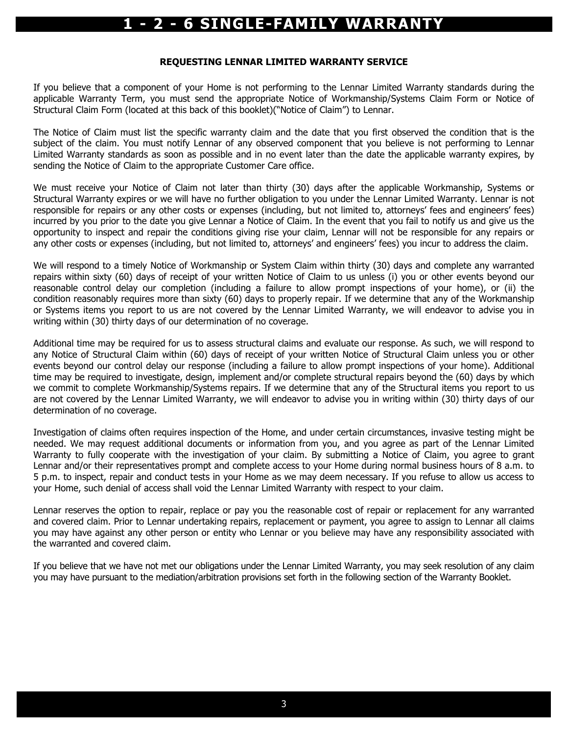# 1 - 2 - 6 SINGLE-FAMILY WARRANTY

**REQUESTING LENNAR LIMITED WARRANTY SERVICE**

If you believe that a component of your Home is not performing to the Lennar Limited Warranty standards during the applicable Warranty Term, you must send the appropriate Notice of Workmanship/Systems Claim Form or Notice of Structural Claim Form (located at this back of this booklet)("Notice of Claim") to Lennar.

The Notice of Claim must list the specific warranty claim and the date that you first observed the condition that is the subject of the claim. You must notify Lennar of any observed component that you believe is not performing to Lennar Limited Warranty standards as soon as possible and in no event later than the date the applicable warranty expires, by sending the Notice of Claim to the appropriate Customer Care office.

We must receive your Notice of Claim not later than thirty (30) days after the applicable Workmanship, Systems or Structural Warranty expires or we will have no further obligation to you under the Lennar Limited Warranty. Lennar is not responsible for repairs or any other costs or expenses (including, but not limited to, attorneys' fees and engineers' fees) incurred by you prior to the date you give Lennar a Notice of Claim. In the event that you fail to notify us and give us the opportunity to inspect and repair the conditions giving rise your claim, Lennar will not be responsible for any repairs or any other costs or expenses (including, but not limited to, attorneys' and engineers' fees) you incur to address the claim.

We will respond to a timely Notice of Workmanship or System Claim within thirty (30) days and complete any warranted repairs within sixty (60) days of receipt of your written Notice of Claim to us unless (i) you or other events beyond our reasonable control delay our completion (including a failure to allow prompt inspections of your home), or (ii) the condition reasonably requires more than sixty (60) days to properly repair. If we determine that any of the Workmanship or Systems items you report to us are not covered by the Lennar Limited Warranty, we will endeavor to advise you in writing within (30) thirty days of our determination of no coverage.

Additional time may be required for us to assess structural claims and evaluate our response. As such, we will respond to any Notice of Structural Claim within (60) days of receipt of your written Notice of Structural Claim unless you or other events beyond our control delay our response (including a failure to allow prompt inspections of your home). Additional time may be required to investigate, design, implement and/or complete structural repairs beyond the (60) days by which we commit to complete Workmanship/Systems repairs. If we determine that any of the Structural items you report to us are not covered by the Lennar Limited Warranty, we will endeavor to advise you in writing within (30) thirty days of our determination of no coverage.

Investigation of claims often requires inspection of the Home, and under certain circumstances, invasive testing might be needed. We may request additional documents or information from you, and you agree as part of the Lennar Limited Warranty to fully cooperate with the investigation of your claim. By submitting a Notice of Claim, you agree to grant Lennar and/or their representatives prompt and complete access to your Home during normal business hours of 8 a.m. to 5 p.m. to inspect, repair and conduct tests in your Home as we may deem necessary. If you refuse to allow us access to your Home, such denial of access shall void the Lennar Limited Warranty with respect to your claim.

Lennar reserves the option to repair, replace or pay you the reasonable cost of repair or replacement for any warranted and covered claim. Prior to Lennar undertaking repairs, replacement or payment, you agree to assign to Lennar all claims you may have against any other person or entity who Lennar or you believe may have any responsibility associated with the warranted and covered claim.

If you believe that we have not met our obligations under the Lennar Limited Warranty, you may seek resolution of any claim you may have pursuant to the mediation/arbitration provisions set forth in the following section of the Warranty Booklet.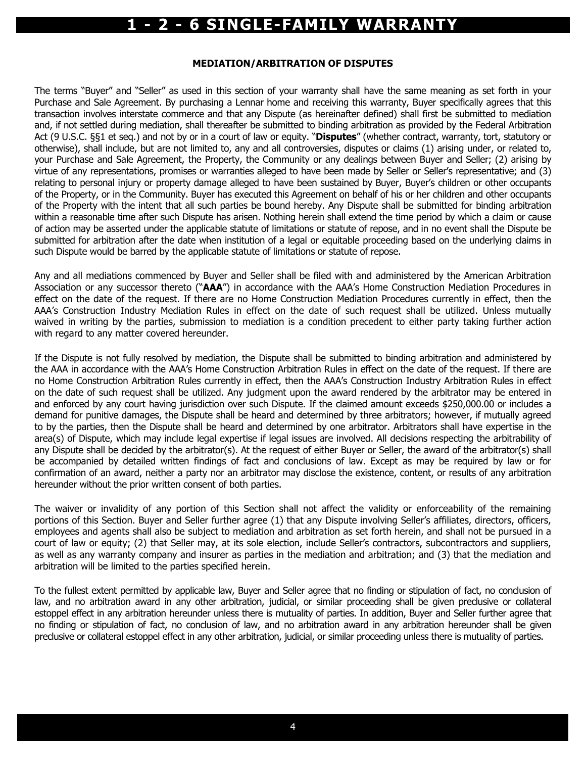# 1 - 2 - 6 SINGLE-FAMILY WARRANTY

## MEDIATION/ARBITRATION OF DISPUTES

The terms "Buyer" and "Seller" as used in this section of your warranty shall have the same meaning as set forth in your Purchase and Sale Agreement. By purchasing a Lennar home and receiving this warranty, Buyer specifically agrees that this transaction involves interstate commerce and that any Dispute (as hereinafter defined) shall first be submitted to mediation and, if not settled during mediation, shall thereafter be submitted to binding arbitration as provided by the Federal Arbitration Act (9 U.S.C. §§1 et seq.) and not by or in a court of law or equity. "**Disputes**" (whether contract, warranty, tort, statutory or otherwise), shall include, but are not limited to, any and all controversies, disputes or claims (1) arising under, or related to, your Purchase and Sale Agreement, the Property, the Community or any dealings between Buyer and Seller; (2) arising by virtue of any representations, promises or warranties alleged to have been made by Seller or Seller's representative; and (3) relating to personal injury or property damage alleged to have been sustained by Buyer, Buyer's children or other occupants of the Property, or in the Community. Buyer has executed this Agreement on behalf of his or her children and other occupants of the Property with the intent that all such parties be bound hereby. Any Dispute shall be submitted for binding arbitration within a reasonable time after such Dispute has arisen. Nothing herein shall extend the time period by which a claim or cause of action may be asserted under the applicable statute of limitations or statute of repose, and in no event shall the Dispute be submitted for arbitration after the date when institution of a legal or equitable proceeding based on the underlying claims in such Dispute would be barred by the applicable statute of limitations or statute of repose.

Any and all mediations commenced by Buyer and Seller shall be filed with and administered by the American Arbitration Association or any successor thereto ("**AAA**") in accordance with the AAA's Home Construction Mediation Procedures in effect on the date of the request. If there are no Home Construction Mediation Procedures currently in effect, then the AAA's Construction Industry Mediation Rules in effect on the date of such request shall be utilized. Unless mutually waived in writing by the parties, submission to mediation is a condition precedent to either party taking further action with regard to any matter covered hereunder.

If the Dispute is not fully resolved by mediation, the Dispute shall be submitted to binding arbitration and administered by the AAA in accordance with the AAA's Home Construction Arbitration Rules in effect on the date of the request. If there are no Home Construction Arbitration Rules currently in effect, then the AAA's Construction Industry Arbitration Rules in effect on the date of such request shall be utilized. Any judgment upon the award rendered by the arbitrator may be entered in and enforced by any court having jurisdiction over such Dispute. If the claimed amount exceeds $250,000.00 or includes a demand for punitive damages, the Dispute shall be heard and determined by three arbitrators; however, if mutually agreed to by the parties, then the Dispute shall be heard and determined by one arbitrator. Arbitrators shall have expertise in the area(s) of Dispute, which may include legal expertise if legal issues are involved. All decisions respecting the arbitrability of any Dispute shall be decided by the arbitrator(s). At the request of either Buyer or Seller, the award of the arbitrator(s) shall be accompanied by detailed written findings of fact and conclusions of law. Except as may be required by law or for confirmation of an award, neither a party nor an arbitrator may disclose the existence, content, or results of any arbitration hereunder without the prior written consent of both parties.

The waiver or invalidity of any portion of this Section shall not affect the validity or enforceability of the remaining portions of this Section. Buyer and Seller further agree (1) that any Dispute involving Seller's affiliates, directors, officers, employees and agents shall also be subject to mediation and arbitration as set forth herein, and shall not be pursued in a court of law or equity; (2) that Seller may, at its sole election, include Seller's contractors, subcontractors and suppliers, as well as any warranty company and insurer as parties in the mediation and arbitration; and (3) that the mediation and arbitration will be limited to the parties specified herein.

To the fullest extent permitted by applicable law, Buyer and Seller agree that no finding or stipulation of fact, no conclusion of law, and no arbitration award in any other arbitration, judicial, or similar proceeding shall be given preclusive or collateral estoppel effect in any arbitration hereunder unless there is mutuality of parties. In addition, Buyer and Seller further agree that no finding or stipulation of fact, no conclusion of law, and no arbitration award in any arbitration hereunder shall be given preclusive or collateral estoppel effect in any other arbitration, judicial, or similar proceeding unless there is mutuality of parties.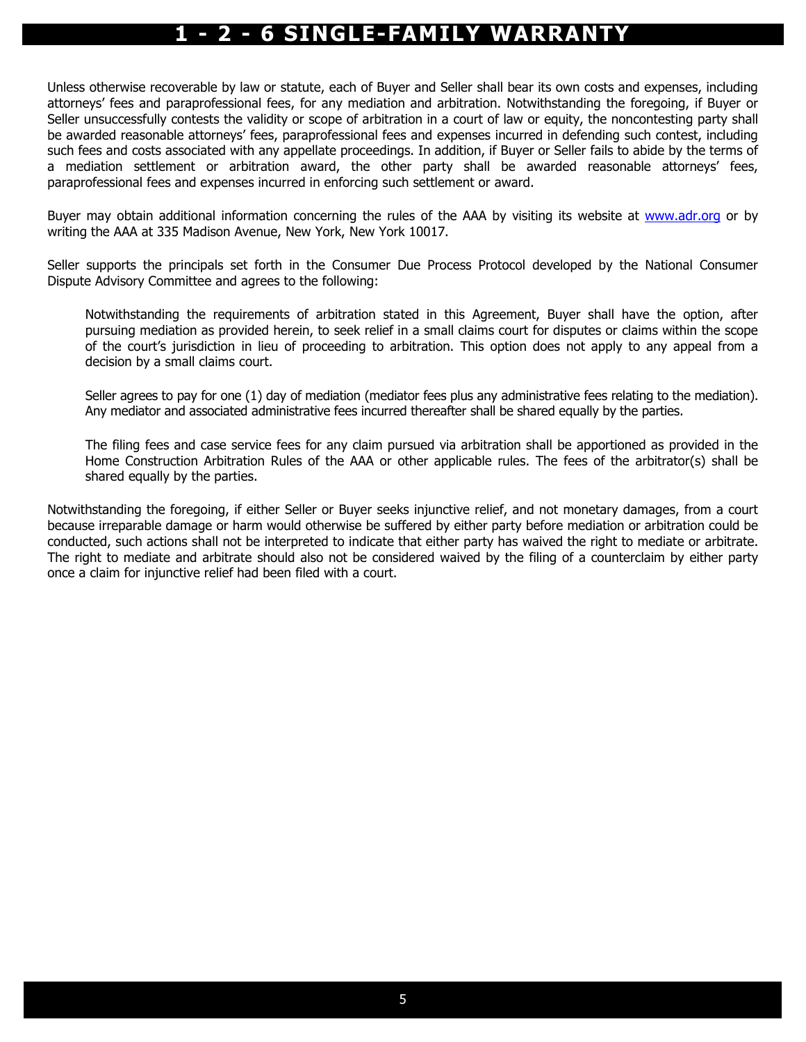Unless otherwise recoverable by law or statute, each of Buyer and Seller shall bear its own costs and expenses, including attorneys' fees and paraprofessional fees, for any mediation and arbitration. Notwithstanding the foregoing, if Buyer or Seller unsuccessfully contests the validity or scope of arbitration in a court of law or equity, the noncontesting party shall be awarded reasonable attorneys' fees, paraprofessional fees and expenses incurred in defending such contest, including such fees and costs associated with any appellate proceedings. In addition, if Buyer or Seller fails to abide by the terms of a mediation settlement or arbitration award, the other party shall be awarded reasonable attorneys' fees, paraprofessional fees and expenses incurred in enforcing such settlement or award.

Buyer may obtain additional information concerning the rules of the AAA by visiting its website at www.adr.org or by writing the AAA at 335 Madison Avenue, New York, New York 10017.

Seller supports the principals set forth in the Consumer Due Process Protocol developed by the National Consumer Dispute Advisory Committee and agrees to the following:

> Notwithstanding the requirements of arbitration stated in this Agreement, Buyer shall have the option, after pursuing mediation as provided herein, to seek relief in a small claims court for disputes or claims within the scope of the court's jurisdiction in lieu of proceeding to arbitration. This option does not apply to any appeal from a decision by a small claims court.
>
> Seller agrees to pay for one (1) day of mediation (mediator fees plus any administrative fees relating to the mediation). Any mediator and associated administrative fees incurred thereafter shall be shared equally by the parties.
>
> The filing fees and case service fees for any claim pursued via arbitration shall be apportioned as provided in the Home Construction Arbitration Rules of the AAA or other applicable rules. The fees of the arbitrator(s) shall be shared equally by the parties.

Notwithstanding the foregoing, if either Seller or Buyer seeks injunctive relief, and not monetary damages, from a court because irreparable damage or harm would otherwise be suffered by either party before mediation or arbitration could be conducted, such actions shall not be interpreted to indicate that either party has waived the right to mediate or arbitrate. The right to mediate and arbitrate should also not be considered waived by the filing of a counterclaim by either party once a claim for injunctive relief had been filed with a court.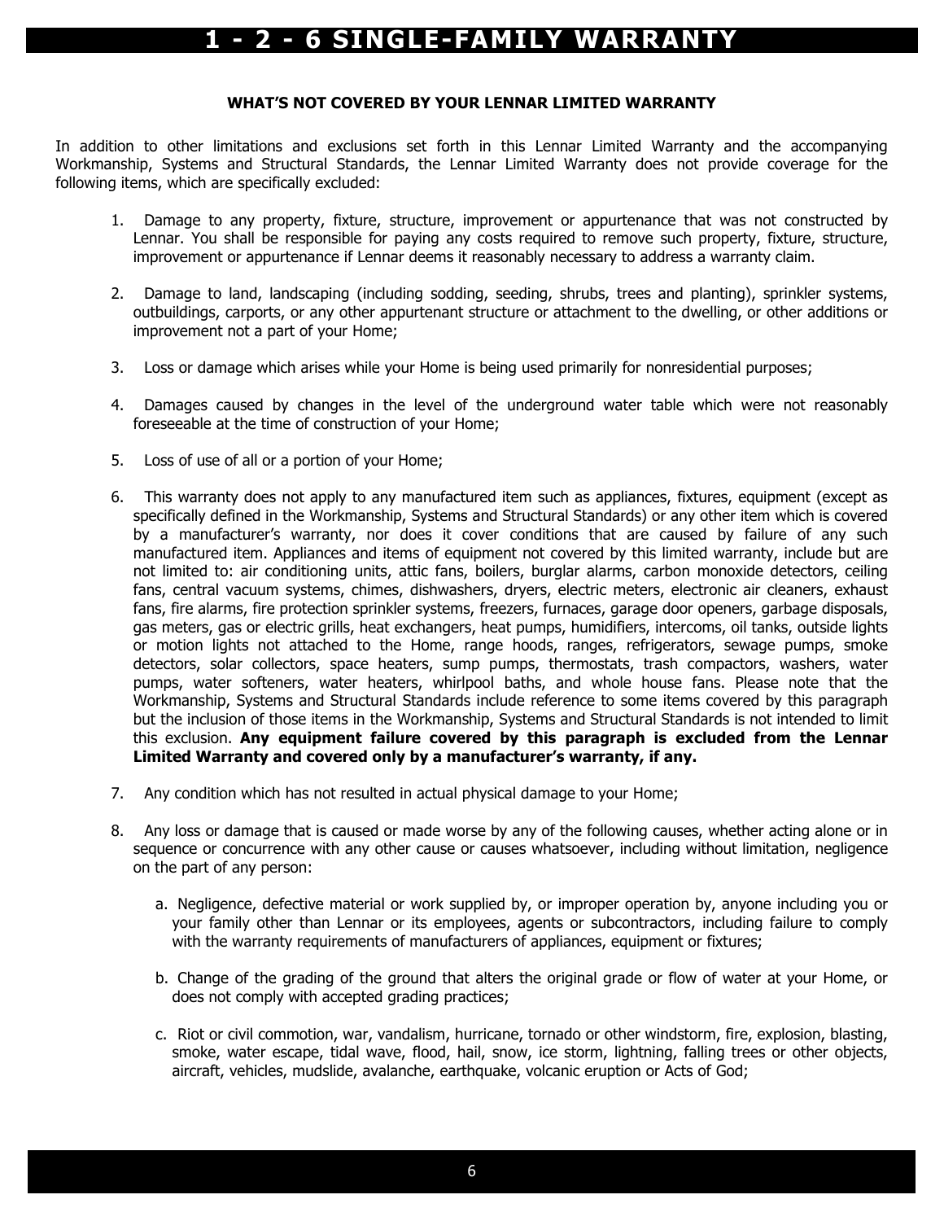# 1 - 2 - 6 SINGLE-FAMILY WARRANTY

**WHAT'S NOT COVERED BY YOUR LENNAR LIMITED WARRANTY**

In addition to other limitations and exclusions set forth in this Lennar Limited Warranty and the accompanying Workmanship, Systems and Structural Standards, the Lennar Limited Warranty does not provide coverage for the following items, which are specifically excluded:

1. Damage to any property, fixture, structure, improvement or appurtenance that was not constructed by Lennar. You shall be responsible for paying any costs required to remove such property, fixture, structure, improvement or appurtenance if Lennar deems it reasonably necessary to address a warranty claim.

2. Damage to land, landscaping (including sodding, seeding, shrubs, trees and planting), sprinkler systems, outbuildings, carports, or any other appurtenant structure or attachment to the dwelling, or other additions or improvement not a part of your Home;

3. Loss or damage which arises while your Home is being used primarily for nonresidential purposes;

4. Damages caused by changes in the level of the underground water table which were not reasonably foreseeable at the time of construction of your Home;

5. Loss of use of all or a portion of your Home;

6. This warranty does not apply to any manufactured item such as appliances, fixtures, equipment (except as specifically defined in the Workmanship, Systems and Structural Standards) or any other item which is covered by a manufacturer's warranty, nor does it cover conditions that are caused by failure of any such manufactured item. Appliances and items of equipment not covered by this limited warranty, include but are not limited to: air conditioning units, attic fans, boilers, burglar alarms, carbon monoxide detectors, ceiling fans, central vacuum systems, chimes, dishwashers, dryers, electric meters, electronic air cleaners, exhaust fans, fire alarms, fire protection sprinkler systems, freezers, furnaces, garage door openers, garbage disposals, gas meters, gas or electric grills, heat exchangers, heat pumps, humidifiers, intercoms, oil tanks, outside lights or motion lights not attached to the Home, range hoods, ranges, refrigerators, sewage pumps, smoke detectors, solar collectors, space heaters, sump pumps, thermostats, trash compactors, washers, water pumps, water softeners, water heaters, whirlpool baths, and whole house fans. Please note that the Workmanship, Systems and Structural Standards include reference to some items covered by this paragraph but the inclusion of those items in the Workmanship, Systems and Structural Standards is not intended to limit this exclusion. **Any equipment failure covered by this paragraph is excluded from the Lennar Limited Warranty and covered only by a manufacturer's warranty, if any.**

7. Any condition which has not resulted in actual physical damage to your Home;

8. Any loss or damage that is caused or made worse by any of the following causes, whether acting alone or in sequence or concurrence with any other cause or causes whatsoever, including without limitation, negligence on the part of any person:

   a. Negligence, defective material or work supplied by, or improper operation by, anyone including you or your family other than Lennar or its employees, agents or subcontractors, including failure to comply with the warranty requirements of manufacturers of appliances, equipment or fixtures;

   b. Change of the grading of the ground that alters the original grade or flow of water at your Home, or does not comply with accepted grading practices;

   c. Riot or civil commotion, war, vandalism, hurricane, tornado or other windstorm, fire, explosion, blasting, smoke, water escape, tidal wave, flood, hail, snow, ice storm, lightning, falling trees or other objects, aircraft, vehicles, mudslide, avalanche, earthquake, volcanic eruption or Acts of God;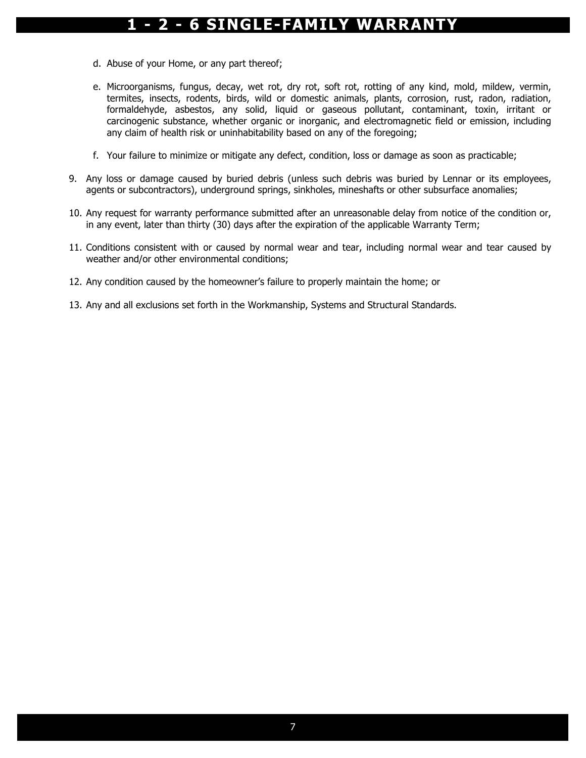d. Abuse of your Home, or any part thereof;

e. Microorganisms, fungus, decay, wet rot, dry rot, soft rot, rotting of any kind, mold, mildew, vermin, termites, insects, rodents, birds, wild or domestic animals, plants, corrosion, rust, radon, radiation, formaldehyde, asbestos, any solid, liquid or gaseous pollutant, contaminant, toxin, irritant or carcinogenic substance, whether organic or inorganic, and electromagnetic field or emission, including any claim of health risk or uninhabitability based on any of the foregoing;

f. Your failure to minimize or mitigate any defect, condition, loss or damage as soon as practicable;

9. Any loss or damage caused by buried debris (unless such debris was buried by Lennar or its employees, agents or subcontractors), underground springs, sinkholes, mineshafts or other subsurface anomalies;

10. Any request for warranty performance submitted after an unreasonable delay from notice of the condition or, in any event, later than thirty (30) days after the expiration of the applicable Warranty Term;

11. Conditions consistent with or caused by normal wear and tear, including normal wear and tear caused by weather and/or other environmental conditions;

12. Any condition caused by the homeowner's failure to properly maintain the home; or

13. Any and all exclusions set forth in the Workmanship, Systems and Structural Standards.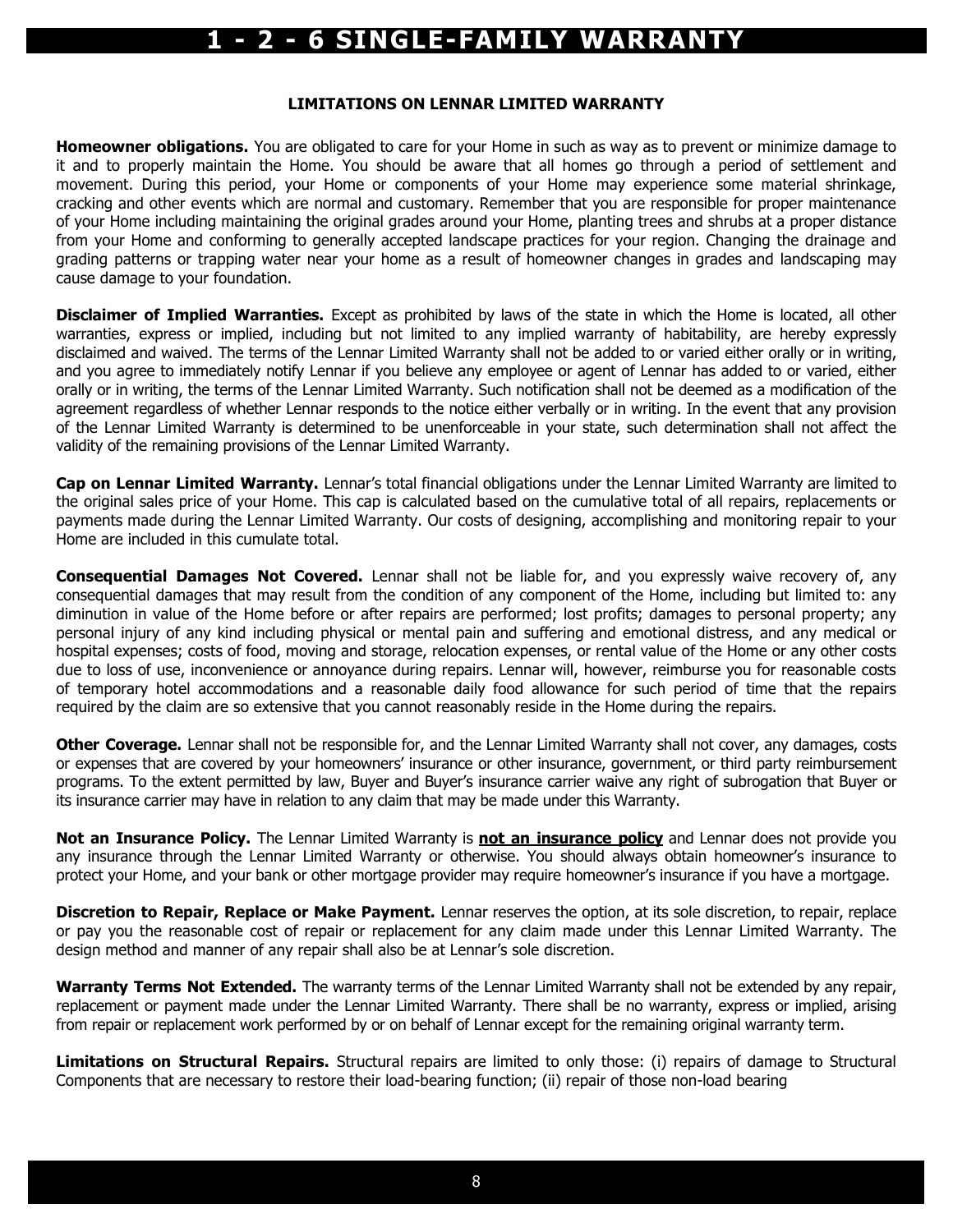# 1 - 2 - 6 SINGLE-FAMILY WARRANTY

### LIMITATIONS ON LENNAR LIMITED WARRANTY

**Homeowner obligations.** You are obligated to care for your Home in such as way as to prevent or minimize damage to it and to properly maintain the Home. You should be aware that all homes go through a period of settlement and movement. During this period, your Home or components of your Home may experience some material shrinkage, cracking and other events which are normal and customary. Remember that you are responsible for proper maintenance of your Home including maintaining the original grades around your Home, planting trees and shrubs at a proper distance from your Home and conforming to generally accepted landscape practices for your region. Changing the drainage and grading patterns or trapping water near your home as a result of homeowner changes in grades and landscaping may cause damage to your foundation.

**Disclaimer of Implied Warranties.** Except as prohibited by laws of the state in which the Home is located, all other warranties, express or implied, including but not limited to any implied warranty of habitability, are hereby expressly disclaimed and waived. The terms of the Lennar Limited Warranty shall not be added to or varied either orally or in writing, and you agree to immediately notify Lennar if you believe any employee or agent of Lennar has added to or varied, either orally or in writing, the terms of the Lennar Limited Warranty. Such notification shall not be deemed as a modification of the agreement regardless of whether Lennar responds to the notice either verbally or in writing. In the event that any provision of the Lennar Limited Warranty is determined to be unenforceable in your state, such determination shall not affect the validity of the remaining provisions of the Lennar Limited Warranty.

**Cap on Lennar Limited Warranty.** Lennar's total financial obligations under the Lennar Limited Warranty are limited to the original sales price of your Home. This cap is calculated based on the cumulative total of all repairs, replacements or payments made during the Lennar Limited Warranty. Our costs of designing, accomplishing and monitoring repair to your Home are included in this cumulate total.

**Consequential Damages Not Covered.** Lennar shall not be liable for, and you expressly waive recovery of, any consequential damages that may result from the condition of any component of the Home, including but limited to: any diminution in value of the Home before or after repairs are performed; lost profits; damages to personal property; any personal injury of any kind including physical or mental pain and suffering and emotional distress, and any medical or hospital expenses; costs of food, moving and storage, relocation expenses, or rental value of the Home or any other costs due to loss of use, inconvenience or annoyance during repairs. Lennar will, however, reimburse you for reasonable costs of temporary hotel accommodations and a reasonable daily food allowance for such period of time that the repairs required by the claim are so extensive that you cannot reasonably reside in the Home during the repairs.

**Other Coverage.** Lennar shall not be responsible for, and the Lennar Limited Warranty shall not cover, any damages, costs or expenses that are covered by your homeowners' insurance or other insurance, government, or third party reimbursement programs. To the extent permitted by law, Buyer and Buyer's insurance carrier waive any right of subrogation that Buyer or its insurance carrier may have in relation to any claim that may be made under this Warranty.

**Not an Insurance Policy.** The Lennar Limited Warranty is **not an insurance policy** and Lennar does not provide you any insurance through the Lennar Limited Warranty or otherwise. You should always obtain homeowner's insurance to protect your Home, and your bank or other mortgage provider may require homeowner's insurance if you have a mortgage.

**Discretion to Repair, Replace or Make Payment.** Lennar reserves the option, at its sole discretion, to repair, replace or pay you the reasonable cost of repair or replacement for any claim made under this Lennar Limited Warranty. The design method and manner of any repair shall also be at Lennar's sole discretion.

**Warranty Terms Not Extended.** The warranty terms of the Lennar Limited Warranty shall not be extended by any repair, replacement or payment made under the Lennar Limited Warranty. There shall be no warranty, express or implied, arising from repair or replacement work performed by or on behalf of Lennar except for the remaining original warranty term.

**Limitations on Structural Repairs.** Structural repairs are limited to only those: (i) repairs of damage to Structural Components that are necessary to restore their load-bearing function; (ii) repair of those non-load bearing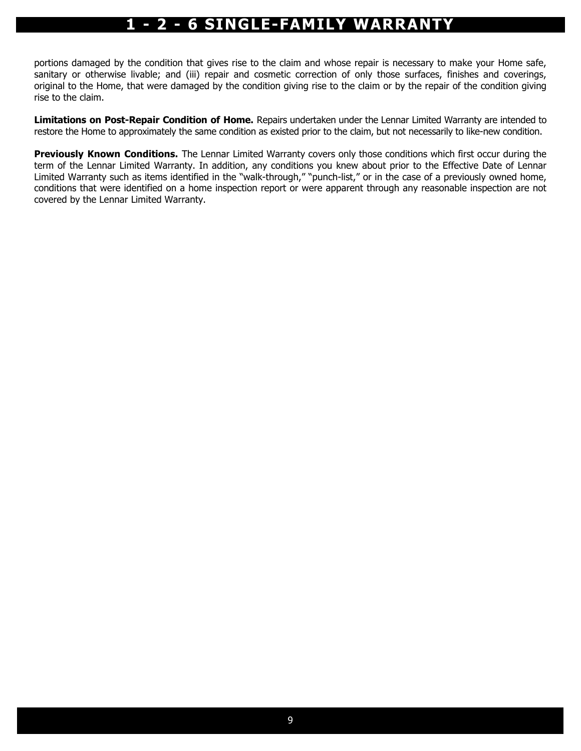portions damaged by the condition that gives rise to the claim and whose repair is necessary to make your Home safe, sanitary or otherwise livable; and (iii) repair and cosmetic correction of only those surfaces, finishes and coverings, original to the Home, that were damaged by the condition giving rise to the claim or by the repair of the condition giving rise to the claim.

**Limitations on Post-Repair Condition of Home.** Repairs undertaken under the Lennar Limited Warranty are intended to restore the Home to approximately the same condition as existed prior to the claim, but not necessarily to like-new condition.

**Previously Known Conditions.** The Lennar Limited Warranty covers only those conditions which first occur during the term of the Lennar Limited Warranty. In addition, any conditions you knew about prior to the Effective Date of Lennar Limited Warranty such as items identified in the "walk-through," "punch-list," or in the case of a previously owned home, conditions that were identified on a home inspection report or were apparent through any reasonable inspection are not covered by the Lennar Limited Warranty.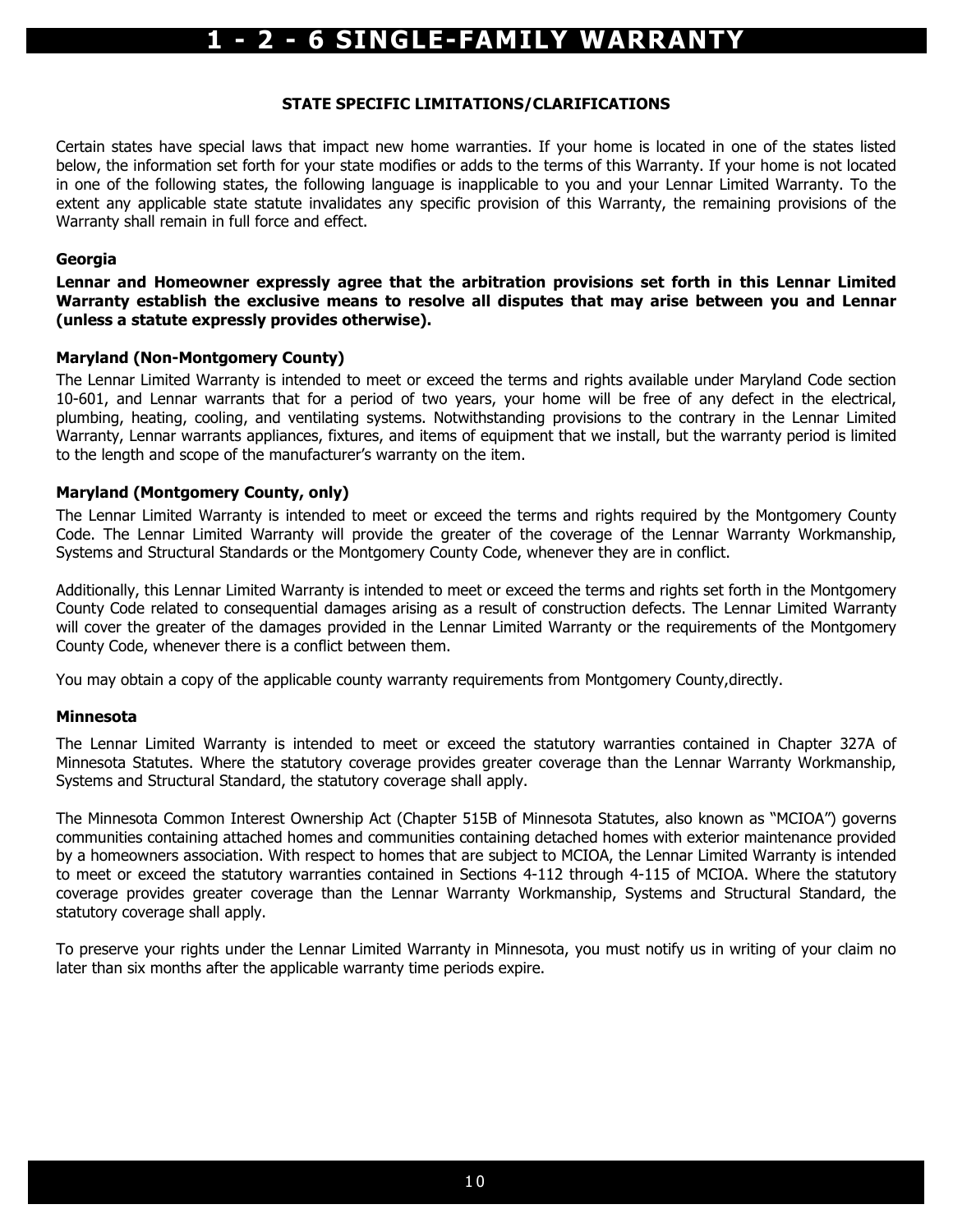# 1 - 2 - 6 SINGLE-FAMILY WARRANTY

**STATE SPECIFIC LIMITATIONS/CLARIFICATIONS**

Certain states have special laws that impact new home warranties. If your home is located in one of the states listed below, the information set forth for your state modifies or adds to the terms of this Warranty. If your home is not located in one of the following states, the following language is inapplicable to you and your Lennar Limited Warranty. To the extent any applicable state statute invalidates any specific provision of this Warranty, the remaining provisions of the Warranty shall remain in full force and effect.

**Georgia**

**Lennar and Homeowner expressly agree that the arbitration provisions set forth in this Lennar Limited Warranty establish the exclusive means to resolve all disputes that may arise between you and Lennar (unless a statute expressly provides otherwise).**

**Maryland (Non-Montgomery County)**

The Lennar Limited Warranty is intended to meet or exceed the terms and rights available under Maryland Code section 10-601, and Lennar warrants that for a period of two years, your home will be free of any defect in the electrical, plumbing, heating, cooling, and ventilating systems. Notwithstanding provisions to the contrary in the Lennar Limited Warranty, Lennar warrants appliances, fixtures, and items of equipment that we install, but the warranty period is limited to the length and scope of the manufacturer's warranty on the item.

**Maryland (Montgomery County, only)**

The Lennar Limited Warranty is intended to meet or exceed the terms and rights required by the Montgomery County Code. The Lennar Limited Warranty will provide the greater of the coverage of the Lennar Warranty Workmanship, Systems and Structural Standards or the Montgomery County Code, whenever they are in conflict.

Additionally, this Lennar Limited Warranty is intended to meet or exceed the terms and rights set forth in the Montgomery County Code related to consequential damages arising as a result of construction defects. The Lennar Limited Warranty will cover the greater of the damages provided in the Lennar Limited Warranty or the requirements of the Montgomery County Code, whenever there is a conflict between them.

You may obtain a copy of the applicable county warranty requirements from Montgomery County,directly.

**Minnesota**

The Lennar Limited Warranty is intended to meet or exceed the statutory warranties contained in Chapter 327A of Minnesota Statutes. Where the statutory coverage provides greater coverage than the Lennar Warranty Workmanship, Systems and Structural Standard, the statutory coverage shall apply.

The Minnesota Common Interest Ownership Act (Chapter 515B of Minnesota Statutes, also known as "MCIOA") governs communities containing attached homes and communities containing detached homes with exterior maintenance provided by a homeowners association. With respect to homes that are subject to MCIOA, the Lennar Limited Warranty is intended to meet or exceed the statutory warranties contained in Sections 4-112 through 4-115 of MCIOA. Where the statutory coverage provides greater coverage than the Lennar Warranty Workmanship, Systems and Structural Standard, the statutory coverage shall apply.

To preserve your rights under the Lennar Limited Warranty in Minnesota, you must notify us in writing of your claim no later than six months after the applicable warranty time periods expire.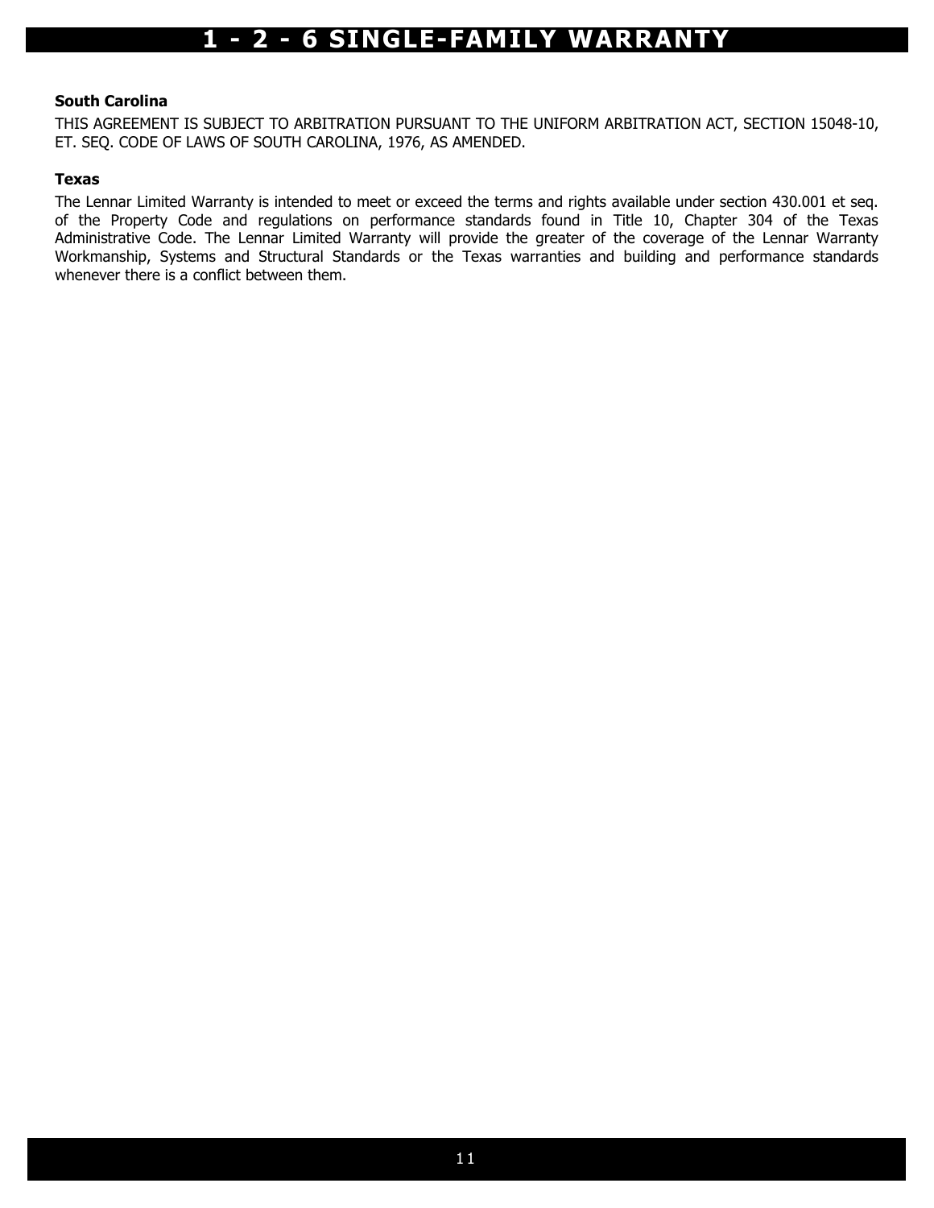#### South Carolina

THIS AGREEMENT IS SUBJECT TO ARBITRATION PURSUANT TO THE UNIFORM ARBITRATION ACT, SECTION 15048-10, ET. SEQ. CODE OF LAWS OF SOUTH CAROLINA, 1976, AS AMENDED.

#### Texas

The Lennar Limited Warranty is intended to meet or exceed the terms and rights available under section 430.001 et seq. of the Property Code and regulations on performance standards found in Title 10, Chapter 304 of the Texas Administrative Code. The Lennar Limited Warranty will provide the greater of the coverage of the Lennar Warranty Workmanship, Systems and Structural Standards or the Texas warranties and building and performance standards whenever there is a conflict between them.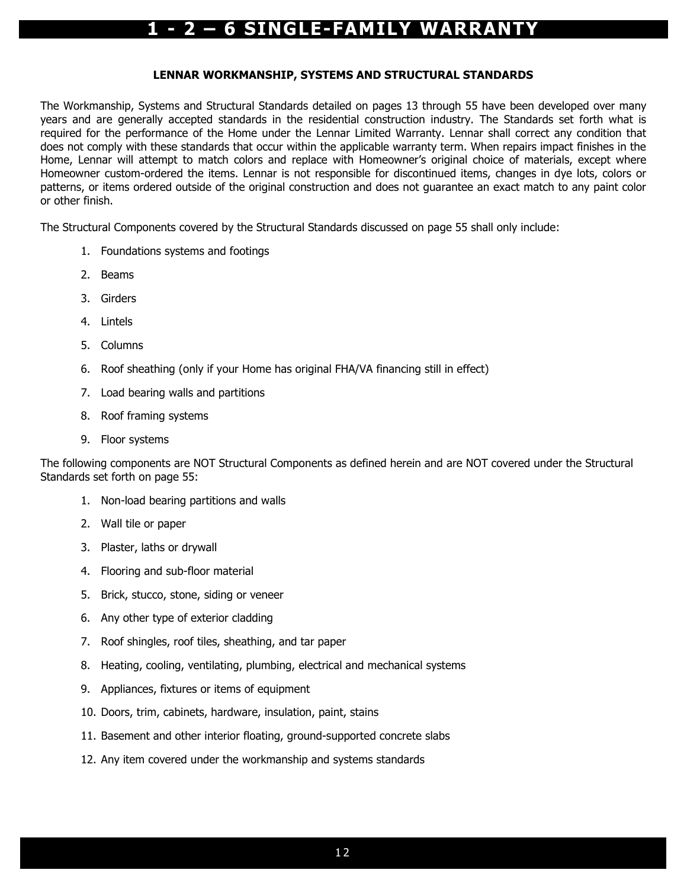# 1 - 2 – 6 SINGLE-FAMILY WARRANTY

## LENNAR WORKMANSHIP, SYSTEMS AND STRUCTURAL STANDARDS

The Workmanship, Systems and Structural Standards detailed on pages 13 through 55 have been developed over many years and are generally accepted standards in the residential construction industry. The Standards set forth what is required for the performance of the Home under the Lennar Limited Warranty. Lennar shall correct any condition that does not comply with these standards that occur within the applicable warranty term. When repairs impact finishes in the Home, Lennar will attempt to match colors and replace with Homeowner's original choice of materials, except where Homeowner custom-ordered the items. Lennar is not responsible for discontinued items, changes in dye lots, colors or patterns, or items ordered outside of the original construction and does not guarantee an exact match to any paint color or other finish.

The Structural Components covered by the Structural Standards discussed on page 55 shall only include:

1. Foundations systems and footings
2. Beams
3. Girders
4. Lintels
5. Columns
6. Roof sheathing (only if your Home has original FHA/VA financing still in effect)
7. Load bearing walls and partitions
8. Roof framing systems
9. Floor systems

The following components are NOT Structural Components as defined herein and are NOT covered under the Structural Standards set forth on page 55:

1. Non-load bearing partitions and walls
2. Wall tile or paper
3. Plaster, laths or drywall
4. Flooring and sub-floor material
5. Brick, stucco, stone, siding or veneer
6. Any other type of exterior cladding
7. Roof shingles, roof tiles, sheathing, and tar paper
8. Heating, cooling, ventilating, plumbing, electrical and mechanical systems
9. Appliances, fixtures or items of equipment
10. Doors, trim, cabinets, hardware, insulation, paint, stains
11. Basement and other interior floating, ground-supported concrete slabs
12. Any item covered under the workmanship and systems standards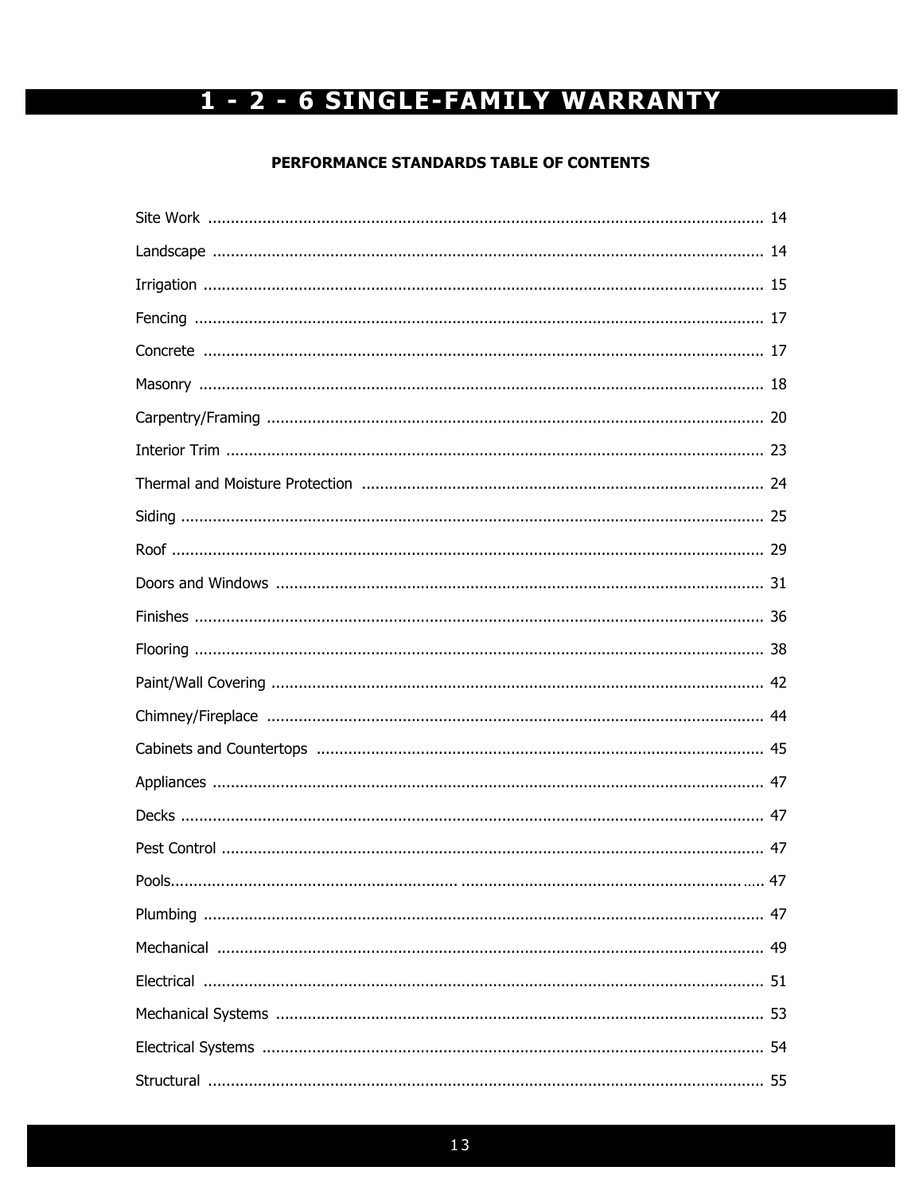# 1 - 2 - 6 SINGLE-FAMILY WARRANTY

**PERFORMANCE STANDARDS TABLE OF CONTENTS**

| Section | Page |
|---|---|
| Site Work | 14 |
| Landscape | 14 |
| Irrigation | 15 |
| Fencing | 17 |
| Concrete | 17 |
| Masonry | 18 |
| Carpentry/Framing | 20 |
| Interior Trim | 23 |
| Thermal and Moisture Protection | 24 |
| Siding | 25 |
| Roof | 29 |
| Doors and Windows | 31 |
| Finishes | 36 |
| Flooring | 38 |
| Paint/Wall Covering | 42 |
| Chimney/Fireplace | 44 |
| Cabinets and Countertops | 45 |
| Appliances | 47 |
| Decks | 47 |
| Pest Control | 47 |
| Pools | 47 |
| Plumbing | 47 |
| Mechanical | 49 |
| Electrical | 51 |
| Mechanical Systems | 53 |
| Electrical Systems | 54 |
| Structural | 55 |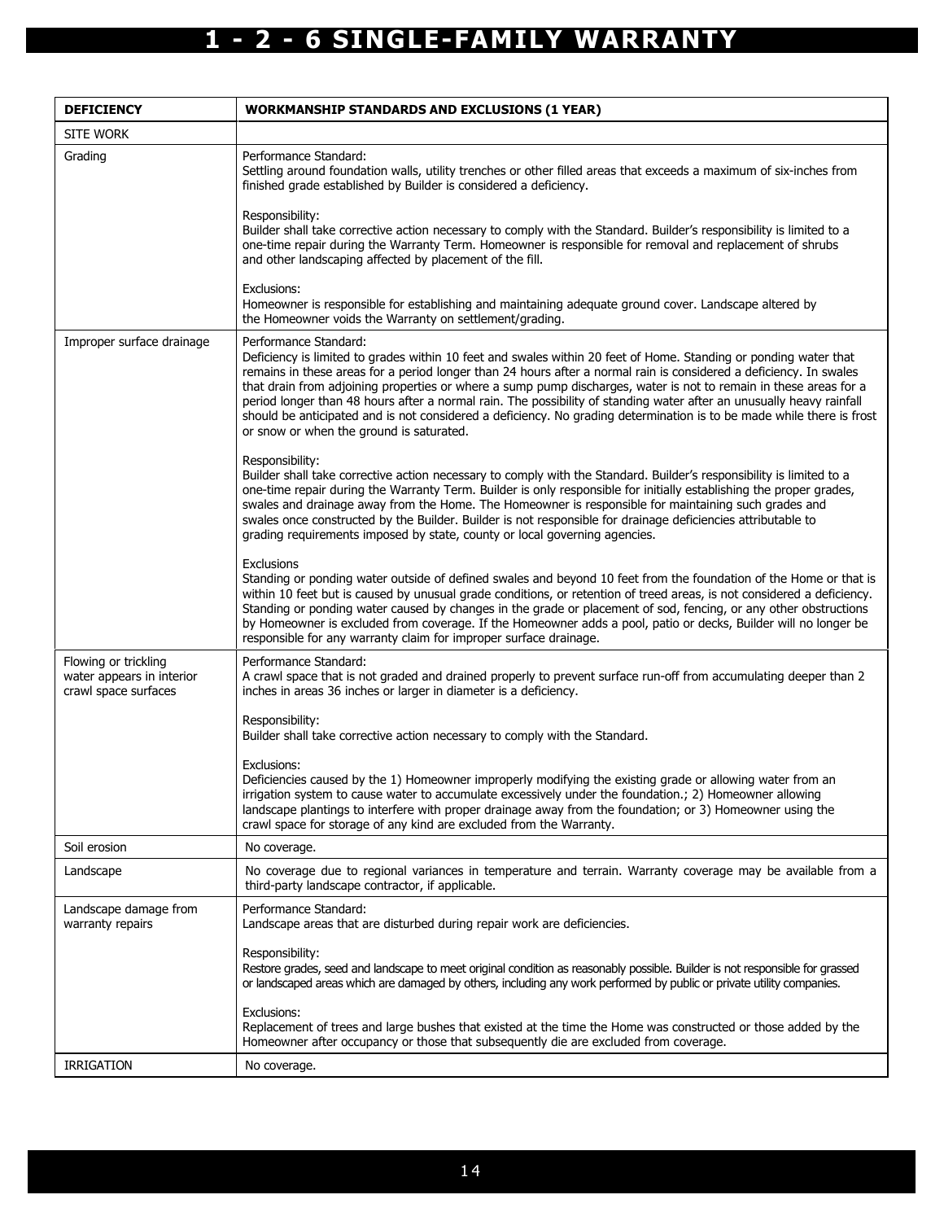# 1 - 2 - 6 SINGLE-FAMILY WARRANTY

| DEFICIENCY | WORKMANSHIP STANDARDS AND EXCLUSIONS (1 YEAR) |
|---|---|
| SITE WORK | |
| Grading | Performance Standard:<br>Settling around foundation walls, utility trenches or other filled areas that exceeds a maximum of six-inches from finished grade established by Builder is considered a deficiency.<br><br>Responsibility:<br>Builder shall take corrective action necessary to comply with the Standard. Builder's responsibility is limited to a one-time repair during the Warranty Term. Homeowner is responsible for removal and replacement of shrubs and other landscaping affected by placement of the fill.<br><br>Exclusions:<br>Homeowner is responsible for establishing and maintaining adequate ground cover. Landscape altered by the Homeowner voids the Warranty on settlement/grading. |
| Improper surface drainage | Performance Standard:<br>Deficiency is limited to grades within 10 feet and swales within 20 feet of Home. Standing or ponding water that remains in these areas for a period longer than 24 hours after a normal rain is considered a deficiency. In swales that drain from adjoining properties or where a sump pump discharges, water is not to remain in these areas for a period longer than 48 hours after a normal rain. The possibility of standing water after an unusually heavy rainfall should be anticipated and is not considered a deficiency. No grading determination is to be made while there is frost or snow or when the ground is saturated.<br><br>Responsibility:<br>Builder shall take corrective action necessary to comply with the Standard. Builder's responsibility is limited to a one-time repair during the Warranty Term. Builder is only responsible for initially establishing the proper grades, swales and drainage away from the Home. The Homeowner is responsible for maintaining such grades and swales once constructed by the Builder. Builder is not responsible for drainage deficiencies attributable to grading requirements imposed by state, county or local governing agencies.<br><br>Exclusions<br>Standing or ponding water outside of defined swales and beyond 10 feet from the foundation of the Home or that is within 10 feet but is caused by unusual grade conditions, or retention of treed areas, is not considered a deficiency. Standing or ponding water caused by changes in the grade or placement of sod, fencing, or any other obstructions by Homeowner is excluded from coverage. If the Homeowner adds a pool, patio or decks, Builder will no longer be responsible for any warranty claim for improper surface drainage. |
| Flowing or trickling water appears in interior crawl space surfaces | Performance Standard:<br>A crawl space that is not graded and drained properly to prevent surface run-off from accumulating deeper than 2 inches in areas 36 inches or larger in diameter is a deficiency.<br><br>Responsibility:<br>Builder shall take corrective action necessary to comply with the Standard.<br><br>Exclusions:<br>Deficiencies caused by the 1) Homeowner improperly modifying the existing grade or allowing water from an irrigation system to cause water to accumulate excessively under the foundation.; 2) Homeowner allowing landscape plantings to interfere with proper drainage away from the foundation; or 3) Homeowner using the crawl space for storage of any kind are excluded from the Warranty. |
| Soil erosion | No coverage. |
| Landscape | No coverage due to regional variances in temperature and terrain. Warranty coverage may be available from a third-party landscape contractor, if applicable. |
| Landscape damage from warranty repairs | Performance Standard:<br>Landscape areas that are disturbed during repair work are deficiencies.<br><br>Responsibility:<br>Restore grades, seed and landscape to meet original condition as reasonably possible. Builder is not responsible for grassed or landscaped areas which are damaged by others, including any work performed by public or private utility companies.<br><br>Exclusions:<br>Replacement of trees and large bushes that existed at the time the Home was constructed or those added by the Homeowner after occupancy or those that subsequently die are excluded from coverage. |
| IRRIGATION | No coverage. |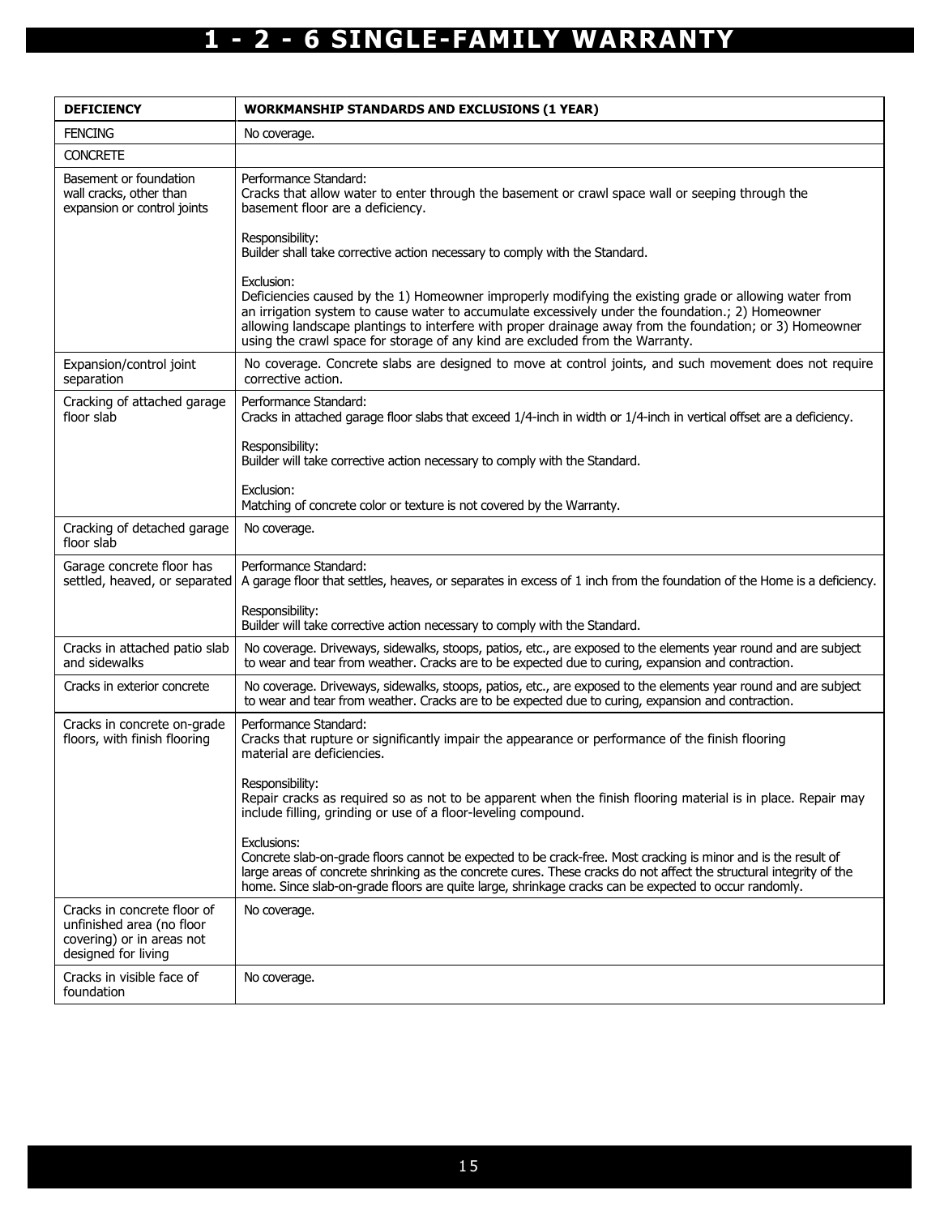# 1 - 2 - 6 SINGLE-FAMILY WARRANTY

| DEFICIENCY | WORKMANSHIP STANDARDS AND EXCLUSIONS (1 YEAR) |
|---|---|
| FENCING | No coverage. |
| CONCRETE | |
| Basement or foundation wall cracks, other than expansion or control joints | Performance Standard:<br>Cracks that allow water to enter through the basement or crawl space wall or seeping through the basement floor are a deficiency.<br><br>Responsibility:<br>Builder shall take corrective action necessary to comply with the Standard.<br><br>Exclusion:<br>Deficiencies caused by the 1) Homeowner improperly modifying the existing grade or allowing water from an irrigation system to cause water to accumulate excessively under the foundation.; 2) Homeowner allowing landscape plantings to interfere with proper drainage away from the foundation; or 3) Homeowner using the crawl space for storage of any kind are excluded from the Warranty. |
| Expansion/control joint separation | No coverage. Concrete slabs are designed to move at control joints, and such movement does not require corrective action. |
| Cracking of attached garage floor slab | Performance Standard:<br>Cracks in attached garage floor slabs that exceed 1/4-inch in width or 1/4-inch in vertical offset are a deficiency.<br><br>Responsibility:<br>Builder will take corrective action necessary to comply with the Standard.<br><br>Exclusion:<br>Matching of concrete color or texture is not covered by the Warranty. |
| Cracking of detached garage floor slab | No coverage. |
| Garage concrete floor has settled, heaved, or separated | Performance Standard:<br>A garage floor that settles, heaves, or separates in excess of 1 inch from the foundation of the Home is a deficiency.<br><br>Responsibility:<br>Builder will take corrective action necessary to comply with the Standard. |
| Cracks in attached patio slab and sidewalks | No coverage. Driveways, sidewalks, stoops, patios, etc., are exposed to the elements year round and are subject to wear and tear from weather. Cracks are to be expected due to curing, expansion and contraction. |
| Cracks in exterior concrete | No coverage. Driveways, sidewalks, stoops, patios, etc., are exposed to the elements year round and are subject to wear and tear from weather. Cracks are to be expected due to curing, expansion and contraction. |
| Cracks in concrete on-grade floors, with finish flooring | Performance Standard:<br>Cracks that rupture or significantly impair the appearance or performance of the finish flooring material are deficiencies.<br><br>Responsibility:<br>Repair cracks as required so as not to be apparent when the finish flooring material is in place. Repair may include filling, grinding or use of a floor-leveling compound.<br><br>Exclusions:<br>Concrete slab-on-grade floors cannot be expected to be crack-free. Most cracking is minor and is the result of large areas of concrete shrinking as the concrete cures. These cracks do not affect the structural integrity of the home. Since slab-on-grade floors are quite large, shrinkage cracks can be expected to occur randomly. |
| Cracks in concrete floor of unfinished area (no floor covering) or in areas not designed for living | No coverage. |
| Cracks in visible face of foundation | No coverage. |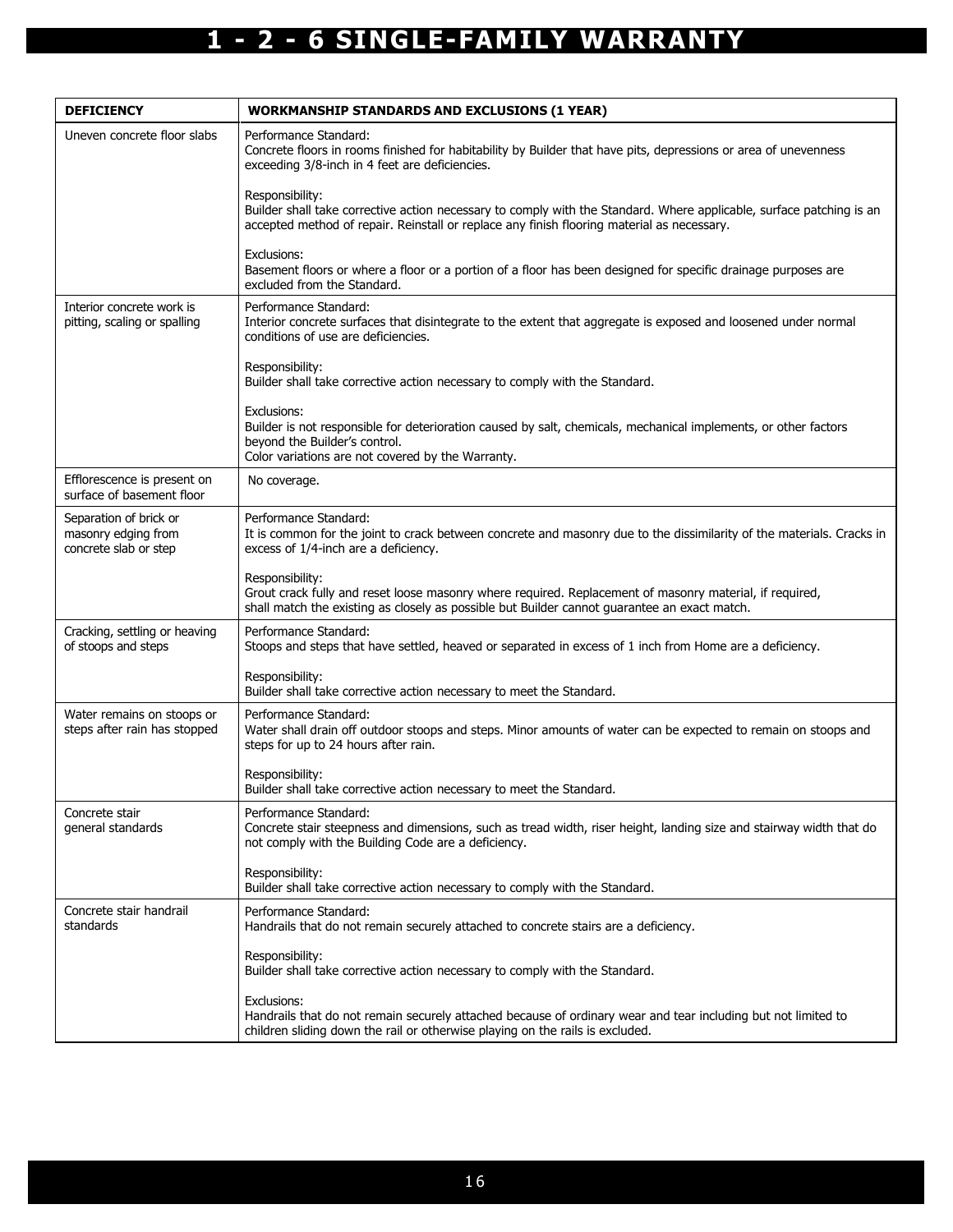| DEFICIENCY | WORKMANSHIP STANDARDS AND EXCLUSIONS (1 YEAR) |
|---|---|
| Uneven concrete floor slabs | Performance Standard:<br>Concrete floors in rooms finished for habitability by Builder that have pits, depressions or area of unevenness exceeding 3/8-inch in 4 feet are deficiencies.<br><br>Responsibility:<br>Builder shall take corrective action necessary to comply with the Standard. Where applicable, surface patching is an accepted method of repair. Reinstall or replace any finish flooring material as necessary.<br><br>Exclusions:<br>Basement floors or where a floor or a portion of a floor has been designed for specific drainage purposes are excluded from the Standard. |
| Interior concrete work is pitting, scaling or spalling | Performance Standard:<br>Interior concrete surfaces that disintegrate to the extent that aggregate is exposed and loosened under normal conditions of use are deficiencies.<br><br>Responsibility:<br>Builder shall take corrective action necessary to comply with the Standard.<br><br>Exclusions:<br>Builder is not responsible for deterioration caused by salt, chemicals, mechanical implements, or other factors beyond the Builder's control.<br>Color variations are not covered by the Warranty. |
| Efflorescence is present on surface of basement floor | No coverage. |
| Separation of brick or masonry edging from concrete slab or step | Performance Standard:<br>It is common for the joint to crack between concrete and masonry due to the dissimilarity of the materials. Cracks in excess of 1/4-inch are a deficiency.<br><br>Responsibility:<br>Grout crack fully and reset loose masonry where required. Replacement of masonry material, if required, shall match the existing as closely as possible but Builder cannot guarantee an exact match. |
| Cracking, settling or heaving of stoops and steps | Performance Standard:<br>Stoops and steps that have settled, heaved or separated in excess of 1 inch from Home are a deficiency.<br><br>Responsibility:<br>Builder shall take corrective action necessary to meet the Standard. |
| Water remains on stoops or steps after rain has stopped | Performance Standard:<br>Water shall drain off outdoor stoops and steps. Minor amounts of water can be expected to remain on stoops and steps for up to 24 hours after rain.<br><br>Responsibility:<br>Builder shall take corrective action necessary to meet the Standard. |
| Concrete stair general standards | Performance Standard:<br>Concrete stair steepness and dimensions, such as tread width, riser height, landing size and stairway width that do not comply with the Building Code are a deficiency.<br><br>Responsibility:<br>Builder shall take corrective action necessary to comply with the Standard. |
| Concrete stair handrail standards | Performance Standard:<br>Handrails that do not remain securely attached to concrete stairs are a deficiency.<br><br>Responsibility:<br>Builder shall take corrective action necessary to comply with the Standard.<br><br>Exclusions:<br>Handrails that do not remain securely attached because of ordinary wear and tear including but not limited to children sliding down the rail or otherwise playing on the rails is excluded. |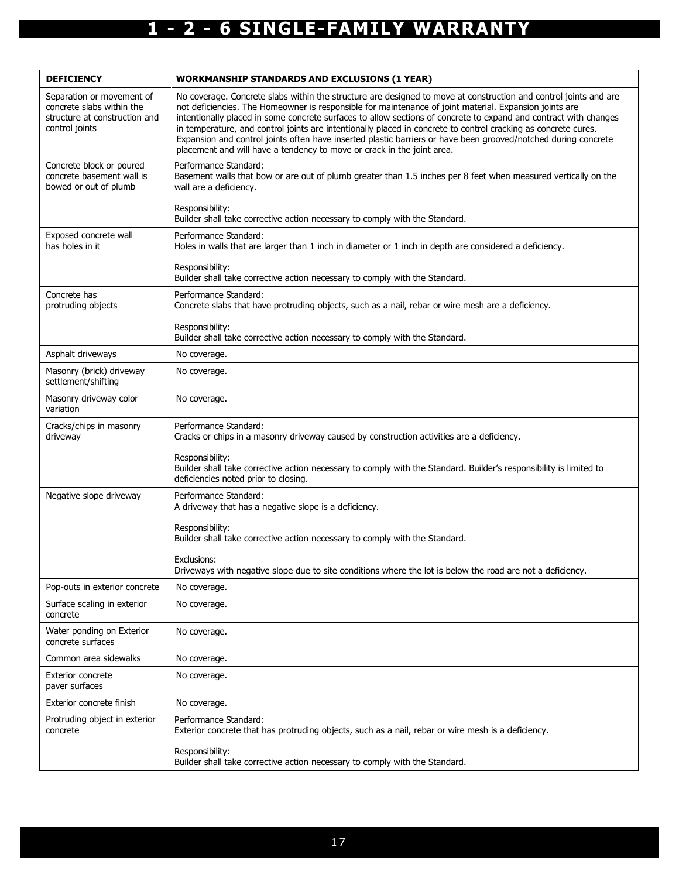# 1 - 2 - 6 SINGLE-FAMILY WARRANTY

| DEFICIENCY | WORKMANSHIP STANDARDS AND EXCLUSIONS (1 YEAR) |
|---|---|
| Separation or movement of concrete slabs within the structure at construction and control joints | No coverage. Concrete slabs within the structure are designed to move at construction and control joints and are not deficiencies. The Homeowner is responsible for maintenance of joint material. Expansion joints are intentionally placed in some concrete surfaces to allow sections of concrete to expand and contract with changes in temperature, and control joints are intentionally placed in concrete to control cracking as concrete cures. Expansion and control joints often have inserted plastic barriers or have been grooved/notched during concrete placement and will have a tendency to move or crack in the joint area. |
| Concrete block or poured concrete basement wall is bowed or out of plumb | Performance Standard:<br>Basement walls that bow or are out of plumb greater than 1.5 inches per 8 feet when measured vertically on the wall are a deficiency.<br><br>Responsibility:<br>Builder shall take corrective action necessary to comply with the Standard. |
| Exposed concrete wall has holes in it | Performance Standard:<br>Holes in walls that are larger than 1 inch in diameter or 1 inch in depth are considered a deficiency.<br><br>Responsibility:<br>Builder shall take corrective action necessary to comply with the Standard. |
| Concrete has protruding objects | Performance Standard:<br>Concrete slabs that have protruding objects, such as a nail, rebar or wire mesh are a deficiency.<br><br>Responsibility:<br>Builder shall take corrective action necessary to comply with the Standard. |
| Asphalt driveways | No coverage. |
| Masonry (brick) driveway settlement/shifting | No coverage. |
| Masonry driveway color variation | No coverage. |
| Cracks/chips in masonry driveway | Performance Standard:<br>Cracks or chips in a masonry driveway caused by construction activities are a deficiency.<br><br>Responsibility:<br>Builder shall take corrective action necessary to comply with the Standard. Builder's responsibility is limited to deficiencies noted prior to closing. |
| Negative slope driveway | Performance Standard:<br>A driveway that has a negative slope is a deficiency.<br><br>Responsibility:<br>Builder shall take corrective action necessary to comply with the Standard.<br><br>Exclusions:<br>Driveways with negative slope due to site conditions where the lot is below the road are not a deficiency. |
| Pop-outs in exterior concrete | No coverage. |
| Surface scaling in exterior concrete | No coverage. |
| Water ponding on Exterior concrete surfaces | No coverage. |
| Common area sidewalks | No coverage. |
| Exterior concrete paver surfaces | No coverage. |
| Exterior concrete finish | No coverage. |
| Protruding object in exterior concrete | Performance Standard:<br>Exterior concrete that has protruding objects, such as a nail, rebar or wire mesh is a deficiency.<br><br>Responsibility:<br>Builder shall take corrective action necessary to comply with the Standard. |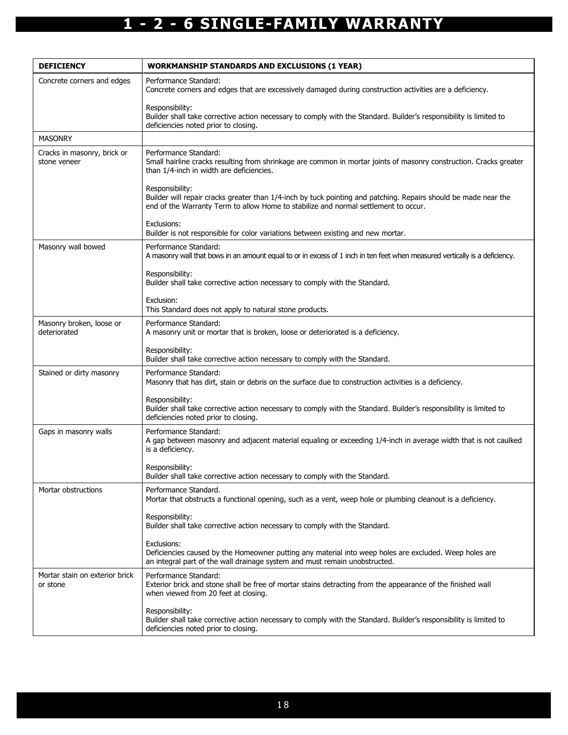# 1 - 2 - 6 SINGLE-FAMILY WARRANTY

| DEFICIENCY | WORKMANSHIP STANDARDS AND EXCLUSIONS (1 YEAR) |
|---|---|
| Concrete corners and edges | Performance Standard:<br>Concrete corners and edges that are excessively damaged during construction activities are a deficiency.<br><br>Responsibility:<br>Builder shall take corrective action necessary to comply with the Standard. Builder's responsibility is limited to deficiencies noted prior to closing. |
| MASONRY | |
| Cracks in masonry, brick or stone veneer | Performance Standard:<br>Small hairline cracks resulting from shrinkage are common in mortar joints of masonry construction. Cracks greater than 1/4-inch in width are deficiencies.<br><br>Responsibility:<br>Builder will repair cracks greater than 1/4-inch by tuck pointing and patching. Repairs should be made near the end of the Warranty Term to allow Home to stabilize and normal settlement to occur.<br><br>Exclusions:<br>Builder is not responsible for color variations between existing and new mortar. |
| Masonry wall bowed | Performance Standard:<br>A masonry wall that bows in an amount equal to or in excess of 1 inch in ten feet when measured vertically is a deficiency.<br><br>Responsibility:<br>Builder shall take corrective action necessary to comply with the Standard.<br><br>Exclusion:<br>This Standard does not apply to natural stone products. |
| Masonry broken, loose or deteriorated | Performance Standard:<br>A masonry unit or mortar that is broken, loose or deteriorated is a deficiency.<br><br>Responsibility:<br>Builder shall take corrective action necessary to comply with the Standard. |
| Stained or dirty masonry | Performance Standard:<br>Masonry that has dirt, stain or debris on the surface due to construction activities is a deficiency.<br><br>Responsibility:<br>Builder shall take corrective action necessary to comply with the Standard. Builder's responsibility is limited to deficiencies noted prior to closing. |
| Gaps in masonry walls | Performance Standard:<br>A gap between masonry and adjacent material equaling or exceeding 1/4-inch in average width that is not caulked is a deficiency.<br><br>Responsibility:<br>Builder shall take corrective action necessary to comply with the Standard. |
| Mortar obstructions | Performance Standard.<br>Mortar that obstructs a functional opening, such as a vent, weep hole or plumbing cleanout is a deficiency.<br><br>Responsibility:<br>Builder shall take corrective action necessary to comply with the Standard.<br><br>Exclusions:<br>Deficiencies caused by the Homeowner putting any material into weep holes are excluded. Weep holes are an integral part of the wall drainage system and must remain unobstructed. |
| Mortar stain on exterior brick or stone | Performance Standard:<br>Exterior brick and stone shall be free of mortar stains detracting from the appearance of the finished wall when viewed from 20 feet at closing.<br><br>Responsibility:<br>Builder shall take corrective action necessary to comply with the Standard. Builder's responsibility is limited to deficiencies noted prior to closing. |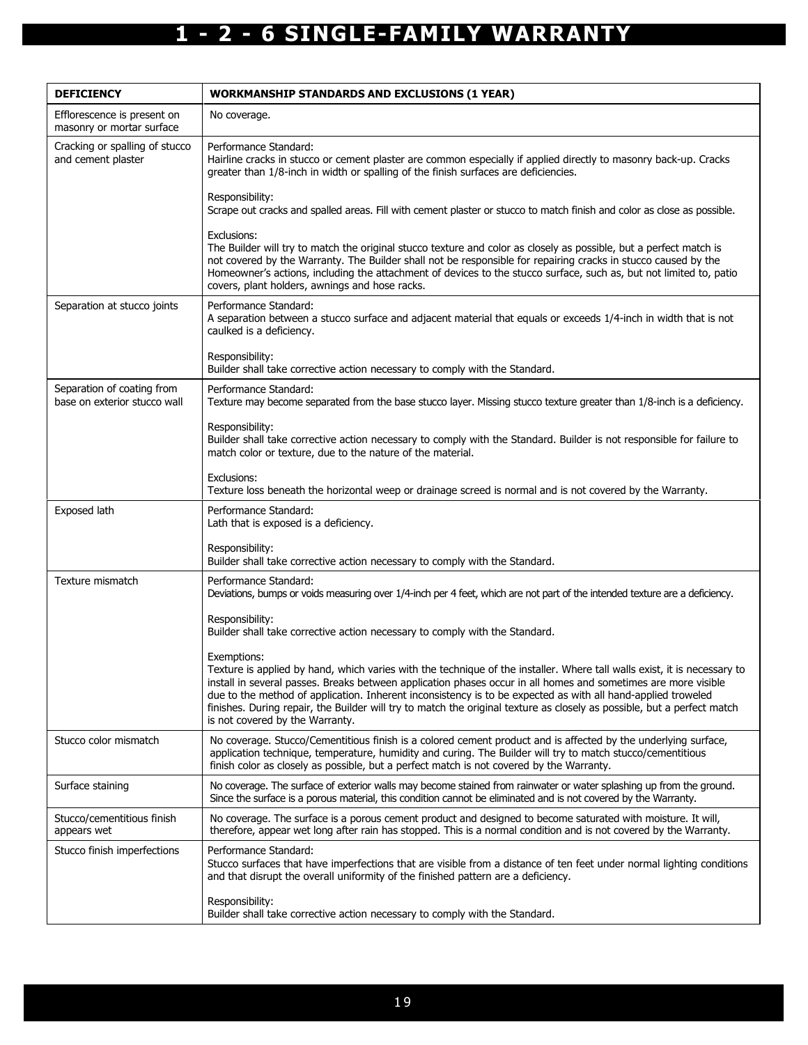# 1 - 2 - 6 SINGLE-FAMILY WARRANTY

| DEFICIENCY | WORKMANSHIP STANDARDS AND EXCLUSIONS (1 YEAR) |
|---|---|
| Efflorescence is present on masonry or mortar surface | No coverage. |
| Cracking or spalling of stucco and cement plaster | Performance Standard:<br>Hairline cracks in stucco or cement plaster are common especially if applied directly to masonry back-up. Cracks greater than 1/8-inch in width or spalling of the finish surfaces are deficiencies.<br><br>Responsibility:<br>Scrape out cracks and spalled areas. Fill with cement plaster or stucco to match finish and color as close as possible.<br><br>Exclusions:<br>The Builder will try to match the original stucco texture and color as closely as possible, but a perfect match is not covered by the Warranty. The Builder shall not be responsible for repairing cracks in stucco caused by the Homeowner's actions, including the attachment of devices to the stucco surface, such as, but not limited to, patio covers, plant holders, awnings and hose racks. |
| Separation at stucco joints | Performance Standard:<br>A separation between a stucco surface and adjacent material that equals or exceeds 1/4-inch in width that is not caulked is a deficiency.<br><br>Responsibility:<br>Builder shall take corrective action necessary to comply with the Standard. |
| Separation of coating from base on exterior stucco wall | Performance Standard:<br>Texture may become separated from the base stucco layer. Missing stucco texture greater than 1/8-inch is a deficiency.<br><br>Responsibility:<br>Builder shall take corrective action necessary to comply with the Standard. Builder is not responsible for failure to match color or texture, due to the nature of the material.<br><br>Exclusions:<br>Texture loss beneath the horizontal weep or drainage screed is normal and is not covered by the Warranty. |
| Exposed lath | Performance Standard:<br>Lath that is exposed is a deficiency.<br><br>Responsibility:<br>Builder shall take corrective action necessary to comply with the Standard. |
| Texture mismatch | Performance Standard:<br>Deviations, bumps or voids measuring over 1/4-inch per 4 feet, which are not part of the intended texture are a deficiency.<br><br>Responsibility:<br>Builder shall take corrective action necessary to comply with the Standard.<br><br>Exemptions:<br>Texture is applied by hand, which varies with the technique of the installer. Where tall walls exist, it is necessary to install in several passes. Breaks between application phases occur in all homes and sometimes are more visible due to the method of application. Inherent inconsistency is to be expected as with all hand-applied troweled finishes. During repair, the Builder will try to match the original texture as closely as possible, but a perfect match is not covered by the Warranty. |
| Stucco color mismatch | No coverage. Stucco/Cementitious finish is a colored cement product and is affected by the underlying surface, application technique, temperature, humidity and curing. The Builder will try to match stucco/cementitious finish color as closely as possible, but a perfect match is not covered by the Warranty. |
| Surface staining | No coverage. The surface of exterior walls may become stained from rainwater or water splashing up from the ground. Since the surface is a porous material, this condition cannot be eliminated and is not covered by the Warranty. |
| Stucco/cementitious finish appears wet | No coverage. The surface is a porous cement product and designed to become saturated with moisture. It will, therefore, appear wet long after rain has stopped. This is a normal condition and is not covered by the Warranty. |
| Stucco finish imperfections | Performance Standard:<br>Stucco surfaces that have imperfections that are visible from a distance of ten feet under normal lighting conditions and that disrupt the overall uniformity of the finished pattern are a deficiency.<br><br>Responsibility:<br>Builder shall take corrective action necessary to comply with the Standard. |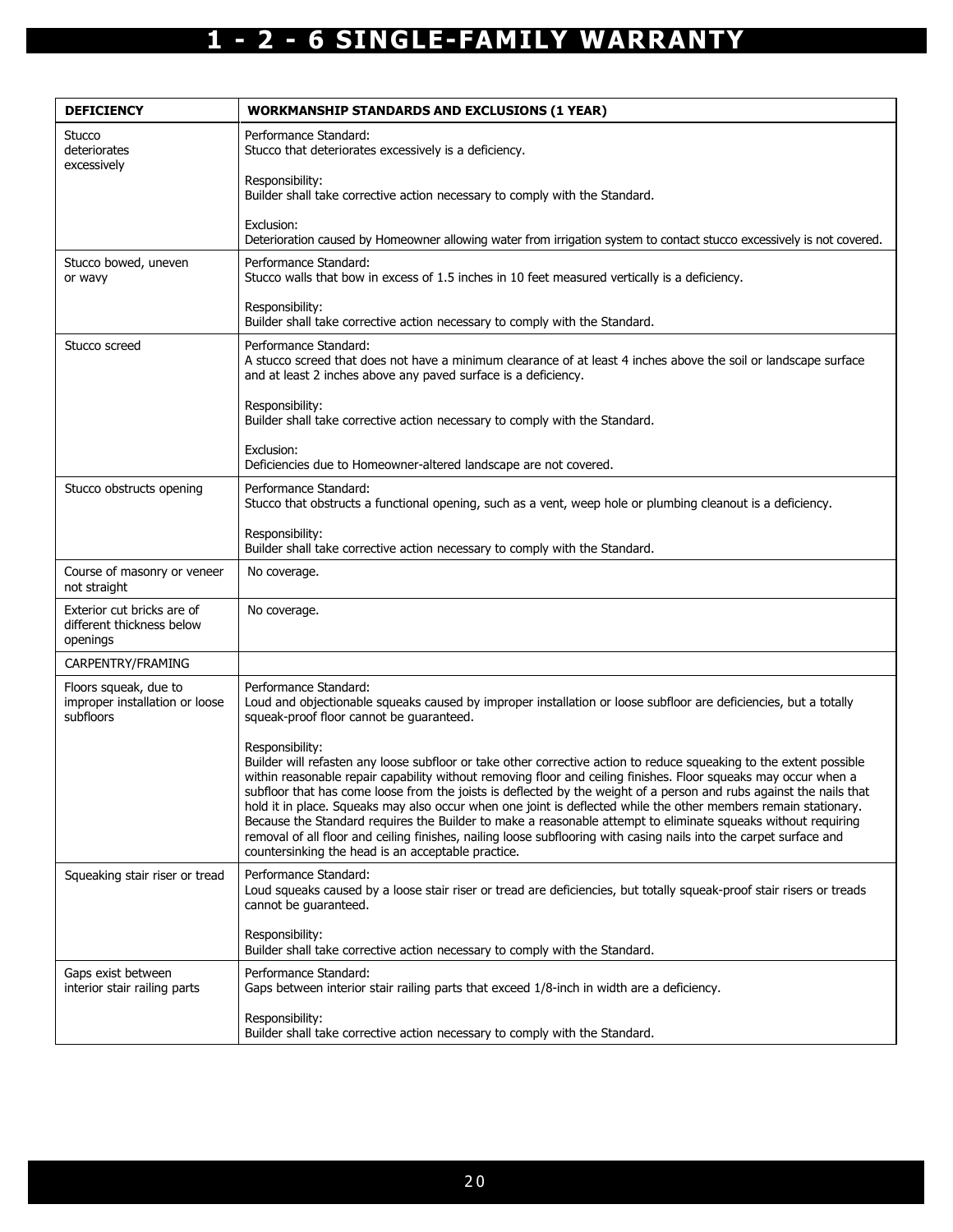# 1 - 2 - 6 SINGLE-FAMILY WARRANTY

| DEFICIENCY | WORKMANSHIP STANDARDS AND EXCLUSIONS (1 YEAR) |
|---|---|
| Stucco deteriorates excessively | Performance Standard:<br>Stucco that deteriorates excessively is a deficiency.<br><br>Responsibility:<br>Builder shall take corrective action necessary to comply with the Standard.<br><br>Exclusion:<br>Deterioration caused by Homeowner allowing water from irrigation system to contact stucco excessively is not covered. |
| Stucco bowed, uneven or wavy | Performance Standard:<br>Stucco walls that bow in excess of 1.5 inches in 10 feet measured vertically is a deficiency.<br><br>Responsibility:<br>Builder shall take corrective action necessary to comply with the Standard. |
| Stucco screed | Performance Standard:<br>A stucco screed that does not have a minimum clearance of at least 4 inches above the soil or landscape surface and at least 2 inches above any paved surface is a deficiency.<br><br>Responsibility:<br>Builder shall take corrective action necessary to comply with the Standard.<br><br>Exclusion:<br>Deficiencies due to Homeowner-altered landscape are not covered. |
| Stucco obstructs opening | Performance Standard:<br>Stucco that obstructs a functional opening, such as a vent, weep hole or plumbing cleanout is a deficiency.<br><br>Responsibility:<br>Builder shall take corrective action necessary to comply with the Standard. |
| Course of masonry or veneer not straight | No coverage. |
| Exterior cut bricks are of different thickness below openings | No coverage. |
| CARPENTRY/FRAMING | |
| Floors squeak, due to improper installation or loose subfloors | Performance Standard:<br>Loud and objectionable squeaks caused by improper installation or loose subfloor are deficiencies, but a totally squeak-proof floor cannot be guaranteed.<br><br>Responsibility:<br>Builder will refasten any loose subfloor or take other corrective action to reduce squeaking to the extent possible within reasonable repair capability without removing floor and ceiling finishes. Floor squeaks may occur when a subfloor that has come loose from the joists is deflected by the weight of a person and rubs against the nails that hold it in place. Squeaks may also occur when one joint is deflected while the other members remain stationary. Because the Standard requires the Builder to make a reasonable attempt to eliminate squeaks without requiring removal of all floor and ceiling finishes, nailing loose subflooring with casing nails into the carpet surface and countersinking the head is an acceptable practice. |
| Squeaking stair riser or tread | Performance Standard:<br>Loud squeaks caused by a loose stair riser or tread are deficiencies, but totally squeak-proof stair risers or treads cannot be guaranteed.<br><br>Responsibility:<br>Builder shall take corrective action necessary to comply with the Standard. |
| Gaps exist between interior stair railing parts | Performance Standard:<br>Gaps between interior stair railing parts that exceed 1/8-inch in width are a deficiency.<br><br>Responsibility:<br>Builder shall take corrective action necessary to comply with the Standard. |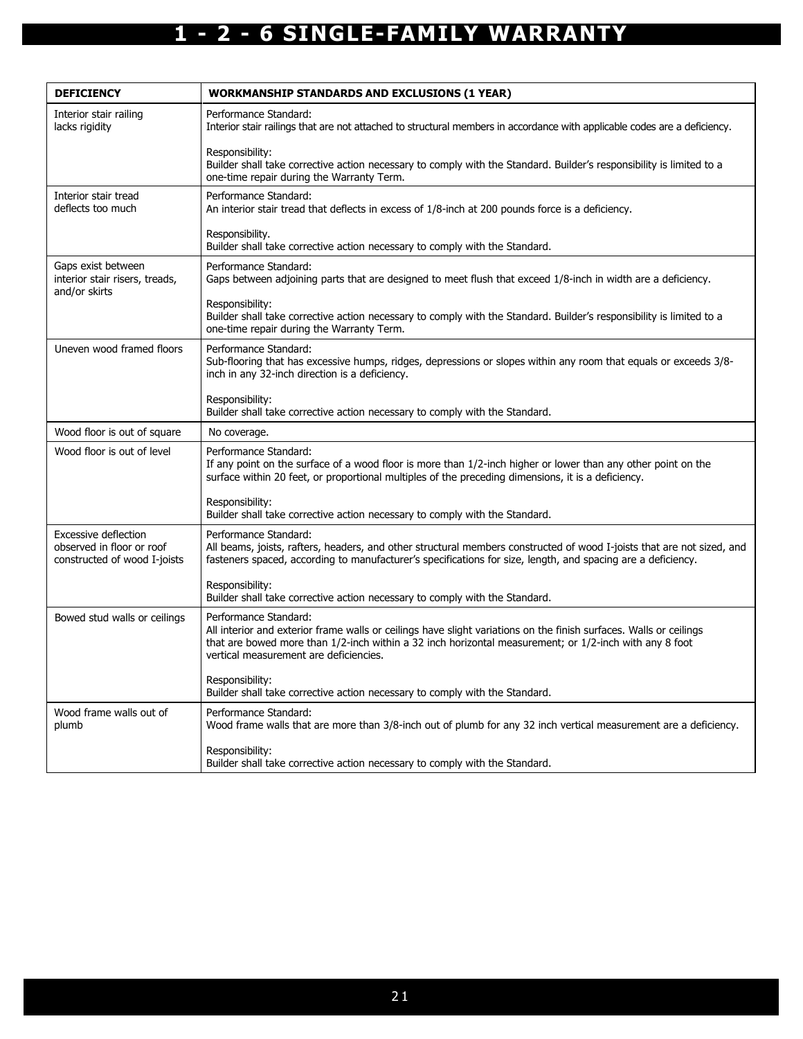# 1 - 2 - 6 SINGLE-FAMILY WARRANTY

| DEFICIENCY | WORKMANSHIP STANDARDS AND EXCLUSIONS (1 YEAR) |
|---|---|
| Interior stair railing lacks rigidity | Performance Standard:<br>Interior stair railings that are not attached to structural members in accordance with applicable codes are a deficiency.<br><br>Responsibility:<br>Builder shall take corrective action necessary to comply with the Standard. Builder's responsibility is limited to a one-time repair during the Warranty Term. |
| Interior stair tread deflects too much | Performance Standard:<br>An interior stair tread that deflects in excess of 1/8-inch at 200 pounds force is a deficiency.<br><br>Responsibility.<br>Builder shall take corrective action necessary to comply with the Standard. |
| Gaps exist between interior stair risers, treads, and/or skirts | Performance Standard:<br>Gaps between adjoining parts that are designed to meet flush that exceed 1/8-inch in width are a deficiency.<br><br>Responsibility:<br>Builder shall take corrective action necessary to comply with the Standard. Builder's responsibility is limited to a one-time repair during the Warranty Term. |
| Uneven wood framed floors | Performance Standard:<br>Sub-flooring that has excessive humps, ridges, depressions or slopes within any room that equals or exceeds 3/8-inch in any 32-inch direction is a deficiency.<br><br>Responsibility:<br>Builder shall take corrective action necessary to comply with the Standard. |
| Wood floor is out of square | No coverage. |
| Wood floor is out of level | Performance Standard:<br>If any point on the surface of a wood floor is more than 1/2-inch higher or lower than any other point on the surface within 20 feet, or proportional multiples of the preceding dimensions, it is a deficiency.<br><br>Responsibility:<br>Builder shall take corrective action necessary to comply with the Standard. |
| Excessive deflection observed in floor or roof constructed of wood I-joists | Performance Standard:<br>All beams, joists, rafters, headers, and other structural members constructed of wood I-joists that are not sized, and fasteners spaced, according to manufacturer's specifications for size, length, and spacing are a deficiency.<br><br>Responsibility:<br>Builder shall take corrective action necessary to comply with the Standard. |
| Bowed stud walls or ceilings | Performance Standard:<br>All interior and exterior frame walls or ceilings have slight variations on the finish surfaces. Walls or ceilings that are bowed more than 1/2-inch within a 32 inch horizontal measurement; or 1/2-inch with any 8 foot vertical measurement are deficiencies.<br><br>Responsibility:<br>Builder shall take corrective action necessary to comply with the Standard. |
| Wood frame walls out of plumb | Performance Standard:<br>Wood frame walls that are more than 3/8-inch out of plumb for any 32 inch vertical measurement are a deficiency.<br><br>Responsibility:<br>Builder shall take corrective action necessary to comply with the Standard. |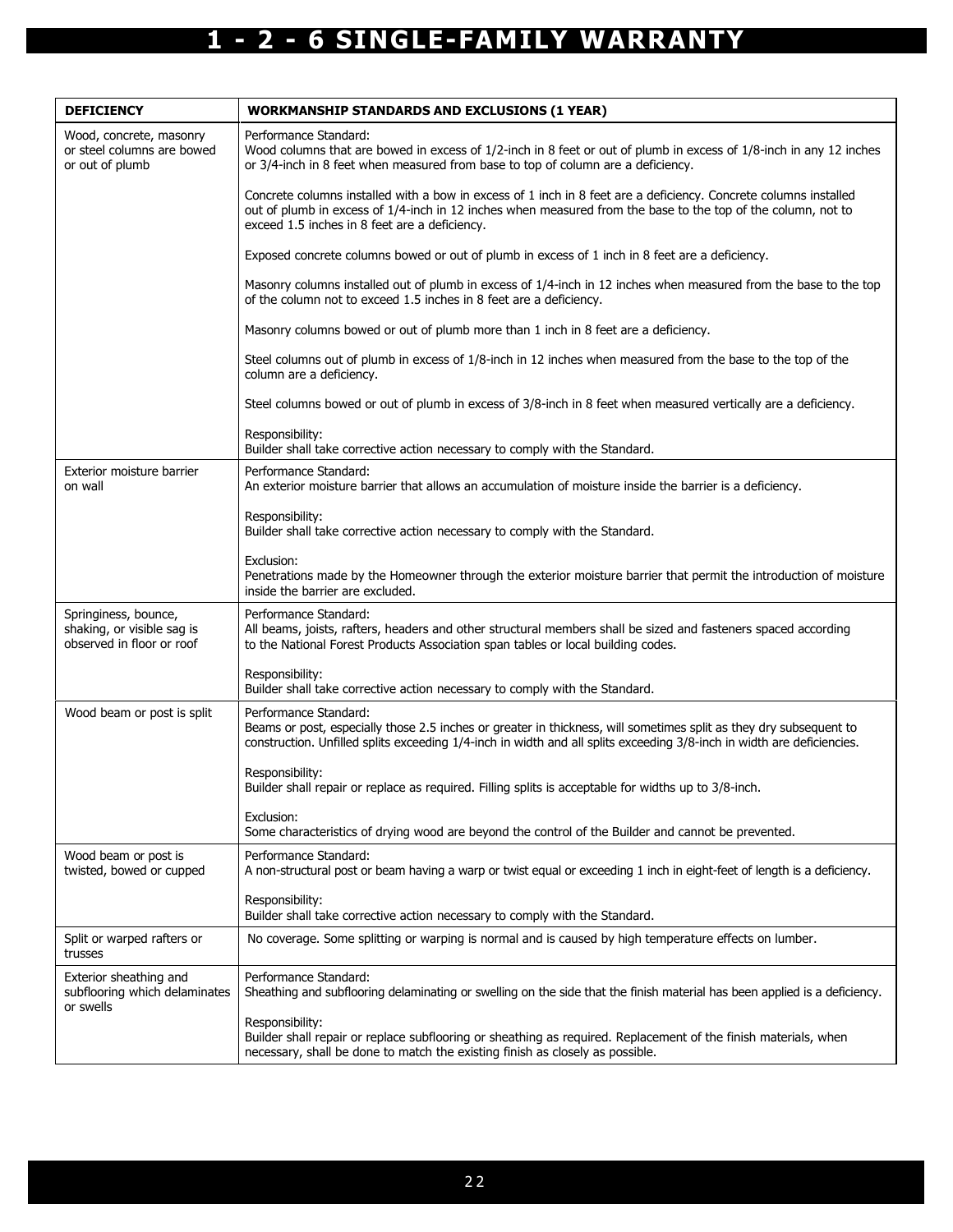# 1 - 2 - 6 SINGLE-FAMILY WARRANTY

| DEFICIENCY | WORKMANSHIP STANDARDS AND EXCLUSIONS (1 YEAR) |
|---|---|
| Wood, concrete, masonry or steel columns are bowed or out of plumb | Performance Standard:<br>Wood columns that are bowed in excess of 1/2-inch in 8 feet or out of plumb in excess of 1/8-inch in any 12 inches or 3/4-inch in 8 feet when measured from base to top of column are a deficiency.<br><br>Concrete columns installed with a bow in excess of 1 inch in 8 feet are a deficiency. Concrete columns installed out of plumb in excess of 1/4-inch in 12 inches when measured from the base to the top of the column, not to exceed 1.5 inches in 8 feet are a deficiency.<br><br>Exposed concrete columns bowed or out of plumb in excess of 1 inch in 8 feet are a deficiency.<br><br>Masonry columns installed out of plumb in excess of 1/4-inch in 12 inches when measured from the base to the top of the column not to exceed 1.5 inches in 8 feet are a deficiency.<br><br>Masonry columns bowed or out of plumb more than 1 inch in 8 feet are a deficiency.<br><br>Steel columns out of plumb in excess of 1/8-inch in 12 inches when measured from the base to the top of the column are a deficiency.<br><br>Steel columns bowed or out of plumb in excess of 3/8-inch in 8 feet when measured vertically are a deficiency.<br><br>Responsibility:<br>Builder shall take corrective action necessary to comply with the Standard. |
| Exterior moisture barrier on wall | Performance Standard:<br>An exterior moisture barrier that allows an accumulation of moisture inside the barrier is a deficiency.<br><br>Responsibility:<br>Builder shall take corrective action necessary to comply with the Standard.<br><br>Exclusion:<br>Penetrations made by the Homeowner through the exterior moisture barrier that permit the introduction of moisture inside the barrier are excluded. |
| Springiness, bounce, shaking, or visible sag is observed in floor or roof | Performance Standard:<br>All beams, joists, rafters, headers and other structural members shall be sized and fasteners spaced according to the National Forest Products Association span tables or local building codes.<br><br>Responsibility:<br>Builder shall take corrective action necessary to comply with the Standard. |
| Wood beam or post is split | Performance Standard:<br>Beams or post, especially those 2.5 inches or greater in thickness, will sometimes split as they dry subsequent to construction. Unfilled splits exceeding 1/4-inch in width and all splits exceeding 3/8-inch in width are deficiencies.<br><br>Responsibility:<br>Builder shall repair or replace as required. Filling splits is acceptable for widths up to 3/8-inch.<br><br>Exclusion:<br>Some characteristics of drying wood are beyond the control of the Builder and cannot be prevented. |
| Wood beam or post is twisted, bowed or cupped | Performance Standard:<br>A non-structural post or beam having a warp or twist equal or exceeding 1 inch in eight-feet of length is a deficiency.<br><br>Responsibility:<br>Builder shall take corrective action necessary to comply with the Standard. |
| Split or warped rafters or trusses | No coverage. Some splitting or warping is normal and is caused by high temperature effects on lumber. |
| Exterior sheathing and subflooring which delaminates or swells | Performance Standard:<br>Sheathing and subflooring delaminating or swelling on the side that the finish material has been applied is a deficiency.<br><br>Responsibility:<br>Builder shall repair or replace subflooring or sheathing as required. Replacement of the finish materials, when necessary, shall be done to match the existing finish as closely as possible. |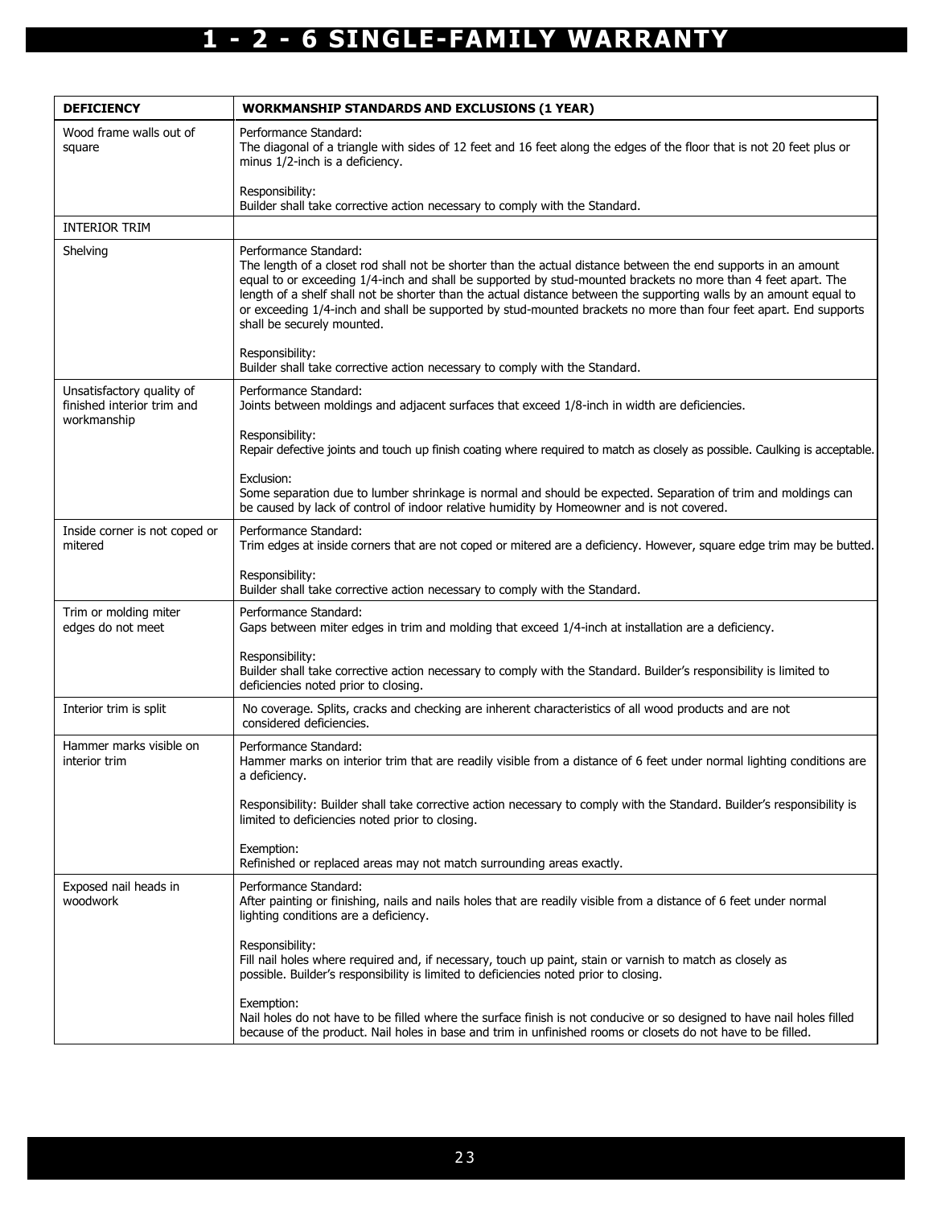# 1 - 2 - 6 SINGLE-FAMILY WARRANTY

| DEFICIENCY | WORKMANSHIP STANDARDS AND EXCLUSIONS (1 YEAR) |
|---|---|
| Wood frame walls out of square | Performance Standard:<br>The diagonal of a triangle with sides of 12 feet and 16 feet along the edges of the floor that is not 20 feet plus or minus 1/2-inch is a deficiency.<br><br>Responsibility:<br>Builder shall take corrective action necessary to comply with the Standard. |
| INTERIOR TRIM | |
| Shelving | Performance Standard:<br>The length of a closet rod shall not be shorter than the actual distance between the end supports in an amount equal to or exceeding 1/4-inch and shall be supported by stud-mounted brackets no more than 4 feet apart. The length of a shelf shall not be shorter than the actual distance between the supporting walls by an amount equal to or exceeding 1/4-inch and shall be supported by stud-mounted brackets no more than four feet apart. End supports shall be securely mounted.<br><br>Responsibility:<br>Builder shall take corrective action necessary to comply with the Standard. |
| Unsatisfactory quality of finished interior trim and workmanship | Performance Standard:<br>Joints between moldings and adjacent surfaces that exceed 1/8-inch in width are deficiencies.<br><br>Responsibility:<br>Repair defective joints and touch up finish coating where required to match as closely as possible. Caulking is acceptable.<br><br>Exclusion:<br>Some separation due to lumber shrinkage is normal and should be expected. Separation of trim and moldings can be caused by lack of control of indoor relative humidity by Homeowner and is not covered. |
| Inside corner is not coped or mitered | Performance Standard:<br>Trim edges at inside corners that are not coped or mitered are a deficiency. However, square edge trim may be butted.<br><br>Responsibility:<br>Builder shall take corrective action necessary to comply with the Standard. |
| Trim or molding miter edges do not meet | Performance Standard:<br>Gaps between miter edges in trim and molding that exceed 1/4-inch at installation are a deficiency.<br><br>Responsibility:<br>Builder shall take corrective action necessary to comply with the Standard. Builder's responsibility is limited to deficiencies noted prior to closing. |
| Interior trim is split | No coverage. Splits, cracks and checking are inherent characteristics of all wood products and are not considered deficiencies. |
| Hammer marks visible on interior trim | Performance Standard:<br>Hammer marks on interior trim that are readily visible from a distance of 6 feet under normal lighting conditions are a deficiency.<br><br>Responsibility: Builder shall take corrective action necessary to comply with the Standard. Builder's responsibility is limited to deficiencies noted prior to closing.<br><br>Exemption:<br>Refinished or replaced areas may not match surrounding areas exactly. |
| Exposed nail heads in woodwork | Performance Standard:<br>After painting or finishing, nails and nails holes that are readily visible from a distance of 6 feet under normal lighting conditions are a deficiency.<br><br>Responsibility:<br>Fill nail holes where required and, if necessary, touch up paint, stain or varnish to match as closely as possible. Builder's responsibility is limited to deficiencies noted prior to closing.<br><br>Exemption:<br>Nail holes do not have to be filled where the surface finish is not conducive or so designed to have nail holes filled because of the product. Nail holes in base and trim in unfinished rooms or closets do not have to be filled. |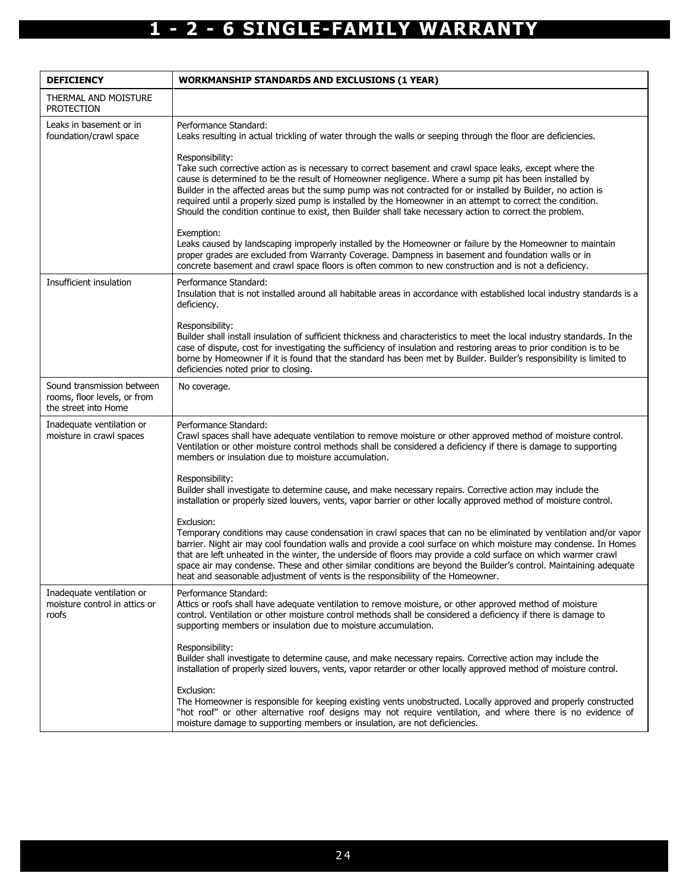# 1 - 2 - 6 SINGLE-FAMILY WARRANTY

| DEFICIENCY | WORKMANSHIP STANDARDS AND EXCLUSIONS (1 YEAR) |
|---|---|
| THERMAL AND MOISTURE PROTECTION | |
| Leaks in basement or in foundation/crawl space | Performance Standard:<br>Leaks resulting in actual trickling of water through the walls or seeping through the floor are deficiencies.<br><br>Responsibility:<br>Take such corrective action as is necessary to correct basement and crawl space leaks, except where the cause is determined to be the result of Homeowner negligence. Where a sump pit has been installed by Builder in the affected areas but the sump pump was not contracted for or installed by Builder, no action is required until a properly sized pump is installed by the Homeowner in an attempt to correct the condition. Should the condition continue to exist, then Builder shall take necessary action to correct the problem.<br><br>Exemption:<br>Leaks caused by landscaping improperly installed by the Homeowner or failure by the Homeowner to maintain proper grades are excluded from Warranty Coverage. Dampness in basement and foundation walls or in concrete basement and crawl space floors is often common to new construction and is not a deficiency. |
| Insufficient insulation | Performance Standard:<br>Insulation that is not installed around all habitable areas in accordance with established local industry standards is a deficiency.<br><br>Responsibility:<br>Builder shall install insulation of sufficient thickness and characteristics to meet the local industry standards. In the case of dispute, cost for investigating the sufficiency of insulation and restoring areas to prior condition is to be borne by Homeowner if it is found that the standard has been met by Builder. Builder's responsibility is limited to deficiencies noted prior to closing. |
| Sound transmission between rooms, floor levels, or from the street into Home | No coverage. |
| Inadequate ventilation or moisture in crawl spaces | Performance Standard:<br>Crawl spaces shall have adequate ventilation to remove moisture or other approved method of moisture control. Ventilation or other moisture control methods shall be considered a deficiency if there is damage to supporting members or insulation due to moisture accumulation.<br><br>Responsibility:<br>Builder shall investigate to determine cause, and make necessary repairs. Corrective action may include the installation or properly sized louvers, vents, vapor barrier or other locally approved method of moisture control.<br><br>Exclusion:<br>Temporary conditions may cause condensation in crawl spaces that can no be eliminated by ventilation and/or vapor barrier. Night air may cool foundation walls and provide a cool surface on which moisture may condense. In Homes that are left unheated in the winter, the underside of floors may provide a cold surface on which warmer crawl space air may condense. These and other similar conditions are beyond the Builder's control. Maintaining adequate heat and seasonable adjustment of vents is the responsibility of the Homeowner. |
| Inadequate ventilation or moisture control in attics or roofs | Performance Standard:<br>Attics or roofs shall have adequate ventilation to remove moisture, or other approved method of moisture control. Ventilation or other moisture control methods shall be considered a deficiency if there is damage to supporting members or insulation due to moisture accumulation.<br><br>Responsibility:<br>Builder shall investigate to determine cause, and make necessary repairs. Corrective action may include the installation of properly sized louvers, vents, vapor retarder or other locally approved method of moisture control.<br><br>Exclusion:<br>The Homeowner is responsible for keeping existing vents unobstructed. Locally approved and properly constructed "hot roof" or other alternative roof designs may not require ventilation, and where there is no evidence of moisture damage to supporting members or insulation, are not deficiencies. |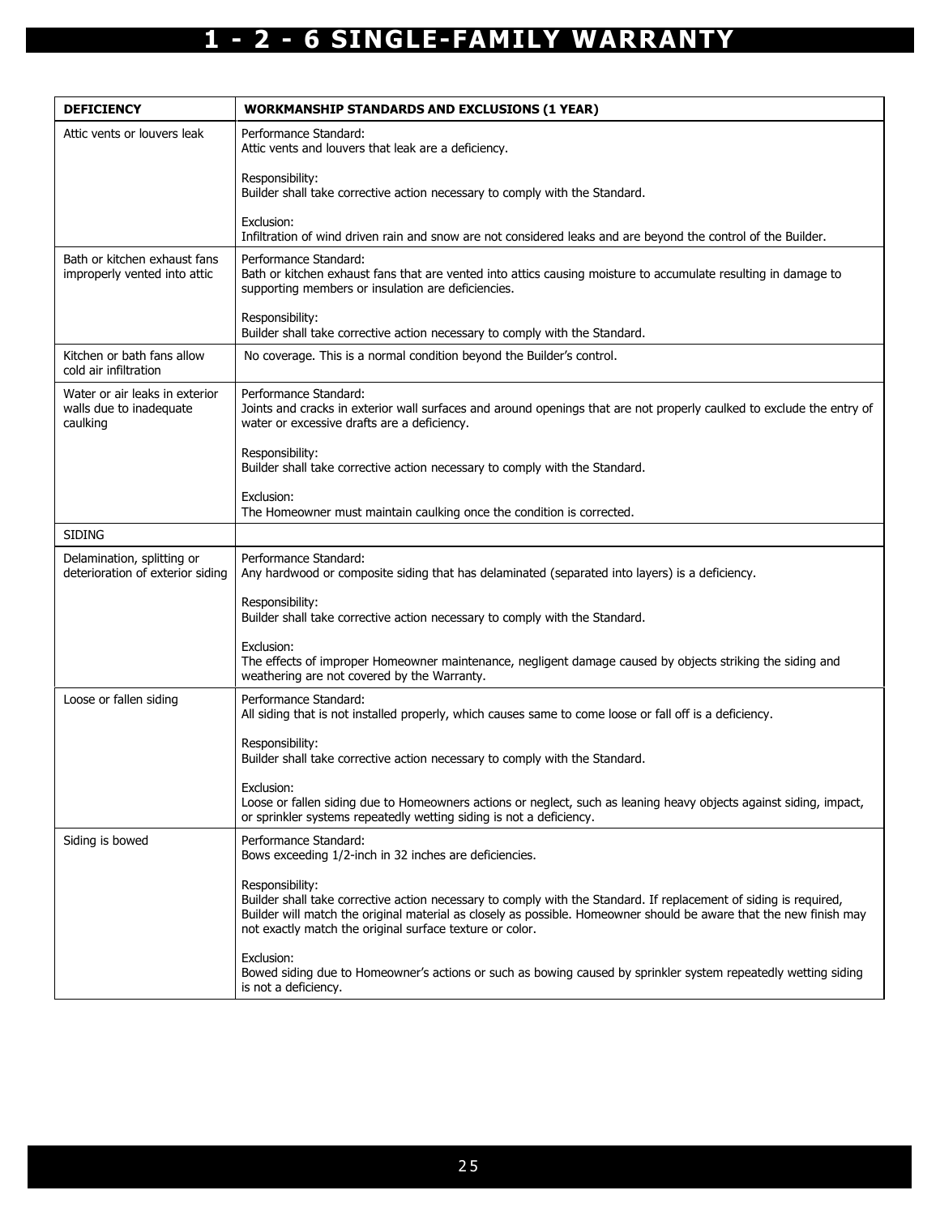# 1 - 2 - 6 SINGLE-FAMILY WARRANTY

| DEFICIENCY | WORKMANSHIP STANDARDS AND EXCLUSIONS (1 YEAR) |
|---|---|
| Attic vents or louvers leak | Performance Standard:<br>Attic vents and louvers that leak are a deficiency.<br><br>Responsibility:<br>Builder shall take corrective action necessary to comply with the Standard.<br><br>Exclusion:<br>Infiltration of wind driven rain and snow are not considered leaks and are beyond the control of the Builder. |
| Bath or kitchen exhaust fans improperly vented into attic | Performance Standard:<br>Bath or kitchen exhaust fans that are vented into attics causing moisture to accumulate resulting in damage to supporting members or insulation are deficiencies.<br><br>Responsibility:<br>Builder shall take corrective action necessary to comply with the Standard. |
| Kitchen or bath fans allow cold air infiltration | No coverage. This is a normal condition beyond the Builder's control. |
| Water or air leaks in exterior walls due to inadequate caulking | Performance Standard:<br>Joints and cracks in exterior wall surfaces and around openings that are not properly caulked to exclude the entry of water or excessive drafts are a deficiency.<br><br>Responsibility:<br>Builder shall take corrective action necessary to comply with the Standard.<br><br>Exclusion:<br>The Homeowner must maintain caulking once the condition is corrected. |
| SIDING | |
| Delamination, splitting or deterioration of exterior siding | Performance Standard:<br>Any hardwood or composite siding that has delaminated (separated into layers) is a deficiency.<br><br>Responsibility:<br>Builder shall take corrective action necessary to comply with the Standard.<br><br>Exclusion:<br>The effects of improper Homeowner maintenance, negligent damage caused by objects striking the siding and weathering are not covered by the Warranty. |
| Loose or fallen siding | Performance Standard:<br>All siding that is not installed properly, which causes same to come loose or fall off is a deficiency.<br><br>Responsibility:<br>Builder shall take corrective action necessary to comply with the Standard.<br><br>Exclusion:<br>Loose or fallen siding due to Homeowners actions or neglect, such as leaning heavy objects against siding, impact, or sprinkler systems repeatedly wetting siding is not a deficiency. |
| Siding is bowed | Performance Standard:<br>Bows exceeding 1/2-inch in 32 inches are deficiencies.<br><br>Responsibility:<br>Builder shall take corrective action necessary to comply with the Standard. If replacement of siding is required, Builder will match the original material as closely as possible. Homeowner should be aware that the new finish may not exactly match the original surface texture or color.<br><br>Exclusion:<br>Bowed siding due to Homeowner's actions or such as bowing caused by sprinkler system repeatedly wetting siding is not a deficiency. |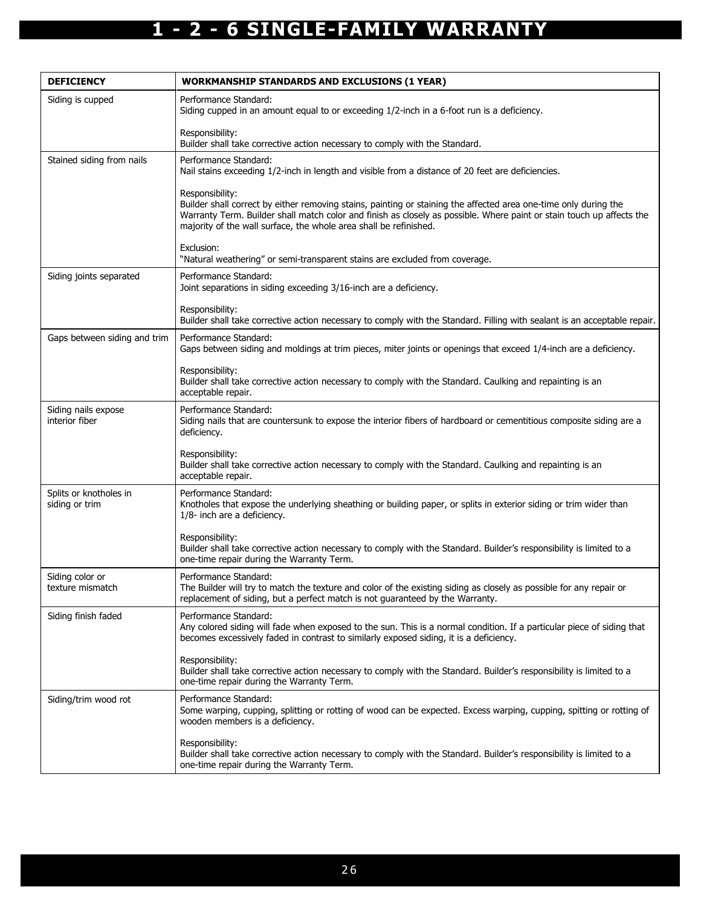# 1 - 2 - 6 SINGLE-FAMILY WARRANTY

| DEFICIENCY | WORKMANSHIP STANDARDS AND EXCLUSIONS (1 YEAR) |
|---|---|
| Siding is cupped | Performance Standard:<br>Siding cupped in an amount equal to or exceeding 1/2-inch in a 6-foot run is a deficiency.<br><br>Responsibility:<br>Builder shall take corrective action necessary to comply with the Standard. |
| Stained siding from nails | Performance Standard:<br>Nail stains exceeding 1/2-inch in length and visible from a distance of 20 feet are deficiencies.<br><br>Responsibility:<br>Builder shall correct by either removing stains, painting or staining the affected area one-time only during the Warranty Term. Builder shall match color and finish as closely as possible. Where paint or stain touch up affects the majority of the wall surface, the whole area shall be refinished.<br><br>Exclusion:<br>"Natural weathering" or semi-transparent stains are excluded from coverage. |
| Siding joints separated | Performance Standard:<br>Joint separations in siding exceeding 3/16-inch are a deficiency.<br><br>Responsibility:<br>Builder shall take corrective action necessary to comply with the Standard. Filling with sealant is an acceptable repair. |
| Gaps between siding and trim | Performance Standard:<br>Gaps between siding and moldings at trim pieces, miter joints or openings that exceed 1/4-inch are a deficiency.<br><br>Responsibility:<br>Builder shall take corrective action necessary to comply with the Standard. Caulking and repainting is an acceptable repair. |
| Siding nails expose interior fiber | Performance Standard:<br>Siding nails that are countersunk to expose the interior fibers of hardboard or cementitious composite siding are a deficiency.<br><br>Responsibility:<br>Builder shall take corrective action necessary to comply with the Standard. Caulking and repainting is an acceptable repair. |
| Splits or knotholes in siding or trim | Performance Standard:<br>Knotholes that expose the underlying sheathing or building paper, or splits in exterior siding or trim wider than 1/8- inch are a deficiency.<br><br>Responsibility:<br>Builder shall take corrective action necessary to comply with the Standard. Builder's responsibility is limited to a one-time repair during the Warranty Term. |
| Siding color or texture mismatch | Performance Standard:<br>The Builder will try to match the texture and color of the existing siding as closely as possible for any repair or replacement of siding, but a perfect match is not guaranteed by the Warranty. |
| Siding finish faded | Performance Standard:<br>Any colored siding will fade when exposed to the sun. This is a normal condition. If a particular piece of siding that becomes excessively faded in contrast to similarly exposed siding, it is a deficiency.<br><br>Responsibility:<br>Builder shall take corrective action necessary to comply with the Standard. Builder's responsibility is limited to a one-time repair during the Warranty Term. |
| Siding/trim wood rot | Performance Standard:<br>Some warping, cupping, splitting or rotting of wood can be expected. Excess warping, cupping, spitting or rotting of wooden members is a deficiency.<br><br>Responsibility:<br>Builder shall take corrective action necessary to comply with the Standard. Builder's responsibility is limited to a one-time repair during the Warranty Term. |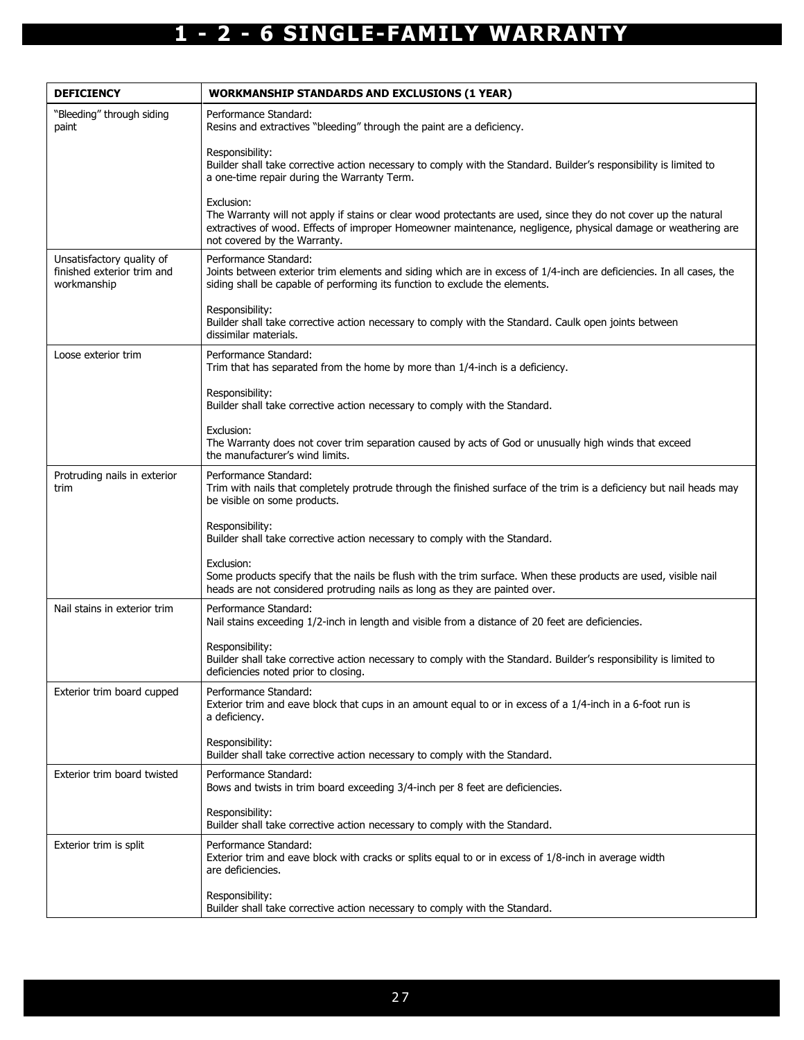# 1 - 2 - 6 SINGLE-FAMILY WARRANTY

| DEFICIENCY | WORKMANSHIP STANDARDS AND EXCLUSIONS (1 YEAR) |
|---|---|
| "Bleeding" through siding paint | Performance Standard:<br>Resins and extractives "bleeding" through the paint are a deficiency.<br><br>Responsibility:<br>Builder shall take corrective action necessary to comply with the Standard. Builder's responsibility is limited to a one-time repair during the Warranty Term.<br><br>Exclusion:<br>The Warranty will not apply if stains or clear wood protectants are used, since they do not cover up the natural extractives of wood. Effects of improper Homeowner maintenance, negligence, physical damage or weathering are not covered by the Warranty. |
| Unsatisfactory quality of finished exterior trim and workmanship | Performance Standard:<br>Joints between exterior trim elements and siding which are in excess of 1/4-inch are deficiencies. In all cases, the siding shall be capable of performing its function to exclude the elements.<br><br>Responsibility:<br>Builder shall take corrective action necessary to comply with the Standard. Caulk open joints between dissimilar materials. |
| Loose exterior trim | Performance Standard:<br>Trim that has separated from the home by more than 1/4-inch is a deficiency.<br><br>Responsibility:<br>Builder shall take corrective action necessary to comply with the Standard.<br><br>Exclusion:<br>The Warranty does not cover trim separation caused by acts of God or unusually high winds that exceed the manufacturer's wind limits. |
| Protruding nails in exterior trim | Performance Standard:<br>Trim with nails that completely protrude through the finished surface of the trim is a deficiency but nail heads may be visible on some products.<br><br>Responsibility:<br>Builder shall take corrective action necessary to comply with the Standard.<br><br>Exclusion:<br>Some products specify that the nails be flush with the trim surface. When these products are used, visible nail heads are not considered protruding nails as long as they are painted over. |
| Nail stains in exterior trim | Performance Standard:<br>Nail stains exceeding 1/2-inch in length and visible from a distance of 20 feet are deficiencies.<br><br>Responsibility:<br>Builder shall take corrective action necessary to comply with the Standard. Builder's responsibility is limited to deficiencies noted prior to closing. |
| Exterior trim board cupped | Performance Standard:<br>Exterior trim and eave block that cups in an amount equal to or in excess of a 1/4-inch in a 6-foot run is a deficiency.<br><br>Responsibility:<br>Builder shall take corrective action necessary to comply with the Standard. |
| Exterior trim board twisted | Performance Standard:<br>Bows and twists in trim board exceeding 3/4-inch per 8 feet are deficiencies.<br><br>Responsibility:<br>Builder shall take corrective action necessary to comply with the Standard. |
| Exterior trim is split | Performance Standard:<br>Exterior trim and eave block with cracks or splits equal to or in excess of 1/8-inch in average width are deficiencies.<br><br>Responsibility:<br>Builder shall take corrective action necessary to comply with the Standard. |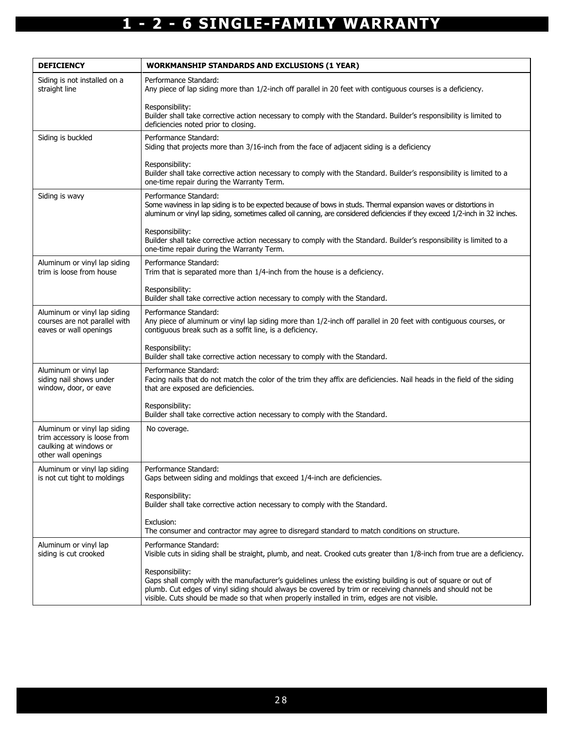# 1 - 2 - 6 SINGLE-FAMILY WARRANTY

| DEFICIENCY | WORKMANSHIP STANDARDS AND EXCLUSIONS (1 YEAR) |
|---|---|
| Siding is not installed on a straight line | Performance Standard:<br>Any piece of lap siding more than 1/2-inch off parallel in 20 feet with contiguous courses is a deficiency.<br><br>Responsibility:<br>Builder shall take corrective action necessary to comply with the Standard. Builder's responsibility is limited to deficiencies noted prior to closing. |
| Siding is buckled | Performance Standard:<br>Siding that projects more than 3/16-inch from the face of adjacent siding is a deficiency<br><br>Responsibility:<br>Builder shall take corrective action necessary to comply with the Standard. Builder's responsibility is limited to a one-time repair during the Warranty Term. |
| Siding is wavy | Performance Standard:<br>Some waviness in lap siding is to be expected because of bows in studs. Thermal expansion waves or distortions in aluminum or vinyl lap siding, sometimes called oil canning, are considered deficiencies if they exceed 1/2-inch in 32 inches.<br><br>Responsibility:<br>Builder shall take corrective action necessary to comply with the Standard. Builder's responsibility is limited to a one-time repair during the Warranty Term. |
| Aluminum or vinyl lap siding trim is loose from house | Performance Standard:<br>Trim that is separated more than 1/4-inch from the house is a deficiency.<br><br>Responsibility:<br>Builder shall take corrective action necessary to comply with the Standard. |
| Aluminum or vinyl lap siding courses are not parallel with eaves or wall openings | Performance Standard:<br>Any piece of aluminum or vinyl lap siding more than 1/2-inch off parallel in 20 feet with contiguous courses, or contiguous break such as a soffit line, is a deficiency.<br><br>Responsibility:<br>Builder shall take corrective action necessary to comply with the Standard. |
| Aluminum or vinyl lap siding nail shows under window, door, or eave | Performance Standard:<br>Facing nails that do not match the color of the trim they affix are deficiencies. Nail heads in the field of the siding that are exposed are deficiencies.<br><br>Responsibility:<br>Builder shall take corrective action necessary to comply with the Standard. |
| Aluminum or vinyl lap siding trim accessory is loose from caulking at windows or other wall openings | No coverage. |
| Aluminum or vinyl lap siding is not cut tight to moldings | Performance Standard:<br>Gaps between siding and moldings that exceed 1/4-inch are deficiencies.<br><br>Responsibility:<br>Builder shall take corrective action necessary to comply with the Standard.<br><br>Exclusion:<br>The consumer and contractor may agree to disregard standard to match conditions on structure. |
| Aluminum or vinyl lap siding is cut crooked | Performance Standard:<br>Visible cuts in siding shall be straight, plumb, and neat. Crooked cuts greater than 1/8-inch from true are a deficiency.<br><br>Responsibility:<br>Gaps shall comply with the manufacturer's guidelines unless the existing building is out of square or out of plumb. Cut edges of vinyl siding should always be covered by trim or receiving channels and should not be visible. Cuts should be made so that when properly installed in trim, edges are not visible. |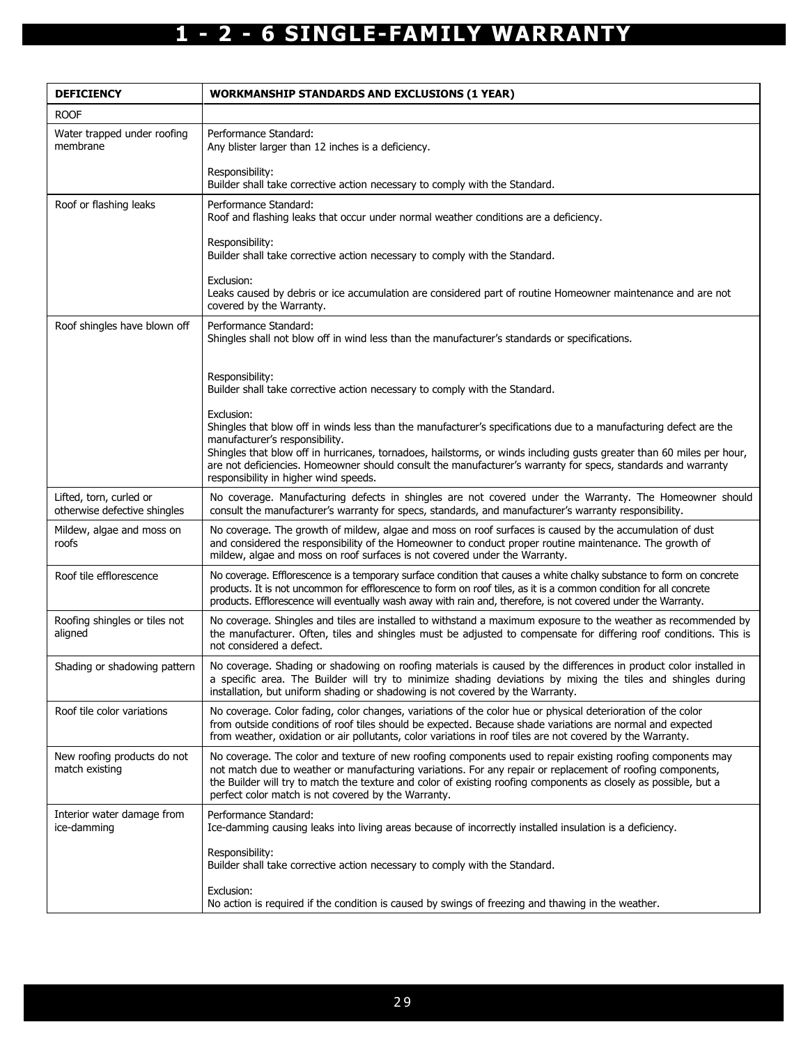# 1 - 2 - 6 SINGLE-FAMILY WARRANTY

| DEFICIENCY | WORKMANSHIP STANDARDS AND EXCLUSIONS (1 YEAR) |
|---|---|
| ROOF | |
| Water trapped under roofing membrane | Performance Standard:<br>Any blister larger than 12 inches is a deficiency.<br><br>Responsibility:<br>Builder shall take corrective action necessary to comply with the Standard. |
| Roof or flashing leaks | Performance Standard:<br>Roof and flashing leaks that occur under normal weather conditions are a deficiency.<br><br>Responsibility:<br>Builder shall take corrective action necessary to comply with the Standard.<br><br>Exclusion:<br>Leaks caused by debris or ice accumulation are considered part of routine Homeowner maintenance and are not covered by the Warranty. |
| Roof shingles have blown off | Performance Standard:<br>Shingles shall not blow off in wind less than the manufacturer's standards or specifications.<br><br>Responsibility:<br>Builder shall take corrective action necessary to comply with the Standard.<br><br>Exclusion:<br>Shingles that blow off in winds less than the manufacturer's specifications due to a manufacturing defect are the manufacturer's responsibility.<br>Shingles that blow off in hurricanes, tornadoes, hailstorms, or winds including gusts greater than 60 miles per hour, are not deficiencies. Homeowner should consult the manufacturer's warranty for specs, standards and warranty responsibility in higher wind speeds. |
| Lifted, torn, curled or otherwise defective shingles | No coverage. Manufacturing defects in shingles are not covered under the Warranty. The Homeowner should consult the manufacturer's warranty for specs, standards, and manufacturer's warranty responsibility. |
| Mildew, algae and moss on roofs | No coverage. The growth of mildew, algae and moss on roof surfaces is caused by the accumulation of dust and considered the responsibility of the Homeowner to conduct proper routine maintenance. The growth of mildew, algae and moss on roof surfaces is not covered under the Warranty. |
| Roof tile efflorescence | No coverage. Efflorescence is a temporary surface condition that causes a white chalky substance to form on concrete products. It is not uncommon for efflorescence to form on roof tiles, as it is a common condition for all concrete products. Efflorescence will eventually wash away with rain and, therefore, is not covered under the Warranty. |
| Roofing shingles or tiles not aligned | No coverage. Shingles and tiles are installed to withstand a maximum exposure to the weather as recommended by the manufacturer. Often, tiles and shingles must be adjusted to compensate for differing roof conditions. This is not considered a defect. |
| Shading or shadowing pattern | No coverage. Shading or shadowing on roofing materials is caused by the differences in product color installed in a specific area. The Builder will try to minimize shading deviations by mixing the tiles and shingles during installation, but uniform shading or shadowing is not covered by the Warranty. |
| Roof tile color variations | No coverage. Color fading, color changes, variations of the color hue or physical deterioration of the color from outside conditions of roof tiles should be expected. Because shade variations are normal and expected from weather, oxidation or air pollutants, color variations in roof tiles are not covered by the Warranty. |
| New roofing products do not match existing | No coverage. The color and texture of new roofing components used to repair existing roofing components may not match due to weather or manufacturing variations. For any repair or replacement of roofing components, the Builder will try to match the texture and color of existing roofing components as closely as possible, but a perfect color match is not covered by the Warranty. |
| Interior water damage from ice-damming | Performance Standard:<br>Ice-damming causing leaks into living areas because of incorrectly installed insulation is a deficiency.<br><br>Responsibility:<br>Builder shall take corrective action necessary to comply with the Standard.<br><br>Exclusion:<br>No action is required if the condition is caused by swings of freezing and thawing in the weather. |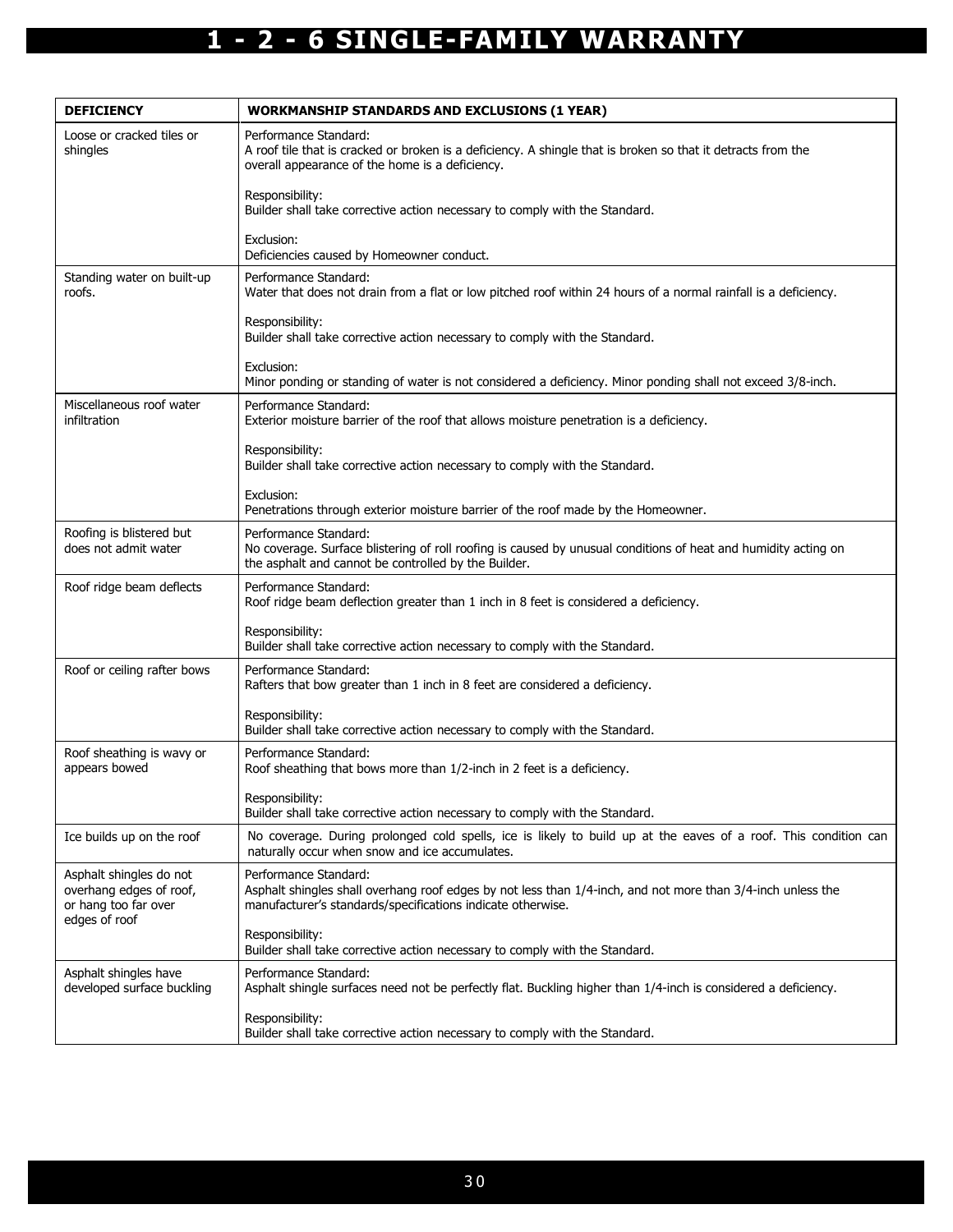# 1 - 2 - 6 SINGLE-FAMILY WARRANTY

| DEFICIENCY | WORKMANSHIP STANDARDS AND EXCLUSIONS (1 YEAR) |
|---|---|
| Loose or cracked tiles or shingles | Performance Standard:<br>A roof tile that is cracked or broken is a deficiency. A shingle that is broken so that it detracts from the overall appearance of the home is a deficiency.<br><br>Responsibility:<br>Builder shall take corrective action necessary to comply with the Standard.<br><br>Exclusion:<br>Deficiencies caused by Homeowner conduct. |
| Standing water on built-up roofs. | Performance Standard:<br>Water that does not drain from a flat or low pitched roof within 24 hours of a normal rainfall is a deficiency.<br><br>Responsibility:<br>Builder shall take corrective action necessary to comply with the Standard.<br><br>Exclusion:<br>Minor ponding or standing of water is not considered a deficiency. Minor ponding shall not exceed 3/8-inch. |
| Miscellaneous roof water infiltration | Performance Standard:<br>Exterior moisture barrier of the roof that allows moisture penetration is a deficiency.<br><br>Responsibility:<br>Builder shall take corrective action necessary to comply with the Standard.<br><br>Exclusion:<br>Penetrations through exterior moisture barrier of the roof made by the Homeowner. |
| Roofing is blistered but does not admit water | Performance Standard:<br>No coverage. Surface blistering of roll roofing is caused by unusual conditions of heat and humidity acting on the asphalt and cannot be controlled by the Builder. |
| Roof ridge beam deflects | Performance Standard:<br>Roof ridge beam deflection greater than 1 inch in 8 feet is considered a deficiency.<br><br>Responsibility:<br>Builder shall take corrective action necessary to comply with the Standard. |
| Roof or ceiling rafter bows | Performance Standard:<br>Rafters that bow greater than 1 inch in 8 feet are considered a deficiency.<br><br>Responsibility:<br>Builder shall take corrective action necessary to comply with the Standard. |
| Roof sheathing is wavy or appears bowed | Performance Standard:<br>Roof sheathing that bows more than 1/2-inch in 2 feet is a deficiency.<br><br>Responsibility:<br>Builder shall take corrective action necessary to comply with the Standard. |
| Ice builds up on the roof | No coverage. During prolonged cold spells, ice is likely to build up at the eaves of a roof. This condition can naturally occur when snow and ice accumulates. |
| Asphalt shingles do not overhang edges of roof, or hang too far over edges of roof | Performance Standard:<br>Asphalt shingles shall overhang roof edges by not less than 1/4-inch, and not more than 3/4-inch unless the manufacturer's standards/specifications indicate otherwise.<br><br>Responsibility:<br>Builder shall take corrective action necessary to comply with the Standard. |
| Asphalt shingles have developed surface buckling | Performance Standard:<br>Asphalt shingle surfaces need not be perfectly flat. Buckling higher than 1/4-inch is considered a deficiency.<br><br>Responsibility:<br>Builder shall take corrective action necessary to comply with the Standard. |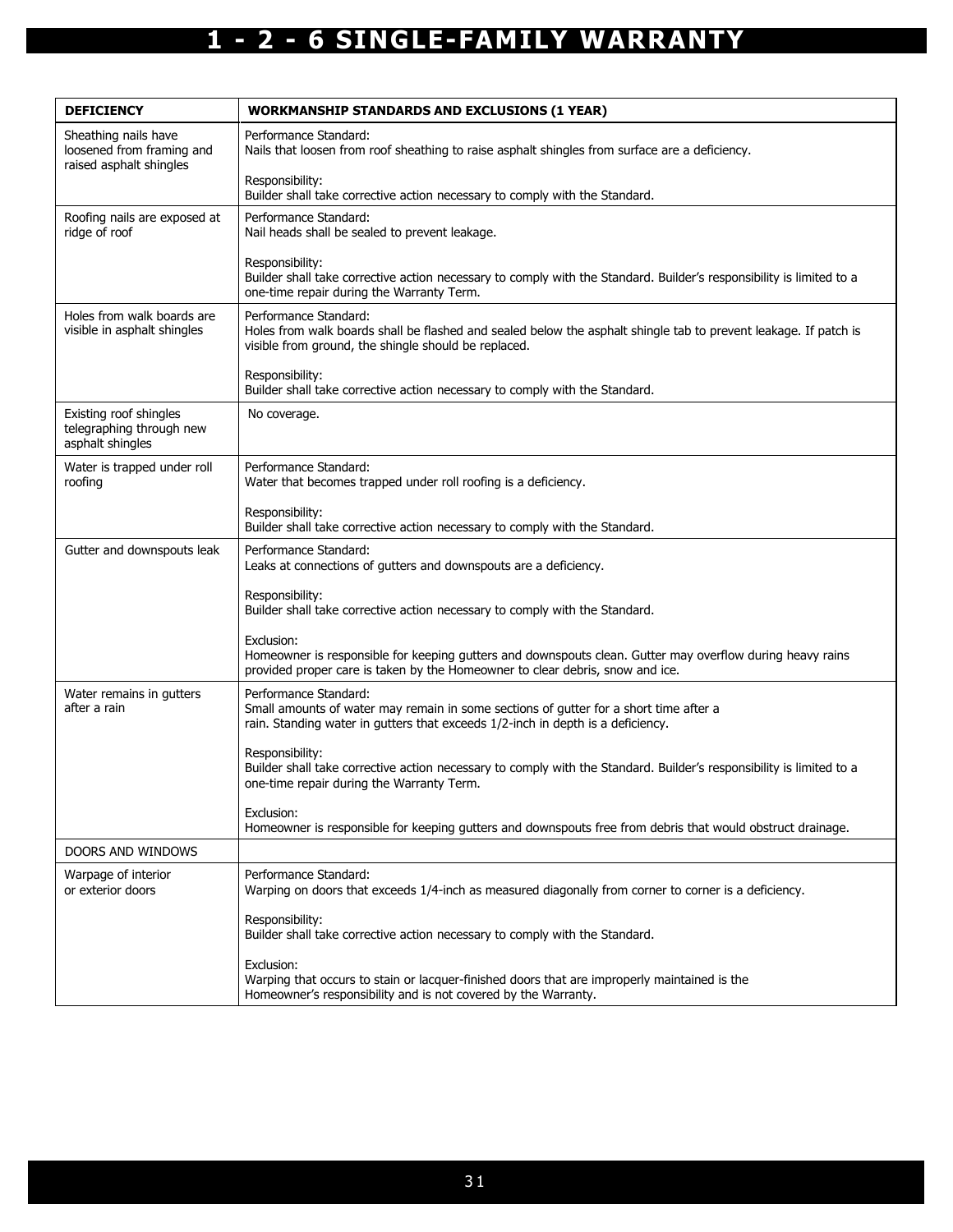# 1 - 2 - 6 SINGLE-FAMILY WARRANTY

| DEFICIENCY | WORKMANSHIP STANDARDS AND EXCLUSIONS (1 YEAR) |
|---|---|
| Sheathing nails have loosened from framing and raised asphalt shingles | Performance Standard:<br>Nails that loosen from roof sheathing to raise asphalt shingles from surface are a deficiency.<br><br>Responsibility:<br>Builder shall take corrective action necessary to comply with the Standard. |
| Roofing nails are exposed at ridge of roof | Performance Standard:<br>Nail heads shall be sealed to prevent leakage.<br><br>Responsibility:<br>Builder shall take corrective action necessary to comply with the Standard. Builder's responsibility is limited to a one-time repair during the Warranty Term. |
| Holes from walk boards are visible in asphalt shingles | Performance Standard:<br>Holes from walk boards shall be flashed and sealed below the asphalt shingle tab to prevent leakage. If patch is visible from ground, the shingle should be replaced.<br><br>Responsibility:<br>Builder shall take corrective action necessary to comply with the Standard. |
| Existing roof shingles telegraphing through new asphalt shingles | No coverage. |
| Water is trapped under roll roofing | Performance Standard:<br>Water that becomes trapped under roll roofing is a deficiency.<br><br>Responsibility:<br>Builder shall take corrective action necessary to comply with the Standard. |
| Gutter and downspouts leak | Performance Standard:<br>Leaks at connections of gutters and downspouts are a deficiency.<br><br>Responsibility:<br>Builder shall take corrective action necessary to comply with the Standard.<br><br>Exclusion:<br>Homeowner is responsible for keeping gutters and downspouts clean. Gutter may overflow during heavy rains provided proper care is taken by the Homeowner to clear debris, snow and ice. |
| Water remains in gutters after a rain | Performance Standard:<br>Small amounts of water may remain in some sections of gutter for a short time after a rain. Standing water in gutters that exceeds 1/2-inch in depth is a deficiency.<br><br>Responsibility:<br>Builder shall take corrective action necessary to comply with the Standard. Builder's responsibility is limited to a one-time repair during the Warranty Term.<br><br>Exclusion:<br>Homeowner is responsible for keeping gutters and downspouts free from debris that would obstruct drainage. |
| DOORS AND WINDOWS | |
| Warpage of interior or exterior doors | Performance Standard:<br>Warping on doors that exceeds 1/4-inch as measured diagonally from corner to corner is a deficiency.<br><br>Responsibility:<br>Builder shall take corrective action necessary to comply with the Standard.<br><br>Exclusion:<br>Warping that occurs to stain or lacquer-finished doors that are improperly maintained is the Homeowner's responsibility and is not covered by the Warranty. |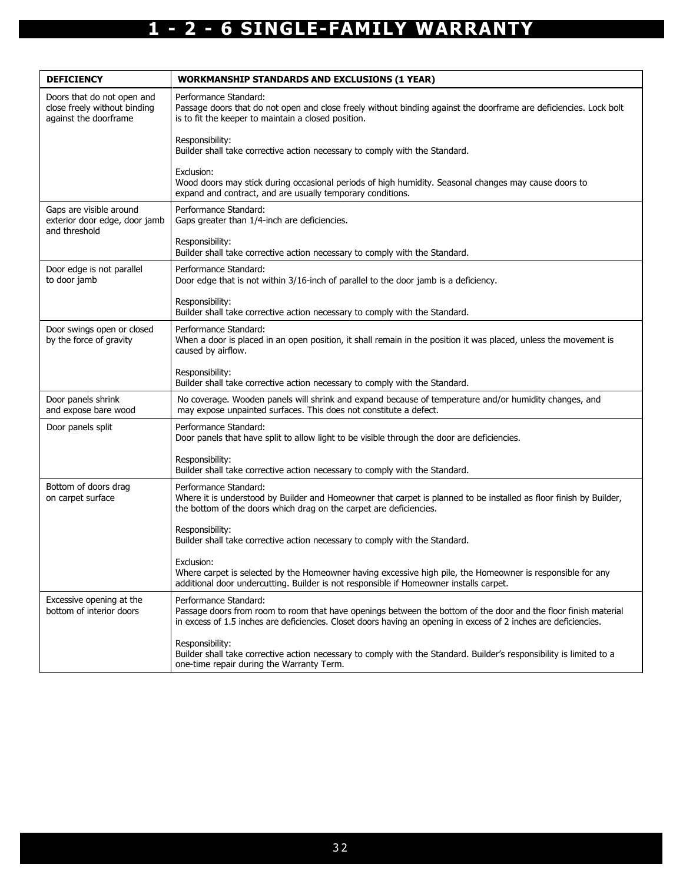# 1 - 2 - 6 SINGLE-FAMILY WARRANTY

| DEFICIENCY | WORKMANSHIP STANDARDS AND EXCLUSIONS (1 YEAR) |
|---|---|
| Doors that do not open and close freely without binding against the doorframe | Performance Standard:<br>Passage doors that do not open and close freely without binding against the doorframe are deficiencies. Lock bolt is to fit the keeper to maintain a closed position.<br><br>Responsibility:<br>Builder shall take corrective action necessary to comply with the Standard.<br><br>Exclusion:<br>Wood doors may stick during occasional periods of high humidity. Seasonal changes may cause doors to expand and contract, and are usually temporary conditions. |
| Gaps are visible around exterior door edge, door jamb and threshold | Performance Standard:<br>Gaps greater than 1/4-inch are deficiencies.<br><br>Responsibility:<br>Builder shall take corrective action necessary to comply with the Standard. |
| Door edge is not parallel to door jamb | Performance Standard:<br>Door edge that is not within 3/16-inch of parallel to the door jamb is a deficiency.<br><br>Responsibility:<br>Builder shall take corrective action necessary to comply with the Standard. |
| Door swings open or closed by the force of gravity | Performance Standard:<br>When a door is placed in an open position, it shall remain in the position it was placed, unless the movement is caused by airflow.<br><br>Responsibility:<br>Builder shall take corrective action necessary to comply with the Standard. |
| Door panels shrink and expose bare wood | No coverage. Wooden panels will shrink and expand because of temperature and/or humidity changes, and may expose unpainted surfaces. This does not constitute a defect. |
| Door panels split | Performance Standard:<br>Door panels that have split to allow light to be visible through the door are deficiencies.<br><br>Responsibility:<br>Builder shall take corrective action necessary to comply with the Standard. |
| Bottom of doors drag on carpet surface | Performance Standard:<br>Where it is understood by Builder and Homeowner that carpet is planned to be installed as floor finish by Builder, the bottom of the doors which drag on the carpet are deficiencies.<br><br>Responsibility:<br>Builder shall take corrective action necessary to comply with the Standard.<br><br>Exclusion:<br>Where carpet is selected by the Homeowner having excessive high pile, the Homeowner is responsible for any additional door undercutting. Builder is not responsible if Homeowner installs carpet. |
| Excessive opening at the bottom of interior doors | Performance Standard:<br>Passage doors from room to room that have openings between the bottom of the door and the floor finish material in excess of 1.5 inches are deficiencies. Closet doors having an opening in excess of 2 inches are deficiencies.<br><br>Responsibility:<br>Builder shall take corrective action necessary to comply with the Standard. Builder's responsibility is limited to a one-time repair during the Warranty Term. |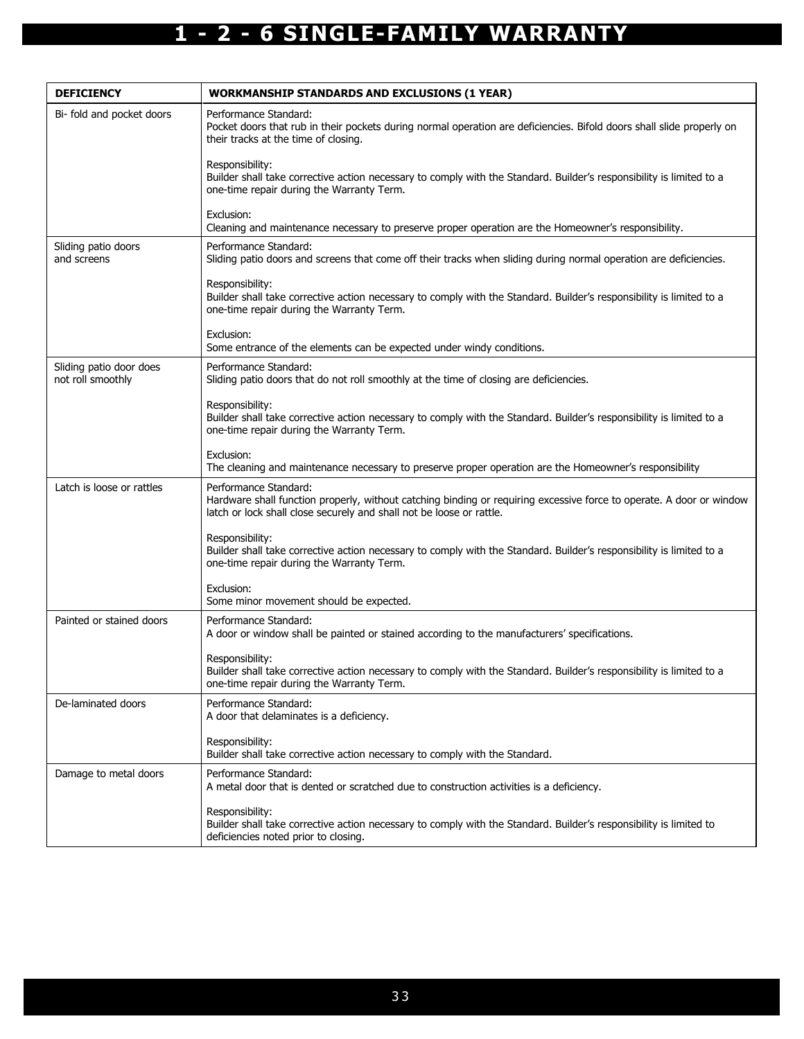# 1 - 2 - 6 SINGLE-FAMILY WARRANTY

| DEFICIENCY | WORKMANSHIP STANDARDS AND EXCLUSIONS (1 YEAR) |
|---|---|
| Bi- fold and pocket doors | Performance Standard:<br>Pocket doors that rub in their pockets during normal operation are deficiencies. Bifold doors shall slide properly on their tracks at the time of closing.<br><br>Responsibility:<br>Builder shall take corrective action necessary to comply with the Standard. Builder's responsibility is limited to a one-time repair during the Warranty Term.<br><br>Exclusion:<br>Cleaning and maintenance necessary to preserve proper operation are the Homeowner's responsibility. |
| Sliding patio doors and screens | Performance Standard:<br>Sliding patio doors and screens that come off their tracks when sliding during normal operation are deficiencies.<br><br>Responsibility:<br>Builder shall take corrective action necessary to comply with the Standard. Builder's responsibility is limited to a one-time repair during the Warranty Term.<br><br>Exclusion:<br>Some entrance of the elements can be expected under windy conditions. |
| Sliding patio door does not roll smoothly | Performance Standard:<br>Sliding patio doors that do not roll smoothly at the time of closing are deficiencies.<br><br>Responsibility:<br>Builder shall take corrective action necessary to comply with the Standard. Builder's responsibility is limited to a one-time repair during the Warranty Term.<br><br>Exclusion:<br>The cleaning and maintenance necessary to preserve proper operation are the Homeowner's responsibility |
| Latch is loose or rattles | Performance Standard:<br>Hardware shall function properly, without catching binding or requiring excessive force to operate. A door or window latch or lock shall close securely and shall not be loose or rattle.<br><br>Responsibility:<br>Builder shall take corrective action necessary to comply with the Standard. Builder's responsibility is limited to a one-time repair during the Warranty Term.<br><br>Exclusion:<br>Some minor movement should be expected. |
| Painted or stained doors | Performance Standard:<br>A door or window shall be painted or stained according to the manufacturers' specifications.<br><br>Responsibility:<br>Builder shall take corrective action necessary to comply with the Standard. Builder's responsibility is limited to a one-time repair during the Warranty Term. |
| De-laminated doors | Performance Standard:<br>A door that delaminates is a deficiency.<br><br>Responsibility:<br>Builder shall take corrective action necessary to comply with the Standard. |
| Damage to metal doors | Performance Standard:<br>A metal door that is dented or scratched due to construction activities is a deficiency.<br><br>Responsibility:<br>Builder shall take corrective action necessary to comply with the Standard. Builder's responsibility is limited to deficiencies noted prior to closing. |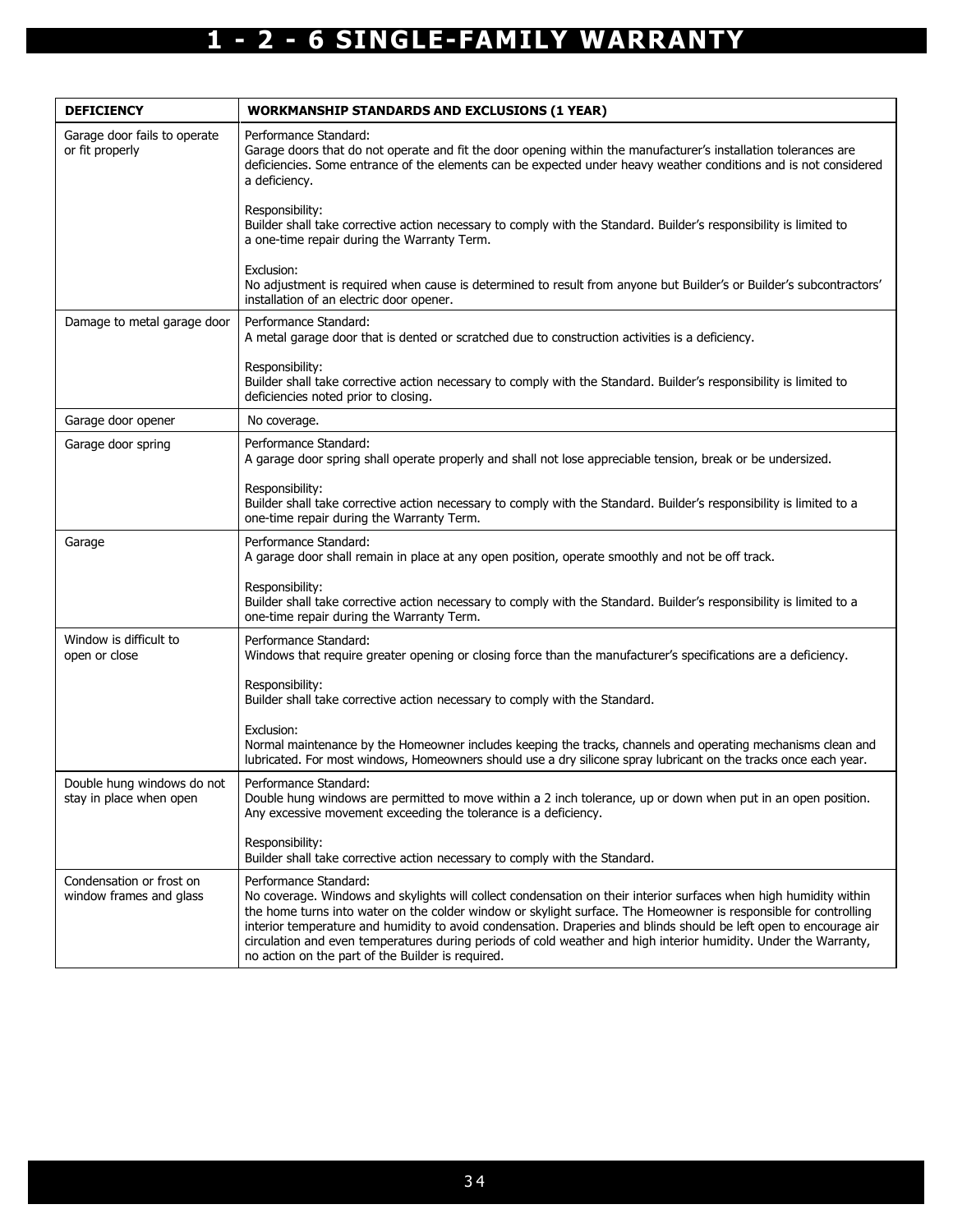# 1 - 2 - 6 SINGLE-FAMILY WARRANTY

| DEFICIENCY | WORKMANSHIP STANDARDS AND EXCLUSIONS (1 YEAR) |
|---|---|
| Garage door fails to operate or fit properly | Performance Standard:<br>Garage doors that do not operate and fit the door opening within the manufacturer's installation tolerances are deficiencies. Some entrance of the elements can be expected under heavy weather conditions and is not considered a deficiency.<br><br>Responsibility:<br>Builder shall take corrective action necessary to comply with the Standard. Builder's responsibility is limited to a one-time repair during the Warranty Term.<br><br>Exclusion:<br>No adjustment is required when cause is determined to result from anyone but Builder's or Builder's subcontractors' installation of an electric door opener. |
| Damage to metal garage door | Performance Standard:<br>A metal garage door that is dented or scratched due to construction activities is a deficiency.<br><br>Responsibility:<br>Builder shall take corrective action necessary to comply with the Standard. Builder's responsibility is limited to deficiencies noted prior to closing. |
| Garage door opener | No coverage. |
| Garage door spring | Performance Standard:<br>A garage door spring shall operate properly and shall not lose appreciable tension, break or be undersized.<br><br>Responsibility:<br>Builder shall take corrective action necessary to comply with the Standard. Builder's responsibility is limited to a one-time repair during the Warranty Term. |
| Garage | Performance Standard:<br>A garage door shall remain in place at any open position, operate smoothly and not be off track.<br><br>Responsibility:<br>Builder shall take corrective action necessary to comply with the Standard. Builder's responsibility is limited to a one-time repair during the Warranty Term. |
| Window is difficult to open or close | Performance Standard:<br>Windows that require greater opening or closing force than the manufacturer's specifications are a deficiency.<br><br>Responsibility:<br>Builder shall take corrective action necessary to comply with the Standard.<br><br>Exclusion:<br>Normal maintenance by the Homeowner includes keeping the tracks, channels and operating mechanisms clean and lubricated. For most windows, Homeowners should use a dry silicone spray lubricant on the tracks once each year. |
| Double hung windows do not stay in place when open | Performance Standard:<br>Double hung windows are permitted to move within a 2 inch tolerance, up or down when put in an open position. Any excessive movement exceeding the tolerance is a deficiency.<br><br>Responsibility:<br>Builder shall take corrective action necessary to comply with the Standard. |
| Condensation or frost on window frames and glass | Performance Standard:<br>No coverage. Windows and skylights will collect condensation on their interior surfaces when high humidity within the home turns into water on the colder window or skylight surface. The Homeowner is responsible for controlling interior temperature and humidity to avoid condensation. Draperies and blinds should be left open to encourage air circulation and even temperatures during periods of cold weather and high interior humidity. Under the Warranty, no action on the part of the Builder is required. |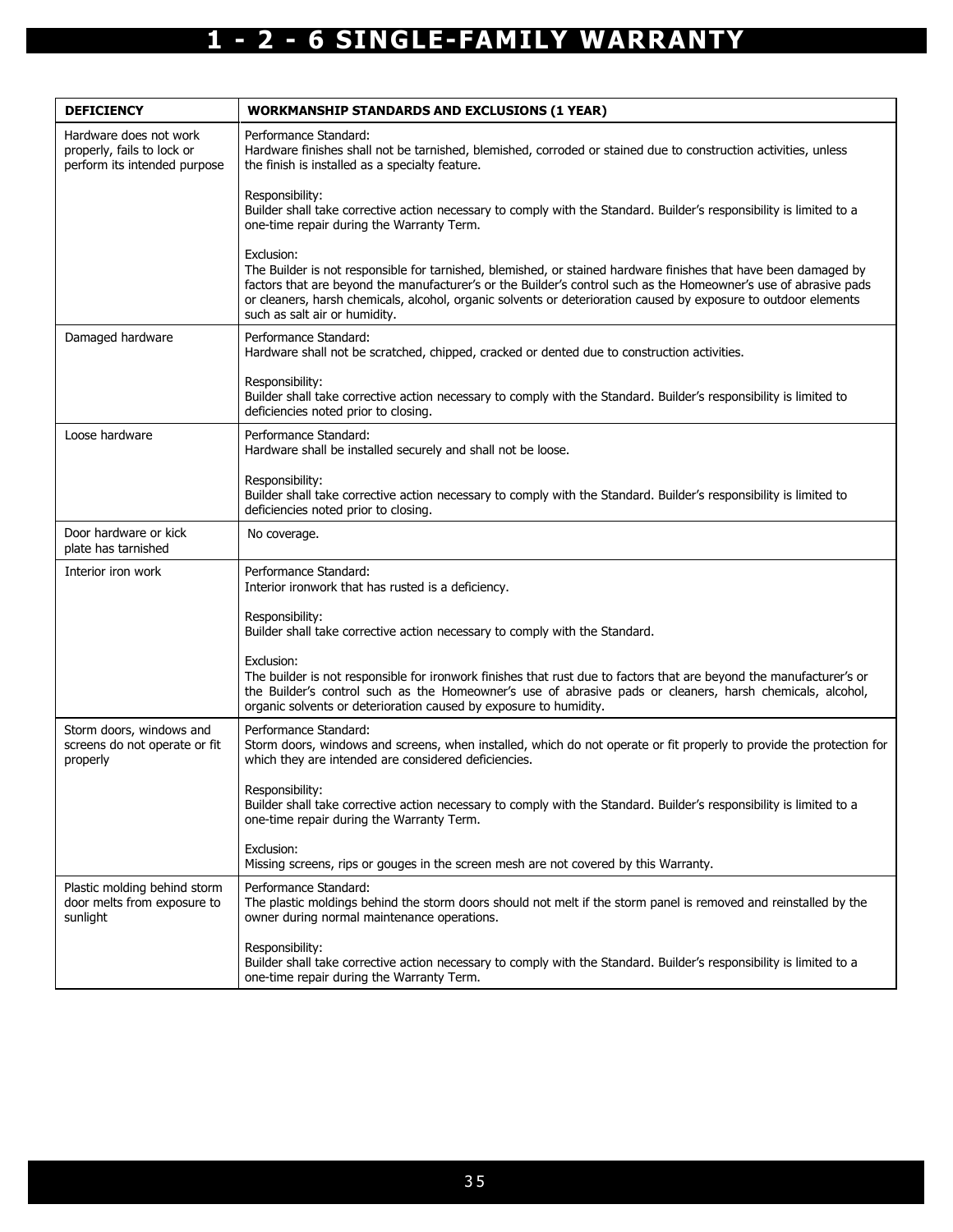# 1 - 2 - 6 SINGLE-FAMILY WARRANTY

| DEFICIENCY | WORKMANSHIP STANDARDS AND EXCLUSIONS (1 YEAR) |
|---|---|
| Hardware does not work properly, fails to lock or perform its intended purpose | Performance Standard:<br>Hardware finishes shall not be tarnished, blemished, corroded or stained due to construction activities, unless the finish is installed as a specialty feature.<br><br>Responsibility:<br>Builder shall take corrective action necessary to comply with the Standard. Builder's responsibility is limited to a one-time repair during the Warranty Term.<br><br>Exclusion:<br>The Builder is not responsible for tarnished, blemished, or stained hardware finishes that have been damaged by factors that are beyond the manufacturer's or the Builder's control such as the Homeowner's use of abrasive pads or cleaners, harsh chemicals, alcohol, organic solvents or deterioration caused by exposure to outdoor elements such as salt air or humidity. |
| Damaged hardware | Performance Standard:<br>Hardware shall not be scratched, chipped, cracked or dented due to construction activities.<br><br>Responsibility:<br>Builder shall take corrective action necessary to comply with the Standard. Builder's responsibility is limited to deficiencies noted prior to closing. |
| Loose hardware | Performance Standard:<br>Hardware shall be installed securely and shall not be loose.<br><br>Responsibility:<br>Builder shall take corrective action necessary to comply with the Standard. Builder's responsibility is limited to deficiencies noted prior to closing. |
| Door hardware or kick plate has tarnished | No coverage. |
| Interior iron work | Performance Standard:<br>Interior ironwork that has rusted is a deficiency.<br><br>Responsibility:<br>Builder shall take corrective action necessary to comply with the Standard.<br><br>Exclusion:<br>The builder is not responsible for ironwork finishes that rust due to factors that are beyond the manufacturer's or the Builder's control such as the Homeowner's use of abrasive pads or cleaners, harsh chemicals, alcohol, organic solvents or deterioration caused by exposure to humidity. |
| Storm doors, windows and screens do not operate or fit properly | Performance Standard:<br>Storm doors, windows and screens, when installed, which do not operate or fit properly to provide the protection for which they are intended are considered deficiencies.<br><br>Responsibility:<br>Builder shall take corrective action necessary to comply with the Standard. Builder's responsibility is limited to a one-time repair during the Warranty Term.<br><br>Exclusion:<br>Missing screens, rips or gouges in the screen mesh are not covered by this Warranty. |
| Plastic molding behind storm door melts from exposure to sunlight | Performance Standard:<br>The plastic moldings behind the storm doors should not melt if the storm panel is removed and reinstalled by the owner during normal maintenance operations.<br><br>Responsibility:<br>Builder shall take corrective action necessary to comply with the Standard. Builder's responsibility is limited to a one-time repair during the Warranty Term. |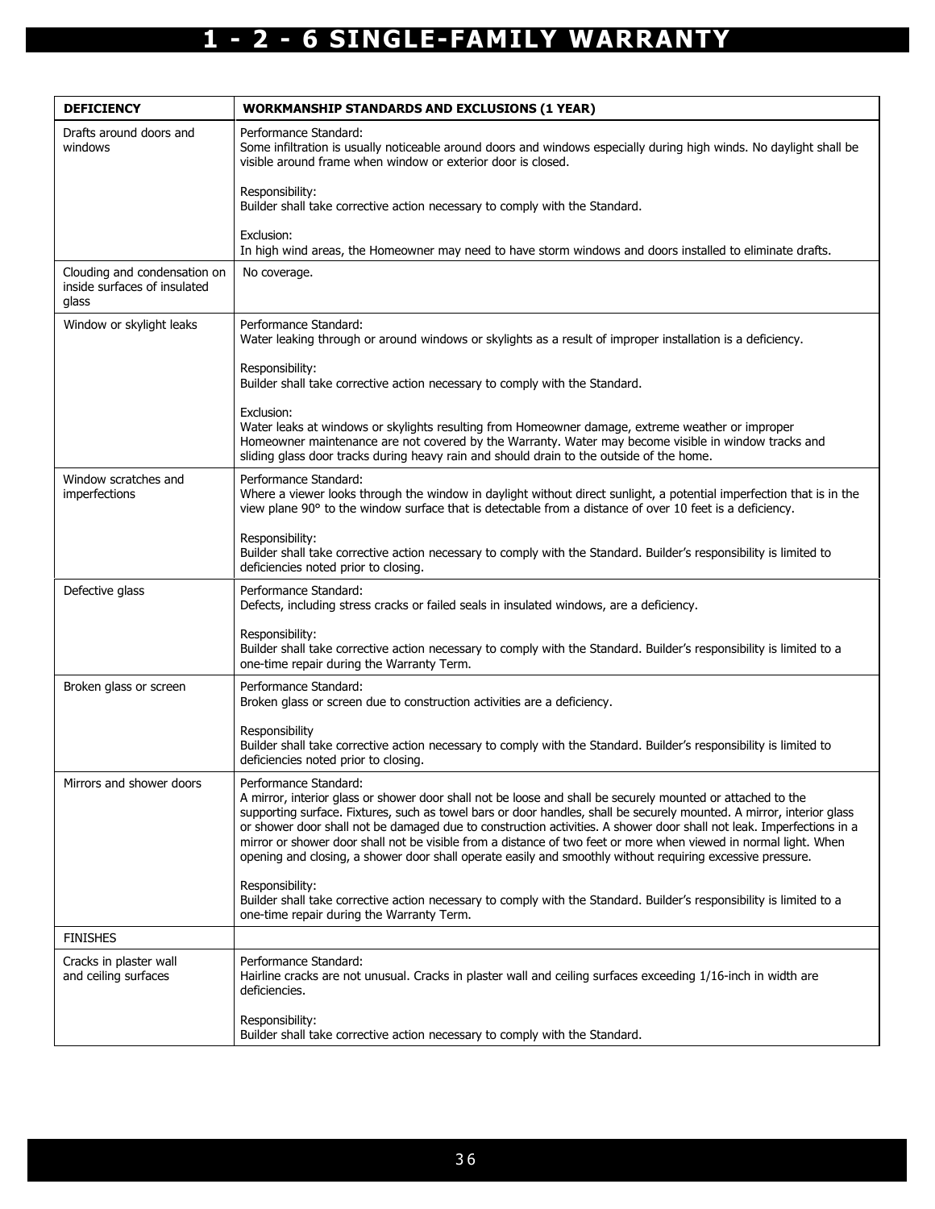# 1 - 2 - 6 SINGLE-FAMILY WARRANTY

| DEFICIENCY | WORKMANSHIP STANDARDS AND EXCLUSIONS (1 YEAR) |
|---|---|
| Drafts around doors and windows | Performance Standard:<br>Some infiltration is usually noticeable around doors and windows especially during high winds. No daylight shall be visible around frame when window or exterior door is closed.<br><br>Responsibility:<br>Builder shall take corrective action necessary to comply with the Standard.<br><br>Exclusion:<br>In high wind areas, the Homeowner may need to have storm windows and doors installed to eliminate drafts. |
| Clouding and condensation on inside surfaces of insulated glass | No coverage. |
| Window or skylight leaks | Performance Standard:<br>Water leaking through or around windows or skylights as a result of improper installation is a deficiency.<br><br>Responsibility:<br>Builder shall take corrective action necessary to comply with the Standard.<br><br>Exclusion:<br>Water leaks at windows or skylights resulting from Homeowner damage, extreme weather or improper Homeowner maintenance are not covered by the Warranty. Water may become visible in window tracks and sliding glass door tracks during heavy rain and should drain to the outside of the home. |
| Window scratches and imperfections | Performance Standard:<br>Where a viewer looks through the window in daylight without direct sunlight, a potential imperfection that is in the view plane 90° to the window surface that is detectable from a distance of over 10 feet is a deficiency.<br><br>Responsibility:<br>Builder shall take corrective action necessary to comply with the Standard. Builder's responsibility is limited to deficiencies noted prior to closing. |
| Defective glass | Performance Standard:<br>Defects, including stress cracks or failed seals in insulated windows, are a deficiency.<br><br>Responsibility:<br>Builder shall take corrective action necessary to comply with the Standard. Builder's responsibility is limited to a one-time repair during the Warranty Term. |
| Broken glass or screen | Performance Standard:<br>Broken glass or screen due to construction activities are a deficiency.<br><br>Responsibility<br>Builder shall take corrective action necessary to comply with the Standard. Builder's responsibility is limited to deficiencies noted prior to closing. |
| Mirrors and shower doors | Performance Standard:<br>A mirror, interior glass or shower door shall not be loose and shall be securely mounted or attached to the supporting surface. Fixtures, such as towel bars or door handles, shall be securely mounted. A mirror, interior glass or shower door shall not be damaged due to construction activities. A shower door shall not leak. Imperfections in a mirror or shower door shall not be visible from a distance of two feet or more when viewed in normal light. When opening and closing, a shower door shall operate easily and smoothly without requiring excessive pressure.<br><br>Responsibility:<br>Builder shall take corrective action necessary to comply with the Standard. Builder's responsibility is limited to a one-time repair during the Warranty Term. |
| FINISHES | |
| Cracks in plaster wall and ceiling surfaces | Performance Standard:<br>Hairline cracks are not unusual. Cracks in plaster wall and ceiling surfaces exceeding 1/16-inch in width are deficiencies.<br><br>Responsibility:<br>Builder shall take corrective action necessary to comply with the Standard. |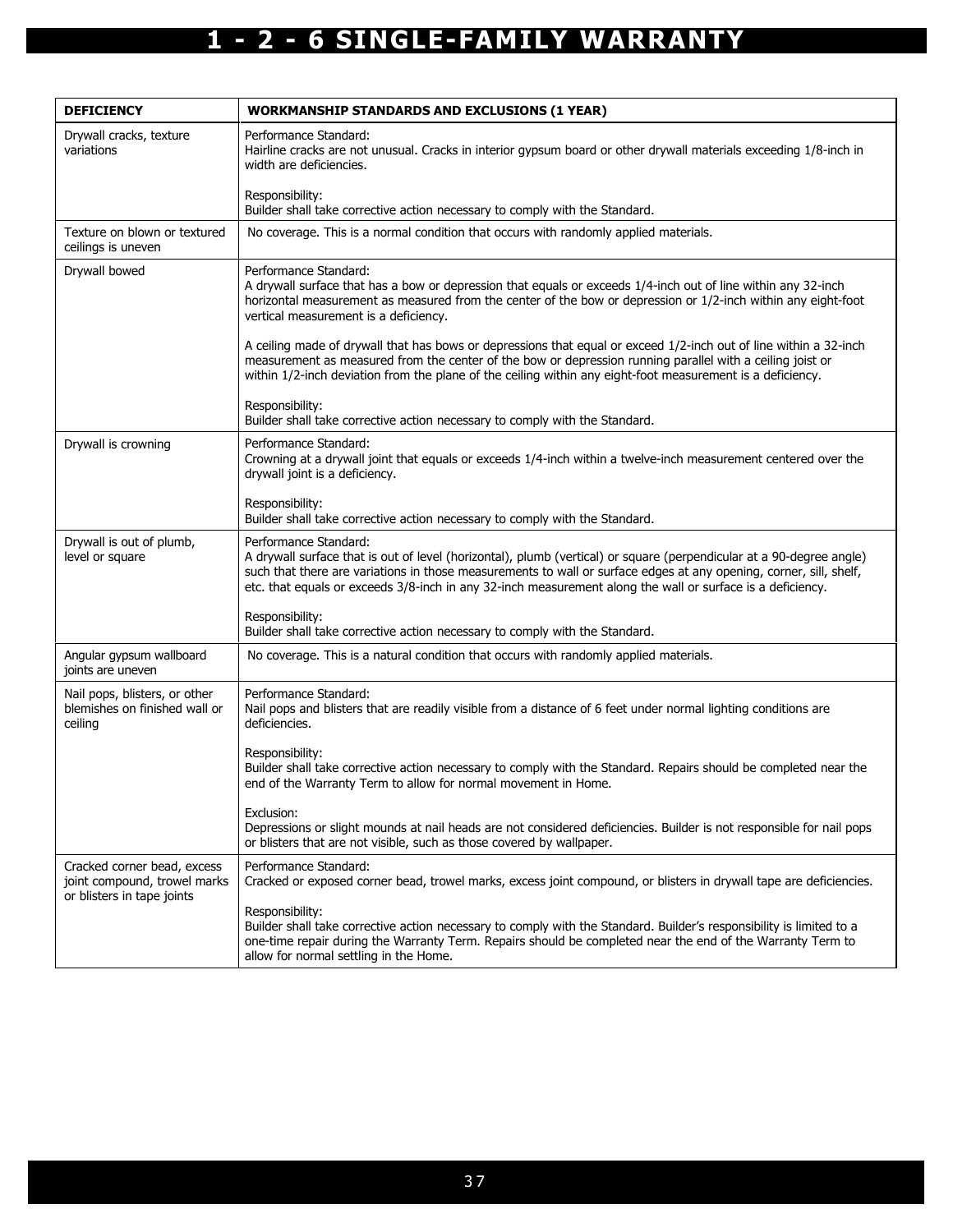# 1 - 2 - 6 SINGLE-FAMILY WARRANTY

| DEFICIENCY | WORKMANSHIP STANDARDS AND EXCLUSIONS (1 YEAR) |
|---|---|
| Drywall cracks, texture variations | Performance Standard:<br>Hairline cracks are not unusual. Cracks in interior gypsum board or other drywall materials exceeding 1/8-inch in width are deficiencies.<br><br>Responsibility:<br>Builder shall take corrective action necessary to comply with the Standard. |
| Texture on blown or textured ceilings is uneven | No coverage. This is a normal condition that occurs with randomly applied materials. |
| Drywall bowed | Performance Standard:<br>A drywall surface that has a bow or depression that equals or exceeds 1/4-inch out of line within any 32-inch horizontal measurement as measured from the center of the bow or depression or 1/2-inch within any eight-foot vertical measurement is a deficiency.<br><br>A ceiling made of drywall that has bows or depressions that equal or exceed 1/2-inch out of line within a 32-inch measurement as measured from the center of the bow or depression running parallel with a ceiling joist or within 1/2-inch deviation from the plane of the ceiling within any eight-foot measurement is a deficiency.<br><br>Responsibility:<br>Builder shall take corrective action necessary to comply with the Standard. |
| Drywall is crowning | Performance Standard:<br>Crowning at a drywall joint that equals or exceeds 1/4-inch within a twelve-inch measurement centered over the drywall joint is a deficiency.<br><br>Responsibility:<br>Builder shall take corrective action necessary to comply with the Standard. |
| Drywall is out of plumb, level or square | Performance Standard:<br>A drywall surface that is out of level (horizontal), plumb (vertical) or square (perpendicular at a 90-degree angle) such that there are variations in those measurements to wall or surface edges at any opening, corner, sill, shelf, etc. that equals or exceeds 3/8-inch in any 32-inch measurement along the wall or surface is a deficiency.<br><br>Responsibility:<br>Builder shall take corrective action necessary to comply with the Standard. |
| Angular gypsum wallboard joints are uneven | No coverage. This is a natural condition that occurs with randomly applied materials. |
| Nail pops, blisters, or other blemishes on finished wall or ceiling | Performance Standard:<br>Nail pops and blisters that are readily visible from a distance of 6 feet under normal lighting conditions are deficiencies.<br><br>Responsibility:<br>Builder shall take corrective action necessary to comply with the Standard. Repairs should be completed near the end of the Warranty Term to allow for normal movement in Home.<br><br>Exclusion:<br>Depressions or slight mounds at nail heads are not considered deficiencies. Builder is not responsible for nail pops or blisters that are not visible, such as those covered by wallpaper. |
| Cracked corner bead, excess joint compound, trowel marks or blisters in tape joints | Performance Standard:<br>Cracked or exposed corner bead, trowel marks, excess joint compound, or blisters in drywall tape are deficiencies.<br><br>Responsibility:<br>Builder shall take corrective action necessary to comply with the Standard. Builder's responsibility is limited to a one-time repair during the Warranty Term. Repairs should be completed near the end of the Warranty Term to allow for normal settling in the Home. |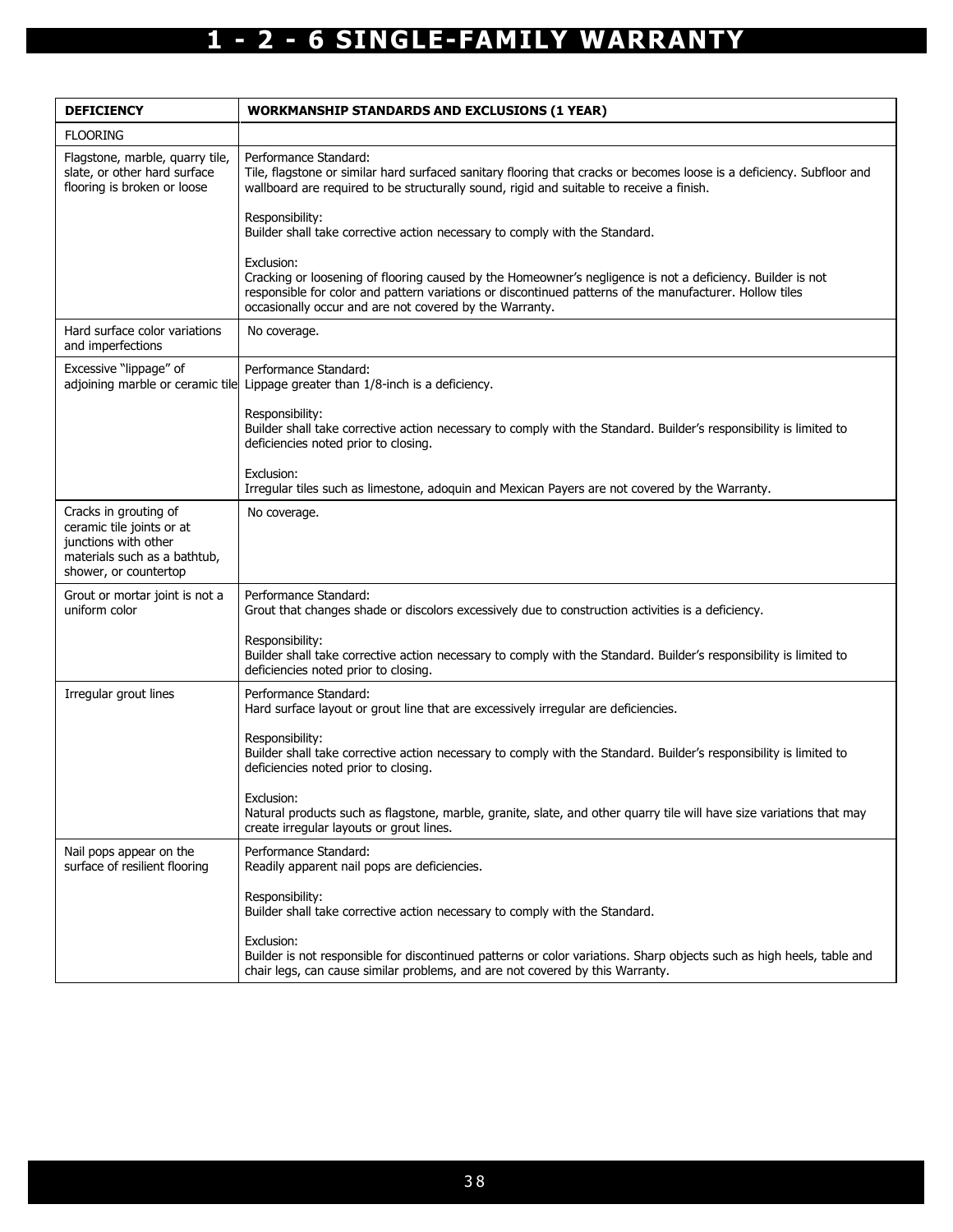# 1 - 2 - 6 SINGLE-FAMILY WARRANTY

| DEFICIENCY | WORKMANSHIP STANDARDS AND EXCLUSIONS (1 YEAR) |
|---|---|
| FLOORING | |
| Flagstone, marble, quarry tile, slate, or other hard surface flooring is broken or loose | Performance Standard:<br>Tile, flagstone or similar hard surfaced sanitary flooring that cracks or becomes loose is a deficiency. Subfloor and wallboard are required to be structurally sound, rigid and suitable to receive a finish.<br><br>Responsibility:<br>Builder shall take corrective action necessary to comply with the Standard.<br><br>Exclusion:<br>Cracking or loosening of flooring caused by the Homeowner's negligence is not a deficiency. Builder is not responsible for color and pattern variations or discontinued patterns of the manufacturer. Hollow tiles occasionally occur and are not covered by the Warranty. |
| Hard surface color variations and imperfections | No coverage. |
| Excessive "lippage" of adjoining marble or ceramic tile | Performance Standard:<br>Lippage greater than 1/8-inch is a deficiency.<br><br>Responsibility:<br>Builder shall take corrective action necessary to comply with the Standard. Builder's responsibility is limited to deficiencies noted prior to closing.<br><br>Exclusion:<br>Irregular tiles such as limestone, adoquin and Mexican Payers are not covered by the Warranty. |
| Cracks in grouting of ceramic tile joints or at junctions with other materials such as a bathtub, shower, or countertop | No coverage. |
| Grout or mortar joint is not a uniform color | Performance Standard:<br>Grout that changes shade or discolors excessively due to construction activities is a deficiency.<br><br>Responsibility:<br>Builder shall take corrective action necessary to comply with the Standard. Builder's responsibility is limited to deficiencies noted prior to closing. |
| Irregular grout lines | Performance Standard:<br>Hard surface layout or grout line that are excessively irregular are deficiencies.<br><br>Responsibility:<br>Builder shall take corrective action necessary to comply with the Standard. Builder's responsibility is limited to deficiencies noted prior to closing.<br><br>Exclusion:<br>Natural products such as flagstone, marble, granite, slate, and other quarry tile will have size variations that may create irregular layouts or grout lines. |
| Nail pops appear on the surface of resilient flooring | Performance Standard:<br>Readily apparent nail pops are deficiencies.<br><br>Responsibility:<br>Builder shall take corrective action necessary to comply with the Standard.<br><br>Exclusion:<br>Builder is not responsible for discontinued patterns or color variations. Sharp objects such as high heels, table and chair legs, can cause similar problems, and are not covered by this Warranty. |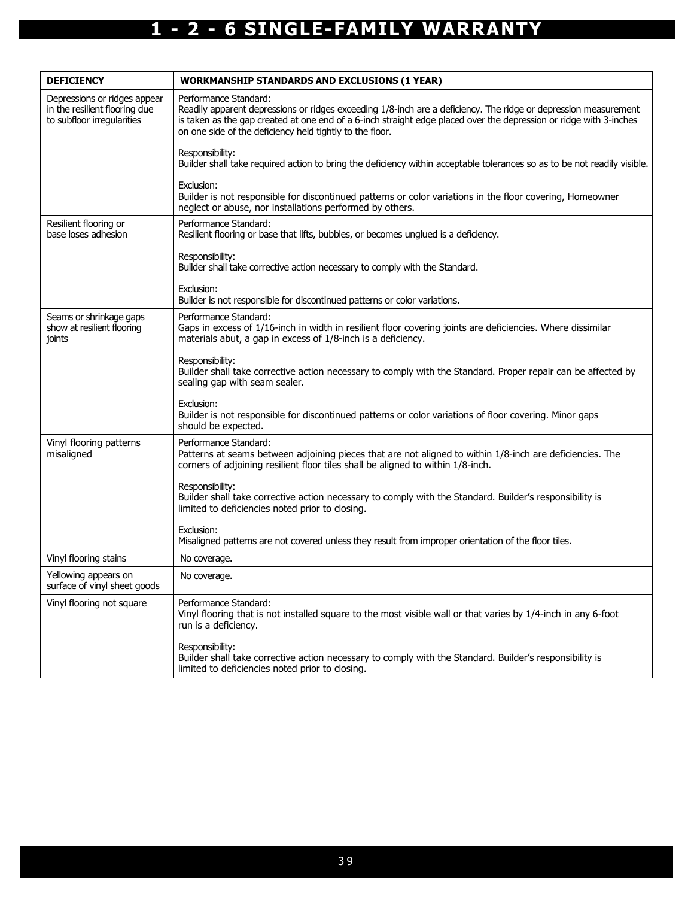# 1 - 2 - 6 SINGLE-FAMILY WARRANTY

| DEFICIENCY | WORKMANSHIP STANDARDS AND EXCLUSIONS (1 YEAR) |
|---|---|
| Depressions or ridges appear in the resilient flooring due to subfloor irregularities | Performance Standard:<br>Readily apparent depressions or ridges exceeding 1/8-inch are a deficiency. The ridge or depression measurement is taken as the gap created at one end of a 6-inch straight edge placed over the depression or ridge with 3-inches on one side of the deficiency held tightly to the floor.<br><br>Responsibility:<br>Builder shall take required action to bring the deficiency within acceptable tolerances so as to be not readily visible.<br><br>Exclusion:<br>Builder is not responsible for discontinued patterns or color variations in the floor covering, Homeowner neglect or abuse, nor installations performed by others. |
| Resilient flooring or base loses adhesion | Performance Standard:<br>Resilient flooring or base that lifts, bubbles, or becomes unglued is a deficiency.<br><br>Responsibility:<br>Builder shall take corrective action necessary to comply with the Standard.<br><br>Exclusion:<br>Builder is not responsible for discontinued patterns or color variations. |
| Seams or shrinkage gaps show at resilient flooring joints | Performance Standard:<br>Gaps in excess of 1/16-inch in width in resilient floor covering joints are deficiencies. Where dissimilar materials abut, a gap in excess of 1/8-inch is a deficiency.<br><br>Responsibility:<br>Builder shall take corrective action necessary to comply with the Standard. Proper repair can be affected by sealing gap with seam sealer.<br><br>Exclusion:<br>Builder is not responsible for discontinued patterns or color variations of floor covering. Minor gaps should be expected. |
| Vinyl flooring patterns misaligned | Performance Standard:<br>Patterns at seams between adjoining pieces that are not aligned to within 1/8-inch are deficiencies. The corners of adjoining resilient floor tiles shall be aligned to within 1/8-inch.<br><br>Responsibility:<br>Builder shall take corrective action necessary to comply with the Standard. Builder's responsibility is limited to deficiencies noted prior to closing.<br><br>Exclusion:<br>Misaligned patterns are not covered unless they result from improper orientation of the floor tiles. |
| Vinyl flooring stains | No coverage. |
| Yellowing appears on surface of vinyl sheet goods | No coverage. |
| Vinyl flooring not square | Performance Standard:<br>Vinyl flooring that is not installed square to the most visible wall or that varies by 1/4-inch in any 6-foot run is a deficiency.<br><br>Responsibility:<br>Builder shall take corrective action necessary to comply with the Standard. Builder's responsibility is limited to deficiencies noted prior to closing. |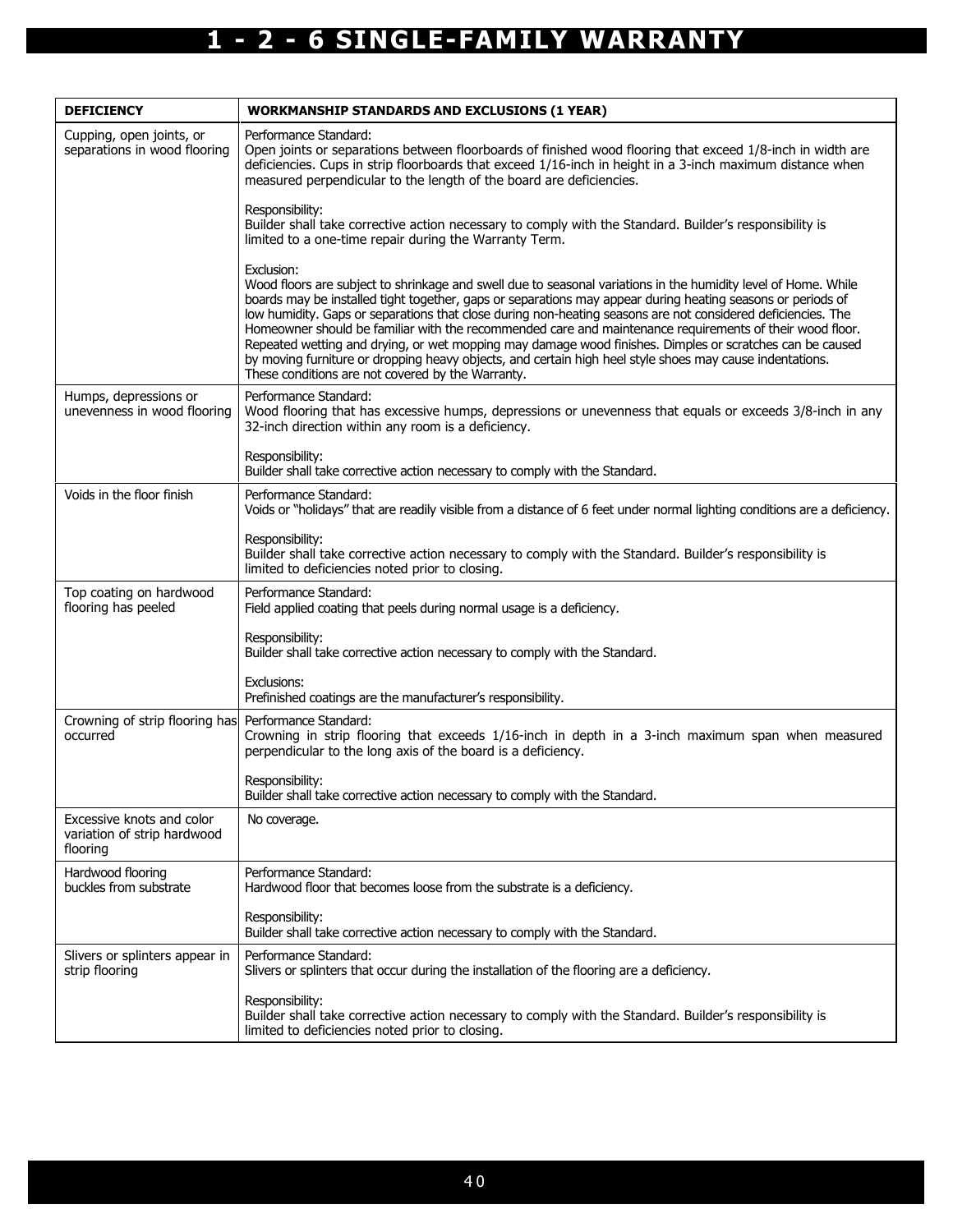# 1 - 2 - 6 SINGLE-FAMILY WARRANTY

| DEFICIENCY | WORKMANSHIP STANDARDS AND EXCLUSIONS (1 YEAR) |
|---|---|
| Cupping, open joints, or separations in wood flooring | Performance Standard:<br>Open joints or separations between floorboards of finished wood flooring that exceed 1/8-inch in width are deficiencies. Cups in strip floorboards that exceed 1/16-inch in height in a 3-inch maximum distance when measured perpendicular to the length of the board are deficiencies.<br><br>Responsibility:<br>Builder shall take corrective action necessary to comply with the Standard. Builder's responsibility is limited to a one-time repair during the Warranty Term.<br><br>Exclusion:<br>Wood floors are subject to shrinkage and swell due to seasonal variations in the humidity level of Home. While boards may be installed tight together, gaps or separations may appear during heating seasons or periods of low humidity. Gaps or separations that close during non-heating seasons are not considered deficiencies. The Homeowner should be familiar with the recommended care and maintenance requirements of their wood floor. Repeated wetting and drying, or wet mopping may damage wood finishes. Dimples or scratches can be caused by moving furniture or dropping heavy objects, and certain high heel style shoes may cause indentations. These conditions are not covered by the Warranty. |
| Humps, depressions or unevenness in wood flooring | Performance Standard:<br>Wood flooring that has excessive humps, depressions or unevenness that equals or exceeds 3/8-inch in any 32-inch direction within any room is a deficiency.<br><br>Responsibility:<br>Builder shall take corrective action necessary to comply with the Standard. |
| Voids in the floor finish | Performance Standard:<br>Voids or "holidays" that are readily visible from a distance of 6 feet under normal lighting conditions are a deficiency.<br><br>Responsibility:<br>Builder shall take corrective action necessary to comply with the Standard. Builder's responsibility is limited to deficiencies noted prior to closing. |
| Top coating on hardwood flooring has peeled | Performance Standard:<br>Field applied coating that peels during normal usage is a deficiency.<br><br>Responsibility:<br>Builder shall take corrective action necessary to comply with the Standard.<br><br>Exclusions:<br>Prefinished coatings are the manufacturer's responsibility. |
| Crowning of strip flooring has occurred | Performance Standard:<br>Crowning in strip flooring that exceeds 1/16-inch in depth in a 3-inch maximum span when measured perpendicular to the long axis of the board is a deficiency.<br><br>Responsibility:<br>Builder shall take corrective action necessary to comply with the Standard. |
| Excessive knots and color variation of strip hardwood flooring | No coverage. |
| Hardwood flooring buckles from substrate | Performance Standard:<br>Hardwood floor that becomes loose from the substrate is a deficiency.<br><br>Responsibility:<br>Builder shall take corrective action necessary to comply with the Standard. |
| Slivers or splinters appear in strip flooring | Performance Standard:<br>Slivers or splinters that occur during the installation of the flooring are a deficiency.<br><br>Responsibility:<br>Builder shall take corrective action necessary to comply with the Standard. Builder's responsibility is limited to deficiencies noted prior to closing. |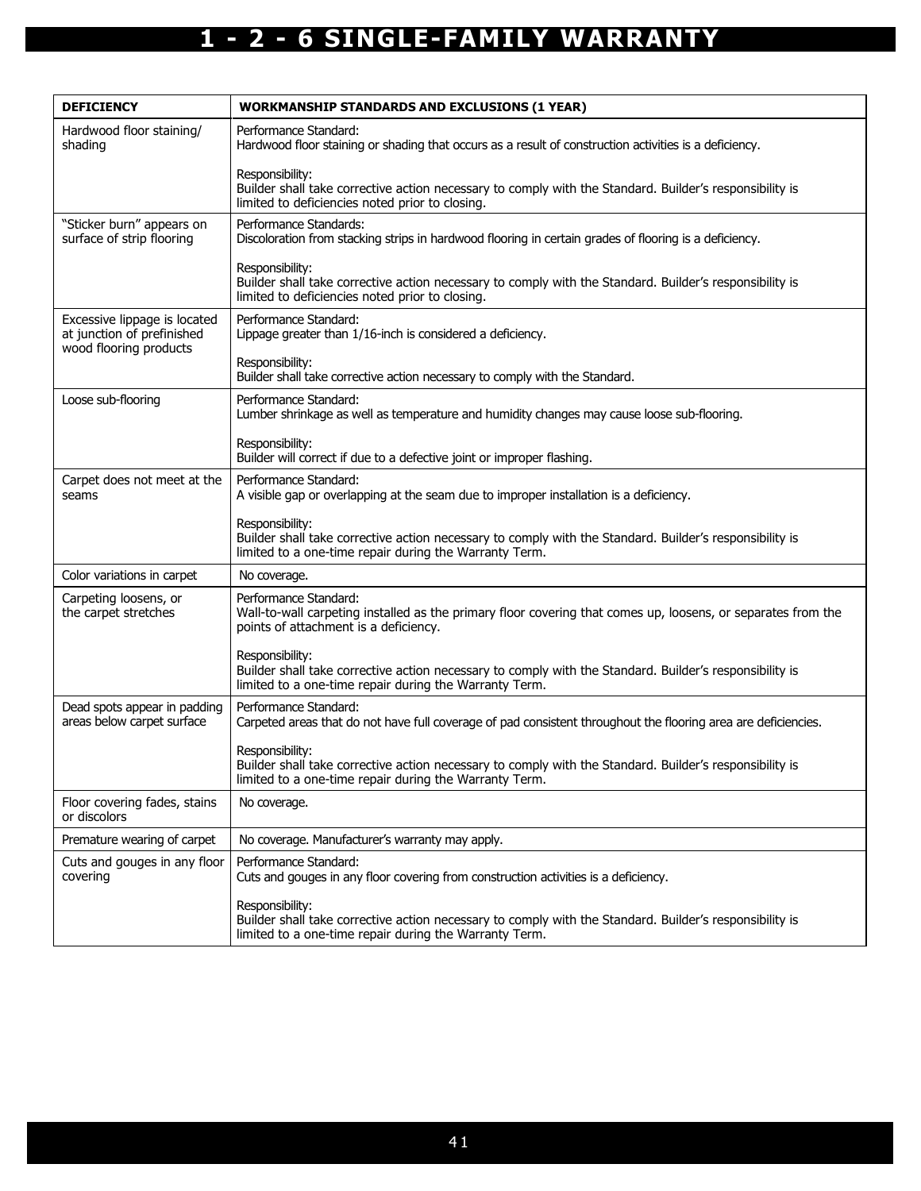# 1 - 2 - 6 SINGLE-FAMILY WARRANTY

| DEFICIENCY | WORKMANSHIP STANDARDS AND EXCLUSIONS (1 YEAR) |
|---|---|
| Hardwood floor staining/ shading | Performance Standard:<br>Hardwood floor staining or shading that occurs as a result of construction activities is a deficiency.<br><br>Responsibility:<br>Builder shall take corrective action necessary to comply with the Standard. Builder's responsibility is limited to deficiencies noted prior to closing. |
| "Sticker burn" appears on surface of strip flooring | Performance Standards:<br>Discoloration from stacking strips in hardwood flooring in certain grades of flooring is a deficiency.<br><br>Responsibility:<br>Builder shall take corrective action necessary to comply with the Standard. Builder's responsibility is limited to deficiencies noted prior to closing. |
| Excessive lippage is located at junction of prefinished wood flooring products | Performance Standard:<br>Lippage greater than 1/16-inch is considered a deficiency.<br><br>Responsibility:<br>Builder shall take corrective action necessary to comply with the Standard. |
| Loose sub-flooring | Performance Standard:<br>Lumber shrinkage as well as temperature and humidity changes may cause loose sub-flooring.<br><br>Responsibility:<br>Builder will correct if due to a defective joint or improper flashing. |
| Carpet does not meet at the seams | Performance Standard:<br>A visible gap or overlapping at the seam due to improper installation is a deficiency.<br><br>Responsibility:<br>Builder shall take corrective action necessary to comply with the Standard. Builder's responsibility is limited to a one-time repair during the Warranty Term. |
| Color variations in carpet | No coverage. |
| Carpeting loosens, or the carpet stretches | Performance Standard:<br>Wall-to-wall carpeting installed as the primary floor covering that comes up, loosens, or separates from the points of attachment is a deficiency.<br><br>Responsibility:<br>Builder shall take corrective action necessary to comply with the Standard. Builder's responsibility is limited to a one-time repair during the Warranty Term. |
| Dead spots appear in padding areas below carpet surface | Performance Standard:<br>Carpeted areas that do not have full coverage of pad consistent throughout the flooring area are deficiencies.<br><br>Responsibility:<br>Builder shall take corrective action necessary to comply with the Standard. Builder's responsibility is limited to a one-time repair during the Warranty Term. |
| Floor covering fades, stains or discolors | No coverage. |
| Premature wearing of carpet | No coverage. Manufacturer's warranty may apply. |
| Cuts and gouges in any floor covering | Performance Standard:<br>Cuts and gouges in any floor covering from construction activities is a deficiency.<br><br>Responsibility:<br>Builder shall take corrective action necessary to comply with the Standard. Builder's responsibility is limited to a one-time repair during the Warranty Term. |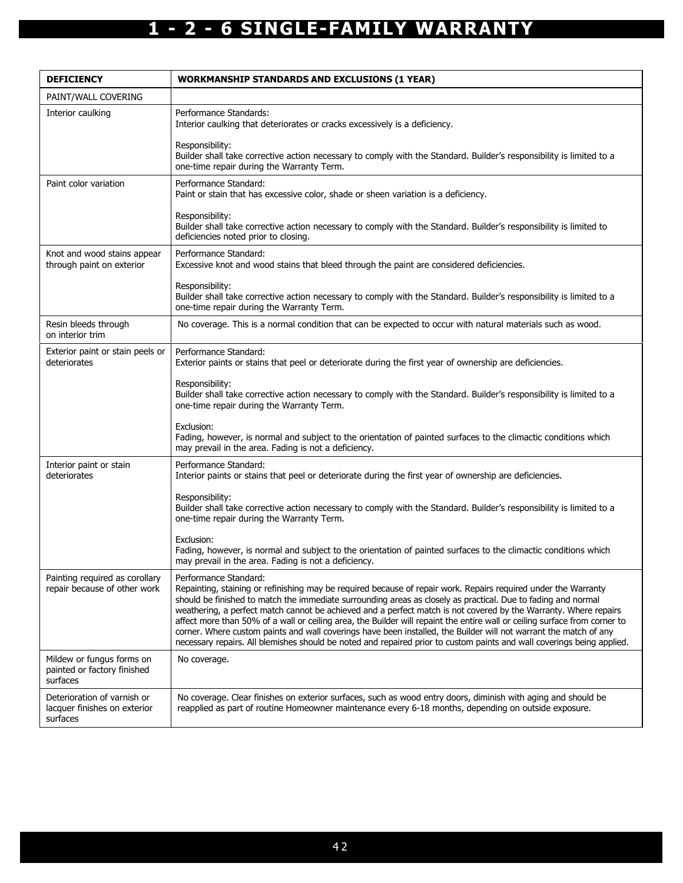# 1 - 2 - 6 SINGLE-FAMILY WARRANTY

| DEFICIENCY | WORKMANSHIP STANDARDS AND EXCLUSIONS (1 YEAR) |
|---|---|
| PAINT/WALL COVERING | |
| Interior caulking | Performance Standards:<br>Interior caulking that deteriorates or cracks excessively is a deficiency.<br><br>Responsibility:<br>Builder shall take corrective action necessary to comply with the Standard. Builder's responsibility is limited to a one-time repair during the Warranty Term. |
| Paint color variation | Performance Standard:<br>Paint or stain that has excessive color, shade or sheen variation is a deficiency.<br><br>Responsibility:<br>Builder shall take corrective action necessary to comply with the Standard. Builder's responsibility is limited to deficiencies noted prior to closing. |
| Knot and wood stains appear through paint on exterior | Performance Standard:<br>Excessive knot and wood stains that bleed through the paint are considered deficiencies.<br><br>Responsibility:<br>Builder shall take corrective action necessary to comply with the Standard. Builder's responsibility is limited to a one-time repair during the Warranty Term. |
| Resin bleeds through on interior trim | No coverage. This is a normal condition that can be expected to occur with natural materials such as wood. |
| Exterior paint or stain peels or deteriorates | Performance Standard:<br>Exterior paints or stains that peel or deteriorate during the first year of ownership are deficiencies.<br><br>Responsibility:<br>Builder shall take corrective action necessary to comply with the Standard. Builder's responsibility is limited to a one-time repair during the Warranty Term.<br><br>Exclusion:<br>Fading, however, is normal and subject to the orientation of painted surfaces to the climactic conditions which may prevail in the area. Fading is not a deficiency. |
| Interior paint or stain deteriorates | Performance Standard:<br>Interior paints or stains that peel or deteriorate during the first year of ownership are deficiencies.<br><br>Responsibility:<br>Builder shall take corrective action necessary to comply with the Standard. Builder's responsibility is limited to a one-time repair during the Warranty Term.<br><br>Exclusion:<br>Fading, however, is normal and subject to the orientation of painted surfaces to the climactic conditions which may prevail in the area. Fading is not a deficiency. |
| Painting required as corollary repair because of other work | Performance Standard:<br>Repainting, staining or refinishing may be required because of repair work. Repairs required under the Warranty should be finished to match the immediate surrounding areas as closely as practical. Due to fading and normal weathering, a perfect match cannot be achieved and a perfect match is not covered by the Warranty. Where repairs affect more than 50% of a wall or ceiling area, the Builder will repaint the entire wall or ceiling surface from corner to corner. Where custom paints and wall coverings have been installed, the Builder will not warrant the match of any necessary repairs. All blemishes should be noted and repaired prior to custom paints and wall coverings being applied. |
| Mildew or fungus forms on painted or factory finished surfaces | No coverage. |
| Deterioration of varnish or lacquer finishes on exterior surfaces | No coverage. Clear finishes on exterior surfaces, such as wood entry doors, diminish with aging and should be reapplied as part of routine Homeowner maintenance every 6-18 months, depending on outside exposure. |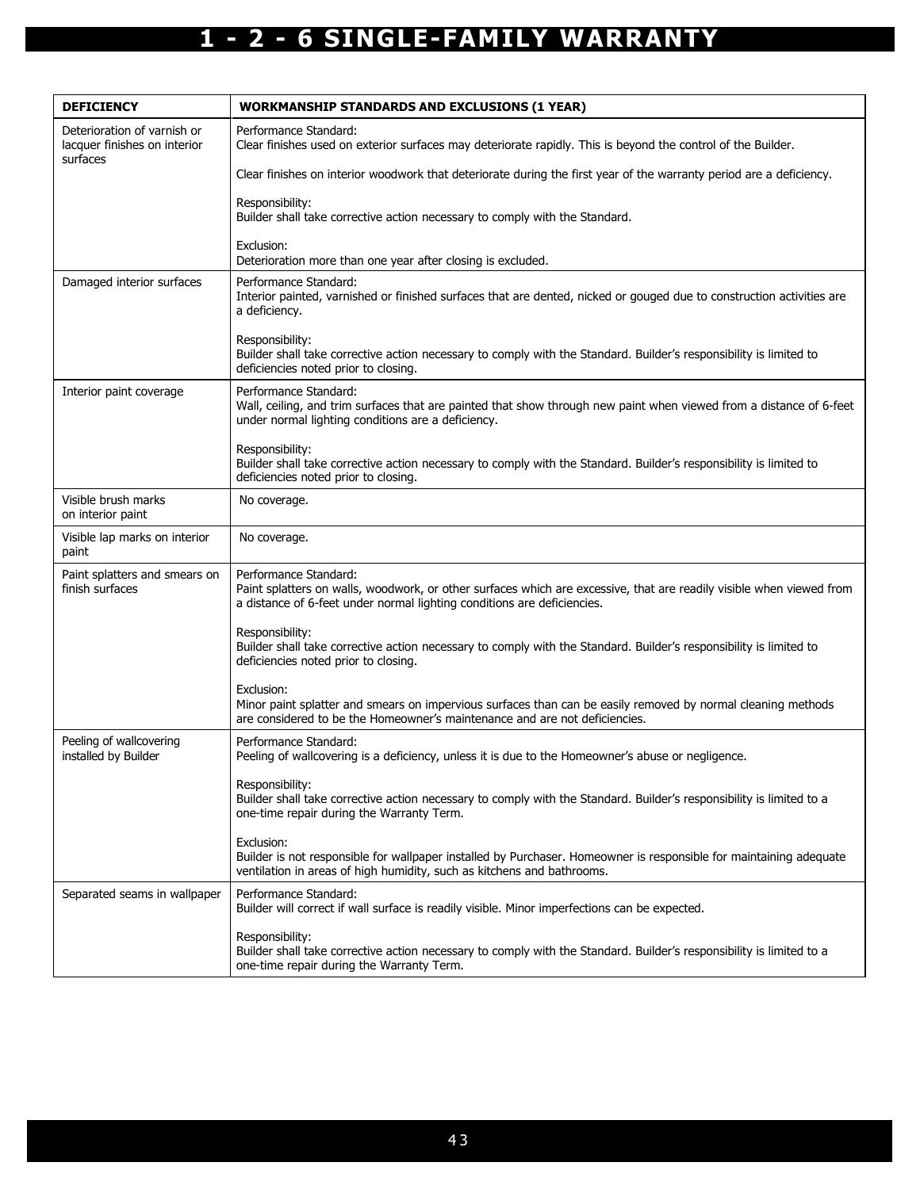# 1 - 2 - 6 SINGLE-FAMILY WARRANTY

| DEFICIENCY | WORKMANSHIP STANDARDS AND EXCLUSIONS (1 YEAR) |
|---|---|
| Deterioration of varnish or lacquer finishes on interior surfaces | Performance Standard:<br>Clear finishes used on exterior surfaces may deteriorate rapidly. This is beyond the control of the Builder.<br><br>Clear finishes on interior woodwork that deteriorate during the first year of the warranty period are a deficiency.<br><br>Responsibility:<br>Builder shall take corrective action necessary to comply with the Standard.<br><br>Exclusion:<br>Deterioration more than one year after closing is excluded. |
| Damaged interior surfaces | Performance Standard:<br>Interior painted, varnished or finished surfaces that are dented, nicked or gouged due to construction activities are a deficiency.<br><br>Responsibility:<br>Builder shall take corrective action necessary to comply with the Standard. Builder's responsibility is limited to deficiencies noted prior to closing. |
| Interior paint coverage | Performance Standard:<br>Wall, ceiling, and trim surfaces that are painted that show through new paint when viewed from a distance of 6-feet under normal lighting conditions are a deficiency.<br><br>Responsibility:<br>Builder shall take corrective action necessary to comply with the Standard. Builder's responsibility is limited to deficiencies noted prior to closing. |
| Visible brush marks on interior paint | No coverage. |
| Visible lap marks on interior paint | No coverage. |
| Paint splatters and smears on finish surfaces | Performance Standard:<br>Paint splatters on walls, woodwork, or other surfaces which are excessive, that are readily visible when viewed from a distance of 6-feet under normal lighting conditions are deficiencies.<br><br>Responsibility:<br>Builder shall take corrective action necessary to comply with the Standard. Builder's responsibility is limited to deficiencies noted prior to closing.<br><br>Exclusion:<br>Minor paint splatter and smears on impervious surfaces than can be easily removed by normal cleaning methods are considered to be the Homeowner's maintenance and are not deficiencies. |
| Peeling of wallcovering installed by Builder | Performance Standard:<br>Peeling of wallcovering is a deficiency, unless it is due to the Homeowner's abuse or negligence.<br><br>Responsibility:<br>Builder shall take corrective action necessary to comply with the Standard. Builder's responsibility is limited to a one-time repair during the Warranty Term.<br><br>Exclusion:<br>Builder is not responsible for wallpaper installed by Purchaser. Homeowner is responsible for maintaining adequate ventilation in areas of high humidity, such as kitchens and bathrooms. |
| Separated seams in wallpaper | Performance Standard:<br>Builder will correct if wall surface is readily visible. Minor imperfections can be expected.<br><br>Responsibility:<br>Builder shall take corrective action necessary to comply with the Standard. Builder's responsibility is limited to a one-time repair during the Warranty Term. |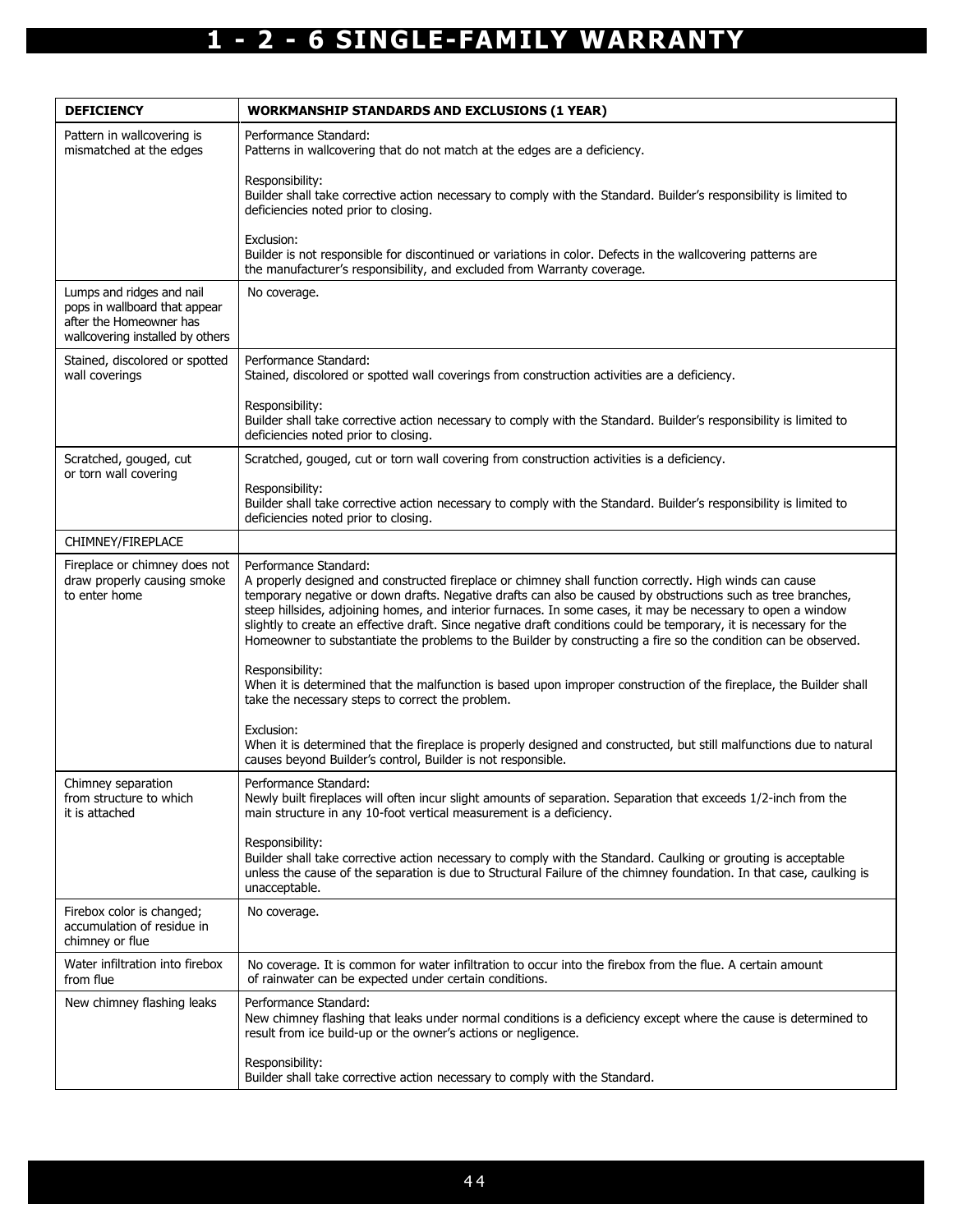# 1 - 2 - 6 SINGLE-FAMILY WARRANTY

| DEFICIENCY | WORKMANSHIP STANDARDS AND EXCLUSIONS (1 YEAR) |
|---|---|
| Pattern in wallcovering is mismatched at the edges | Performance Standard:<br>Patterns in wallcovering that do not match at the edges are a deficiency.<br><br>Responsibility:<br>Builder shall take corrective action necessary to comply with the Standard. Builder's responsibility is limited to deficiencies noted prior to closing.<br><br>Exclusion:<br>Builder is not responsible for discontinued or variations in color. Defects in the wallcovering patterns are the manufacturer's responsibility, and excluded from Warranty coverage. |
| Lumps and ridges and nail pops in wallboard that appear after the Homeowner has wallcovering installed by others | No coverage. |
| Stained, discolored or spotted wall coverings | Performance Standard:<br>Stained, discolored or spotted wall coverings from construction activities are a deficiency.<br><br>Responsibility:<br>Builder shall take corrective action necessary to comply with the Standard. Builder's responsibility is limited to deficiencies noted prior to closing. |
| Scratched, gouged, cut or torn wall covering | Scratched, gouged, cut or torn wall covering from construction activities is a deficiency.<br><br>Responsibility:<br>Builder shall take corrective action necessary to comply with the Standard. Builder's responsibility is limited to deficiencies noted prior to closing. |
| CHIMNEY/FIREPLACE | |
| Fireplace or chimney does not draw properly causing smoke to enter home | Performance Standard:<br>A properly designed and constructed fireplace or chimney shall function correctly. High winds can cause temporary negative or down drafts. Negative drafts can also be caused by obstructions such as tree branches, steep hillsides, adjoining homes, and interior furnaces. In some cases, it may be necessary to open a window slightly to create an effective draft. Since negative draft conditions could be temporary, it is necessary for the Homeowner to substantiate the problems to the Builder by constructing a fire so the condition can be observed.<br><br>Responsibility:<br>When it is determined that the malfunction is based upon improper construction of the fireplace, the Builder shall take the necessary steps to correct the problem.<br><br>Exclusion:<br>When it is determined that the fireplace is properly designed and constructed, but still malfunctions due to natural causes beyond Builder's control, Builder is not responsible. |
| Chimney separation from structure to which it is attached | Performance Standard:<br>Newly built fireplaces will often incur slight amounts of separation. Separation that exceeds 1/2-inch from the main structure in any 10-foot vertical measurement is a deficiency.<br><br>Responsibility:<br>Builder shall take corrective action necessary to comply with the Standard. Caulking or grouting is acceptable unless the cause of the separation is due to Structural Failure of the chimney foundation. In that case, caulking is unacceptable. |
| Firebox color is changed; accumulation of residue in chimney or flue | No coverage. |
| Water infiltration into firebox from flue | No coverage. It is common for water infiltration to occur into the firebox from the flue. A certain amount of rainwater can be expected under certain conditions. |
| New chimney flashing leaks | Performance Standard:<br>New chimney flashing that leaks under normal conditions is a deficiency except where the cause is determined to result from ice build-up or the owner's actions or negligence.<br><br>Responsibility:<br>Builder shall take corrective action necessary to comply with the Standard. |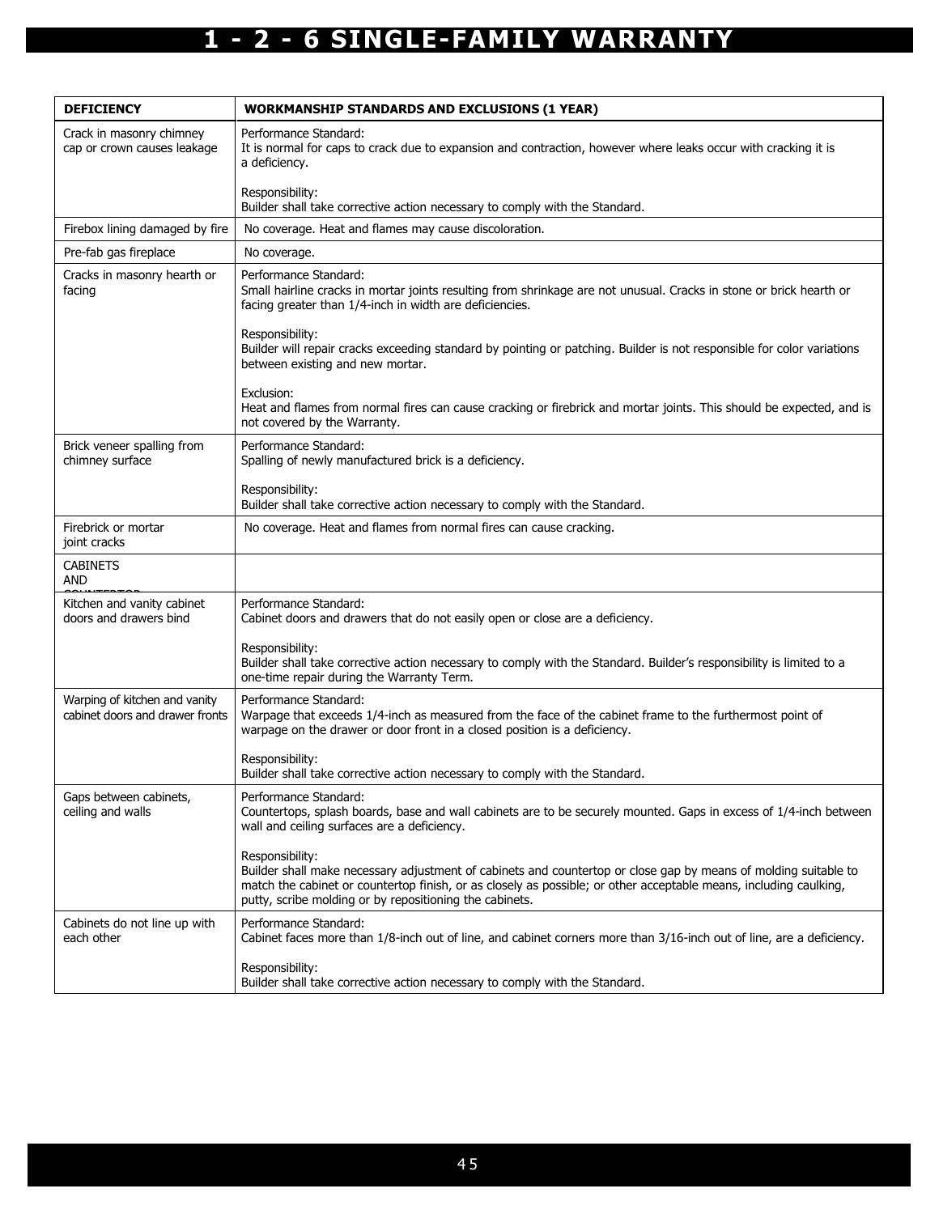# 1 - 2 - 6 SINGLE-FAMILY WARRANTY

| DEFICIENCY | WORKMANSHIP STANDARDS AND EXCLUSIONS (1 YEAR) |
|---|---|
| Crack in masonry chimney cap or crown causes leakage | Performance Standard:<br>It is normal for caps to crack due to expansion and contraction, however where leaks occur with cracking it is a deficiency.<br><br>Responsibility:<br>Builder shall take corrective action necessary to comply with the Standard. |
| Firebox lining damaged by fire | No coverage. Heat and flames may cause discoloration. |
| Pre-fab gas fireplace | No coverage. |
| Cracks in masonry hearth or facing | Performance Standard:<br>Small hairline cracks in mortar joints resulting from shrinkage are not unusual. Cracks in stone or brick hearth or facing greater than 1/4-inch in width are deficiencies.<br><br>Responsibility:<br>Builder will repair cracks exceeding standard by pointing or patching. Builder is not responsible for color variations between existing and new mortar.<br><br>Exclusion:<br>Heat and flames from normal fires can cause cracking or firebrick and mortar joints. This should be expected, and is not covered by the Warranty. |
| Brick veneer spalling from chimney surface | Performance Standard:<br>Spalling of newly manufactured brick is a deficiency.<br><br>Responsibility:<br>Builder shall take corrective action necessary to comply with the Standard. |
| Firebrick or mortar joint cracks | No coverage. Heat and flames from normal fires can cause cracking. |
| CABINETS AND COUNTERTOP | |
| Kitchen and vanity cabinet doors and drawers bind | Performance Standard:<br>Cabinet doors and drawers that do not easily open or close are a deficiency.<br><br>Responsibility:<br>Builder shall take corrective action necessary to comply with the Standard. Builder's responsibility is limited to a one-time repair during the Warranty Term. |
| Warping of kitchen and vanity cabinet doors and drawer fronts | Performance Standard:<br>Warpage that exceeds 1/4-inch as measured from the face of the cabinet frame to the furthermost point of warpage on the drawer or door front in a closed position is a deficiency.<br><br>Responsibility:<br>Builder shall take corrective action necessary to comply with the Standard. |
| Gaps between cabinets, ceiling and walls | Performance Standard:<br>Countertops, splash boards, base and wall cabinets are to be securely mounted. Gaps in excess of 1/4-inch between wall and ceiling surfaces are a deficiency.<br><br>Responsibility:<br>Builder shall make necessary adjustment of cabinets and countertop or close gap by means of molding suitable to match the cabinet or countertop finish, or as closely as possible; or other acceptable means, including caulking, putty, scribe molding or by repositioning the cabinets. |
| Cabinets do not line up with each other | Performance Standard:<br>Cabinet faces more than 1/8-inch out of line, and cabinet corners more than 3/16-inch out of line, are a deficiency.<br><br>Responsibility:<br>Builder shall take corrective action necessary to comply with the Standard. |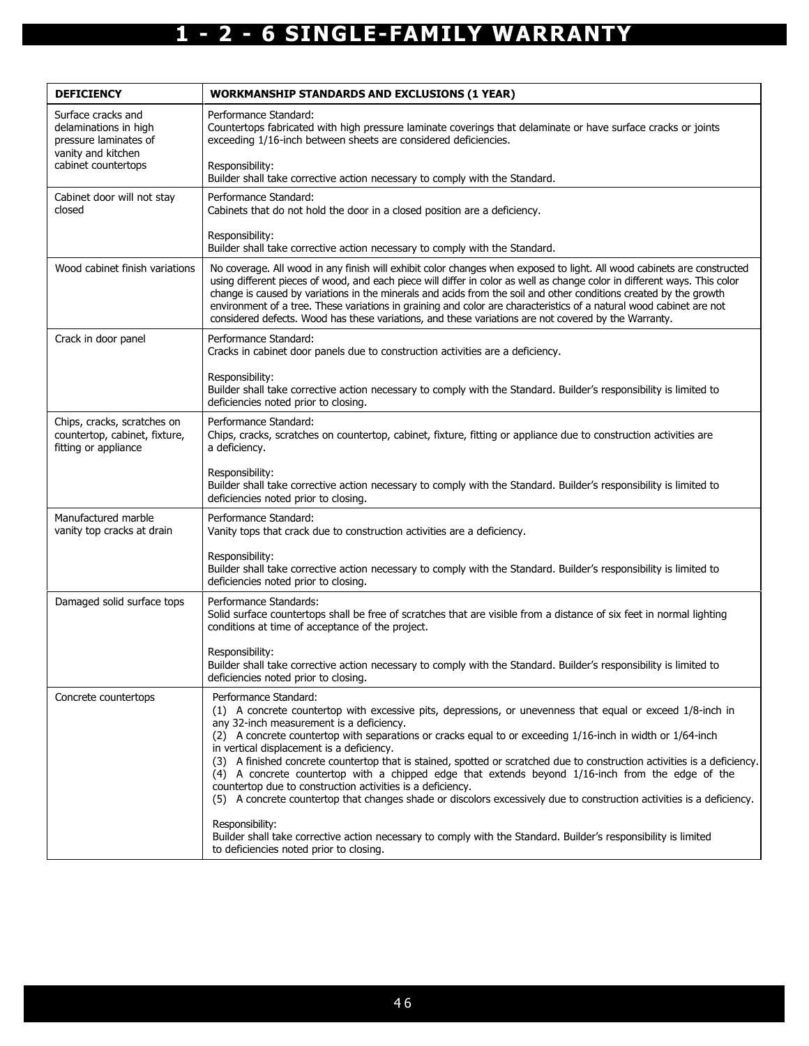# 1 - 2 - 6 SINGLE-FAMILY WARRANTY

| DEFICIENCY | WORKMANSHIP STANDARDS AND EXCLUSIONS (1 YEAR) |
| --- | --- |
| Surface cracks and delaminations in high pressure laminates of vanity and kitchen cabinet countertops | Performance Standard:<br>Countertops fabricated with high pressure laminate coverings that delaminate or have surface cracks or joints exceeding 1/16-inch between sheets are considered deficiencies.<br><br>Responsibility:<br>Builder shall take corrective action necessary to comply with the Standard. |
| Cabinet door will not stay closed | Performance Standard:<br>Cabinets that do not hold the door in a closed position are a deficiency.<br><br>Responsibility:<br>Builder shall take corrective action necessary to comply with the Standard. |
| Wood cabinet finish variations | No coverage. All wood in any finish will exhibit color changes when exposed to light. All wood cabinets are constructed using different pieces of wood, and each piece will differ in color as well as change color in different ways. This color change is caused by variations in the minerals and acids from the soil and other conditions created by the growth environment of a tree. These variations in graining and color are characteristics of a natural wood cabinet are not considered defects. Wood has these variations, and these variations are not covered by the Warranty. |
| Crack in door panel | Performance Standard:<br>Cracks in cabinet door panels due to construction activities are a deficiency.<br><br>Responsibility:<br>Builder shall take corrective action necessary to comply with the Standard. Builder's responsibility is limited to deficiencies noted prior to closing. |
| Chips, cracks, scratches on countertop, cabinet, fixture, fitting or appliance | Performance Standard:<br>Chips, cracks, scratches on countertop, cabinet, fixture, fitting or appliance due to construction activities are a deficiency.<br><br>Responsibility:<br>Builder shall take corrective action necessary to comply with the Standard. Builder's responsibility is limited to deficiencies noted prior to closing. |
| Manufactured marble vanity top cracks at drain | Performance Standard:<br>Vanity tops that crack due to construction activities are a deficiency.<br><br>Responsibility:<br>Builder shall take corrective action necessary to comply with the Standard. Builder's responsibility is limited to deficiencies noted prior to closing. |
| Damaged solid surface tops | Performance Standards:<br>Solid surface countertops shall be free of scratches that are visible from a distance of six feet in normal lighting conditions at time of acceptance of the project.<br><br>Responsibility:<br>Builder shall take corrective action necessary to comply with the Standard. Builder's responsibility is limited to deficiencies noted prior to closing. |
| Concrete countertops | Performance Standard:<br>(1) A concrete countertop with excessive pits, depressions, or unevenness that equal or exceed 1/8-inch in any 32-inch measurement is a deficiency.<br>(2) A concrete countertop with separations or cracks equal to or exceeding 1/16-inch in width or 1/64-inch in vertical displacement is a deficiency.<br>(3) A finished concrete countertop that is stained, spotted or scratched due to construction activities is a deficiency.<br>(4) A concrete countertop with a chipped edge that extends beyond 1/16-inch from the edge of the countertop due to construction activities is a deficiency.<br>(5) A concrete countertop that changes shade or discolors excessively due to construction activities is a deficiency.<br><br>Responsibility:<br>Builder shall take corrective action necessary to comply with the Standard. Builder's responsibility is limited to deficiencies noted prior to closing. |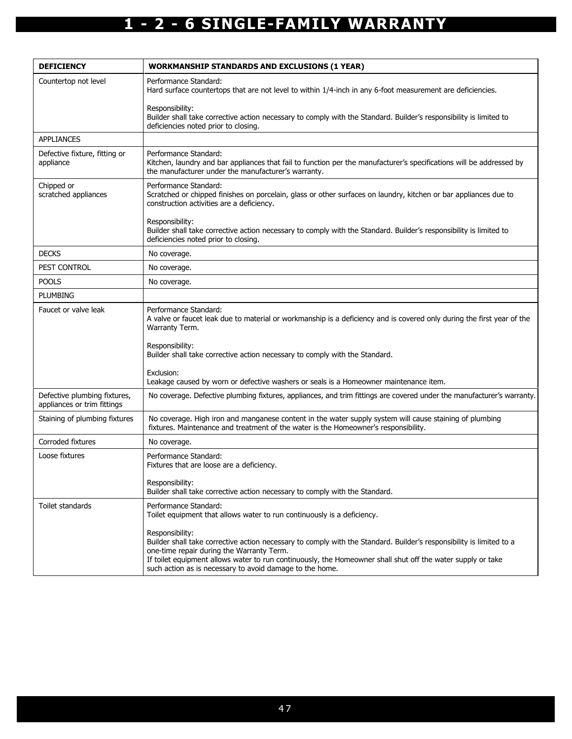# 1 - 2 - 6 SINGLE-FAMILY WARRANTY

| DEFICIENCY | WORKMANSHIP STANDARDS AND EXCLUSIONS (1 YEAR) |
|---|---|
| Countertop not level | Performance Standard:<br>Hard surface countertops that are not level to within 1/4-inch in any 6-foot measurement are deficiencies.<br><br>Responsibility:<br>Builder shall take corrective action necessary to comply with the Standard. Builder's responsibility is limited to deficiencies noted prior to closing. |
| APPLIANCES | |
| Defective fixture, fitting or appliance | Performance Standard:<br>Kitchen, laundry and bar appliances that fail to function per the manufacturer's specifications will be addressed by the manufacturer under the manufacturer's warranty. |
| Chipped or scratched appliances | Performance Standard:<br>Scratched or chipped finishes on porcelain, glass or other surfaces on laundry, kitchen or bar appliances due to construction activities are a deficiency.<br><br>Responsibility:<br>Builder shall take corrective action necessary to comply with the Standard. Builder's responsibility is limited to deficiencies noted prior to closing. |
| DECKS | No coverage. |
| PEST CONTROL | No coverage. |
| POOLS | No coverage. |
| PLUMBING | |
| Faucet or valve leak | Performance Standard:<br>A valve or faucet leak due to material or workmanship is a deficiency and is covered only during the first year of the Warranty Term.<br><br>Responsibility:<br>Builder shall take corrective action necessary to comply with the Standard.<br><br>Exclusion:<br>Leakage caused by worn or defective washers or seals is a Homeowner maintenance item. |
| Defective plumbing fixtures, appliances or trim fittings | No coverage. Defective plumbing fixtures, appliances, and trim fittings are covered under the manufacturer's warranty. |
| Staining of plumbing fixtures | No coverage. High iron and manganese content in the water supply system will cause staining of plumbing fixtures. Maintenance and treatment of the water is the Homeowner's responsibility. |
| Corroded fixtures | No coverage. |
| Loose fixtures | Performance Standard:<br>Fixtures that are loose are a deficiency.<br><br>Responsibility:<br>Builder shall take corrective action necessary to comply with the Standard. |
| Toilet standards | Performance Standard:<br>Toilet equipment that allows water to run continuously is a deficiency.<br><br>Responsibility:<br>Builder shall take corrective action necessary to comply with the Standard. Builder's responsibility is limited to a one-time repair during the Warranty Term.<br>If toilet equipment allows water to run continuously, the Homeowner shall shut off the water supply or take such action as is necessary to avoid damage to the home. |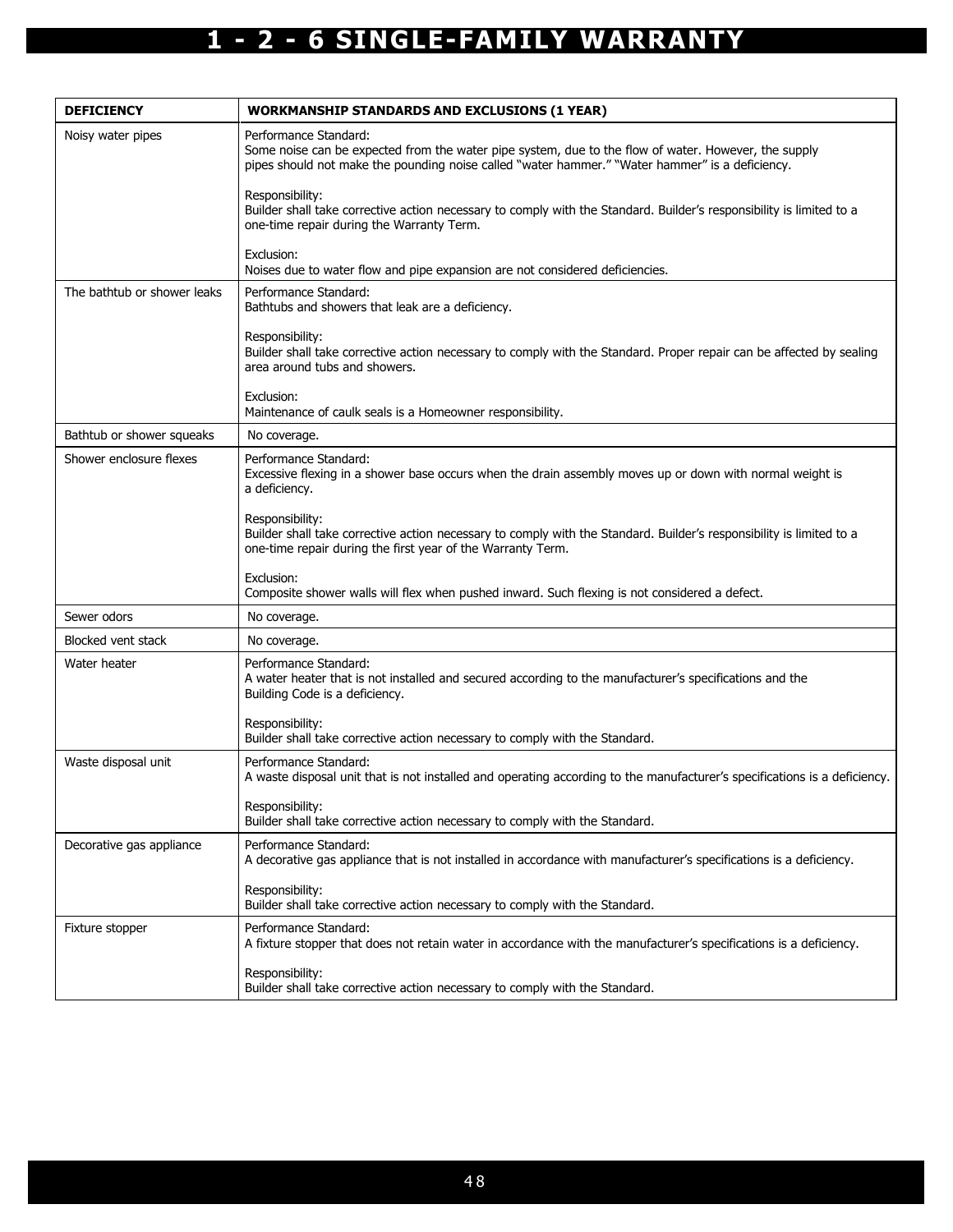# 1 - 2 - 6 SINGLE-FAMILY WARRANTY

| DEFICIENCY | WORKMANSHIP STANDARDS AND EXCLUSIONS (1 YEAR) |
|---|---|
| Noisy water pipes | Performance Standard:<br>Some noise can be expected from the water pipe system, due to the flow of water. However, the supply pipes should not make the pounding noise called "water hammer." "Water hammer" is a deficiency.<br><br>Responsibility:<br>Builder shall take corrective action necessary to comply with the Standard. Builder's responsibility is limited to a one-time repair during the Warranty Term.<br><br>Exclusion:<br>Noises due to water flow and pipe expansion are not considered deficiencies. |
| The bathtub or shower leaks | Performance Standard:<br>Bathtubs and showers that leak are a deficiency.<br><br>Responsibility:<br>Builder shall take corrective action necessary to comply with the Standard. Proper repair can be affected by sealing area around tubs and showers.<br><br>Exclusion:<br>Maintenance of caulk seals is a Homeowner responsibility. |
| Bathtub or shower squeaks | No coverage. |
| Shower enclosure flexes | Performance Standard:<br>Excessive flexing in a shower base occurs when the drain assembly moves up or down with normal weight is a deficiency.<br><br>Responsibility:<br>Builder shall take corrective action necessary to comply with the Standard. Builder's responsibility is limited to a one-time repair during the first year of the Warranty Term.<br><br>Exclusion:<br>Composite shower walls will flex when pushed inward. Such flexing is not considered a defect. |
| Sewer odors | No coverage. |
| Blocked vent stack | No coverage. |
| Water heater | Performance Standard:<br>A water heater that is not installed and secured according to the manufacturer's specifications and the Building Code is a deficiency.<br><br>Responsibility:<br>Builder shall take corrective action necessary to comply with the Standard. |
| Waste disposal unit | Performance Standard:<br>A waste disposal unit that is not installed and operating according to the manufacturer's specifications is a deficiency.<br><br>Responsibility:<br>Builder shall take corrective action necessary to comply with the Standard. |
| Decorative gas appliance | Performance Standard:<br>A decorative gas appliance that is not installed in accordance with manufacturer's specifications is a deficiency.<br><br>Responsibility:<br>Builder shall take corrective action necessary to comply with the Standard. |
| Fixture stopper | Performance Standard:<br>A fixture stopper that does not retain water in accordance with the manufacturer's specifications is a deficiency.<br><br>Responsibility:<br>Builder shall take corrective action necessary to comply with the Standard. |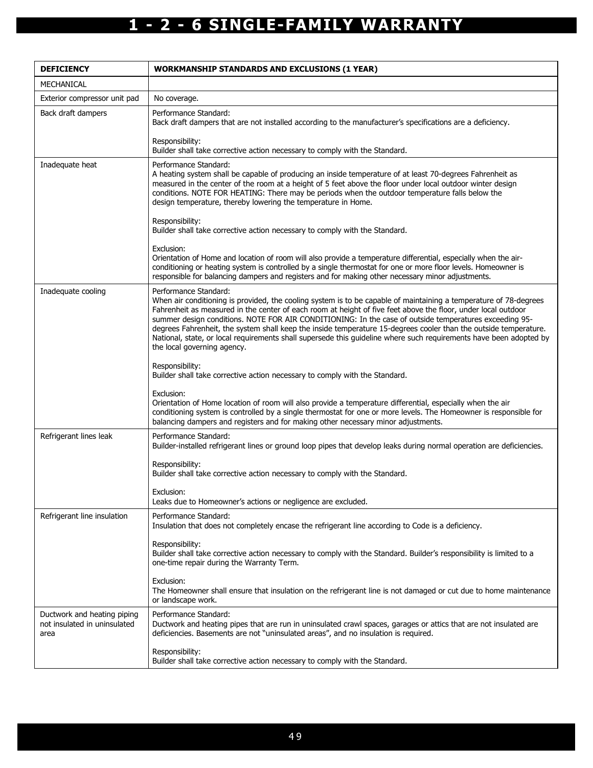# 1 - 2 - 6 SINGLE-FAMILY WARRANTY

| DEFICIENCY | WORKMANSHIP STANDARDS AND EXCLUSIONS (1 YEAR) |
|---|---|
| MECHANICAL | |
| Exterior compressor unit pad | No coverage. |
| Back draft dampers | Performance Standard:<br>Back draft dampers that are not installed according to the manufacturer's specifications are a deficiency.<br><br>Responsibility:<br>Builder shall take corrective action necessary to comply with the Standard. |
| Inadequate heat | Performance Standard:<br>A heating system shall be capable of producing an inside temperature of at least 70-degrees Fahrenheit as measured in the center of the room at a height of 5 feet above the floor under local outdoor winter design conditions. NOTE FOR HEATING: There may be periods when the outdoor temperature falls below the design temperature, thereby lowering the temperature in Home.<br><br>Responsibility:<br>Builder shall take corrective action necessary to comply with the Standard.<br><br>Exclusion:<br>Orientation of Home and location of room will also provide a temperature differential, especially when the air-conditioning or heating system is controlled by a single thermostat for one or more floor levels. Homeowner is responsible for balancing dampers and registers and for making other necessary minor adjustments. |
| Inadequate cooling | Performance Standard:<br>When air conditioning is provided, the cooling system is to be capable of maintaining a temperature of 78-degrees Fahrenheit as measured in the center of each room at height of five feet above the floor, under local outdoor summer design conditions. NOTE FOR AIR CONDITIONING: In the case of outside temperatures exceeding 95-degrees Fahrenheit, the system shall keep the inside temperature 15-degrees cooler than the outside temperature. National, state, or local requirements shall supersede this guideline where such requirements have been adopted by the local governing agency.<br><br>Responsibility:<br>Builder shall take corrective action necessary to comply with the Standard.<br><br>Exclusion:<br>Orientation of Home location of room will also provide a temperature differential, especially when the air conditioning system is controlled by a single thermostat for one or more levels. The Homeowner is responsible for balancing dampers and registers and for making other necessary minor adjustments. |
| Refrigerant lines leak | Performance Standard:<br>Builder-installed refrigerant lines or ground loop pipes that develop leaks during normal operation are deficiencies.<br><br>Responsibility:<br>Builder shall take corrective action necessary to comply with the Standard.<br><br>Exclusion:<br>Leaks due to Homeowner's actions or negligence are excluded. |
| Refrigerant line insulation | Performance Standard:<br>Insulation that does not completely encase the refrigerant line according to Code is a deficiency.<br><br>Responsibility:<br>Builder shall take corrective action necessary to comply with the Standard. Builder's responsibility is limited to a one-time repair during the Warranty Term.<br><br>Exclusion:<br>The Homeowner shall ensure that insulation on the refrigerant line is not damaged or cut due to home maintenance or landscape work. |
| Ductwork and heating piping not insulated in uninsulated area | Performance Standard:<br>Ductwork and heating pipes that are run in uninsulated crawl spaces, garages or attics that are not insulated are deficiencies. Basements are not "uninsulated areas", and no insulation is required.<br><br>Responsibility:<br>Builder shall take corrective action necessary to comply with the Standard. |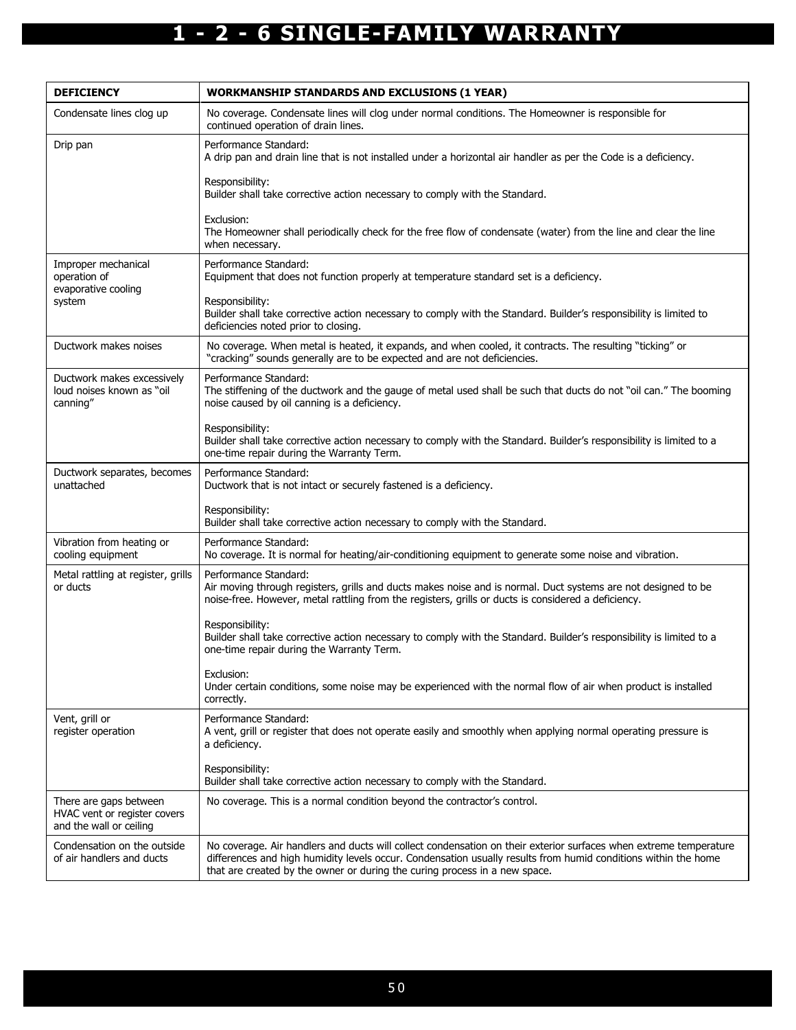# 1 - 2 - 6 SINGLE-FAMILY WARRANTY

| DEFICIENCY | WORKMANSHIP STANDARDS AND EXCLUSIONS (1 YEAR) |
|---|---|
| Condensate lines clog up | No coverage. Condensate lines will clog under normal conditions. The Homeowner is responsible for continued operation of drain lines. |
| Drip pan | Performance Standard:<br>A drip pan and drain line that is not installed under a horizontal air handler as per the Code is a deficiency.<br><br>Responsibility:<br>Builder shall take corrective action necessary to comply with the Standard.<br><br>Exclusion:<br>The Homeowner shall periodically check for the free flow of condensate (water) from the line and clear the line when necessary. |
| Improper mechanical operation of evaporative cooling system | Performance Standard:<br>Equipment that does not function properly at temperature standard set is a deficiency.<br><br>Responsibility:<br>Builder shall take corrective action necessary to comply with the Standard. Builder's responsibility is limited to deficiencies noted prior to closing. |
| Ductwork makes noises | No coverage. When metal is heated, it expands, and when cooled, it contracts. The resulting "ticking" or "cracking" sounds generally are to be expected and are not deficiencies. |
| Ductwork makes excessively loud noises known as "oil canning" | Performance Standard:<br>The stiffening of the ductwork and the gauge of metal used shall be such that ducts do not "oil can." The booming noise caused by oil canning is a deficiency.<br><br>Responsibility:<br>Builder shall take corrective action necessary to comply with the Standard. Builder's responsibility is limited to a one-time repair during the Warranty Term. |
| Ductwork separates, becomes unattached | Performance Standard:<br>Ductwork that is not intact or securely fastened is a deficiency.<br><br>Responsibility:<br>Builder shall take corrective action necessary to comply with the Standard. |
| Vibration from heating or cooling equipment | Performance Standard:<br>No coverage. It is normal for heating/air-conditioning equipment to generate some noise and vibration. |
| Metal rattling at register, grills or ducts | Performance Standard:<br>Air moving through registers, grills and ducts makes noise and is normal. Duct systems are not designed to be noise-free. However, metal rattling from the registers, grills or ducts is considered a deficiency.<br><br>Responsibility:<br>Builder shall take corrective action necessary to comply with the Standard. Builder's responsibility is limited to a one-time repair during the Warranty Term.<br><br>Exclusion:<br>Under certain conditions, some noise may be experienced with the normal flow of air when product is installed correctly. |
| Vent, grill or register operation | Performance Standard:<br>A vent, grill or register that does not operate easily and smoothly when applying normal operating pressure is a deficiency.<br><br>Responsibility:<br>Builder shall take corrective action necessary to comply with the Standard. |
| There are gaps between HVAC vent or register covers and the wall or ceiling | No coverage. This is a normal condition beyond the contractor's control. |
| Condensation on the outside of air handlers and ducts | No coverage. Air handlers and ducts will collect condensation on their exterior surfaces when extreme temperature differences and high humidity levels occur. Condensation usually results from humid conditions within the home that are created by the owner or during the curing process in a new space. |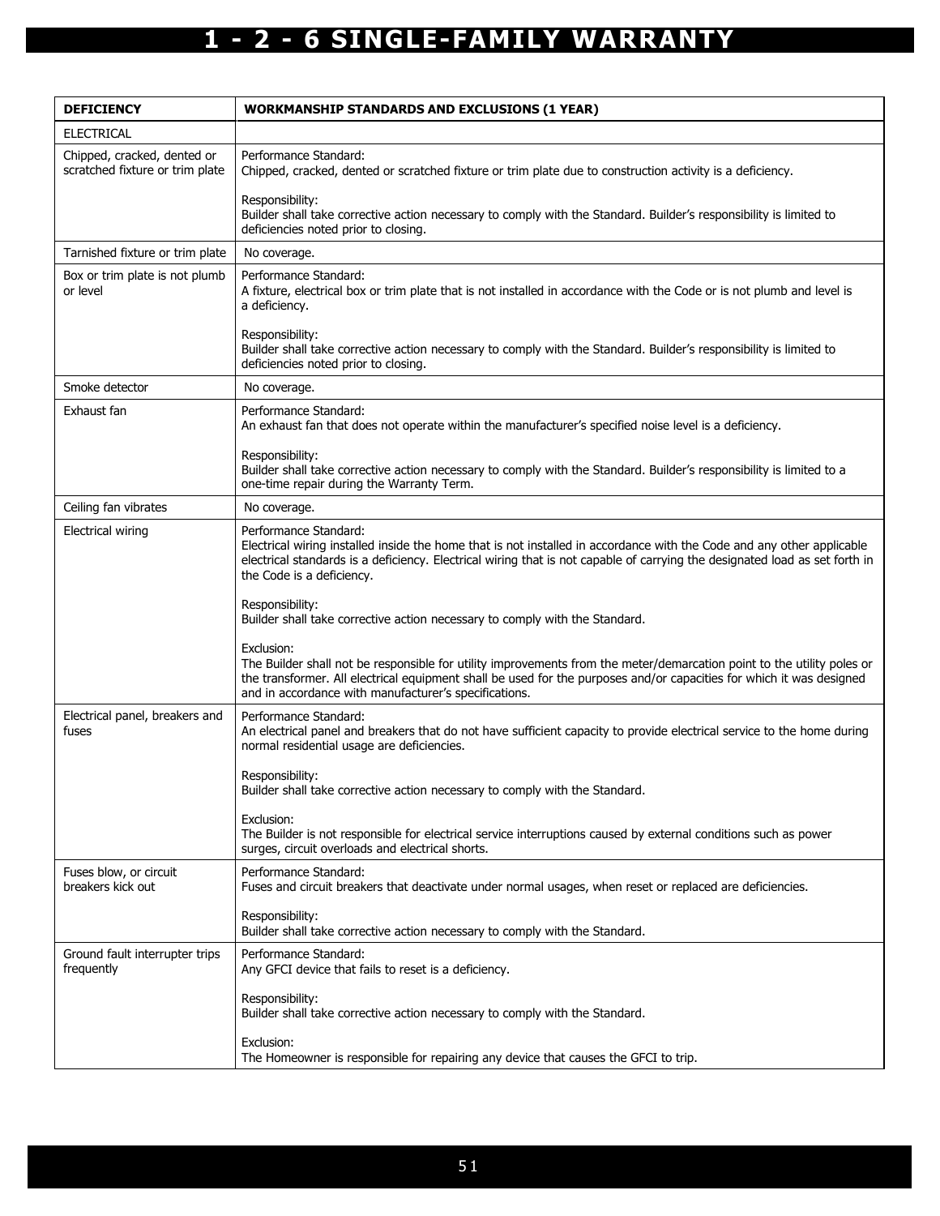# 1 - 2 - 6 SINGLE-FAMILY WARRANTY

| DEFICIENCY | WORKMANSHIP STANDARDS AND EXCLUSIONS (1 YEAR) |
|---|---|
| ELECTRICAL | |
| Chipped, cracked, dented or scratched fixture or trim plate | Performance Standard:<br>Chipped, cracked, dented or scratched fixture or trim plate due to construction activity is a deficiency.<br><br>Responsibility:<br>Builder shall take corrective action necessary to comply with the Standard. Builder's responsibility is limited to deficiencies noted prior to closing. |
| Tarnished fixture or trim plate | No coverage. |
| Box or trim plate is not plumb or level | Performance Standard:<br>A fixture, electrical box or trim plate that is not installed in accordance with the Code or is not plumb and level is a deficiency.<br><br>Responsibility:<br>Builder shall take corrective action necessary to comply with the Standard. Builder's responsibility is limited to deficiencies noted prior to closing. |
| Smoke detector | No coverage. |
| Exhaust fan | Performance Standard:<br>An exhaust fan that does not operate within the manufacturer's specified noise level is a deficiency.<br><br>Responsibility:<br>Builder shall take corrective action necessary to comply with the Standard. Builder's responsibility is limited to a one-time repair during the Warranty Term. |
| Ceiling fan vibrates | No coverage. |
| Electrical wiring | Performance Standard:<br>Electrical wiring installed inside the home that is not installed in accordance with the Code and any other applicable electrical standards is a deficiency. Electrical wiring that is not capable of carrying the designated load as set forth in the Code is a deficiency.<br><br>Responsibility:<br>Builder shall take corrective action necessary to comply with the Standard.<br><br>Exclusion:<br>The Builder shall not be responsible for utility improvements from the meter/demarcation point to the utility poles or the transformer. All electrical equipment shall be used for the purposes and/or capacities for which it was designed and in accordance with manufacturer's specifications. |
| Electrical panel, breakers and fuses | Performance Standard:<br>An electrical panel and breakers that do not have sufficient capacity to provide electrical service to the home during normal residential usage are deficiencies.<br><br>Responsibility:<br>Builder shall take corrective action necessary to comply with the Standard.<br><br>Exclusion:<br>The Builder is not responsible for electrical service interruptions caused by external conditions such as power surges, circuit overloads and electrical shorts. |
| Fuses blow, or circuit breakers kick out | Performance Standard:<br>Fuses and circuit breakers that deactivate under normal usages, when reset or replaced are deficiencies.<br><br>Responsibility:<br>Builder shall take corrective action necessary to comply with the Standard. |
| Ground fault interrupter trips frequently | Performance Standard:<br>Any GFCI device that fails to reset is a deficiency.<br><br>Responsibility:<br>Builder shall take corrective action necessary to comply with the Standard.<br><br>Exclusion:<br>The Homeowner is responsible for repairing any device that causes the GFCI to trip. |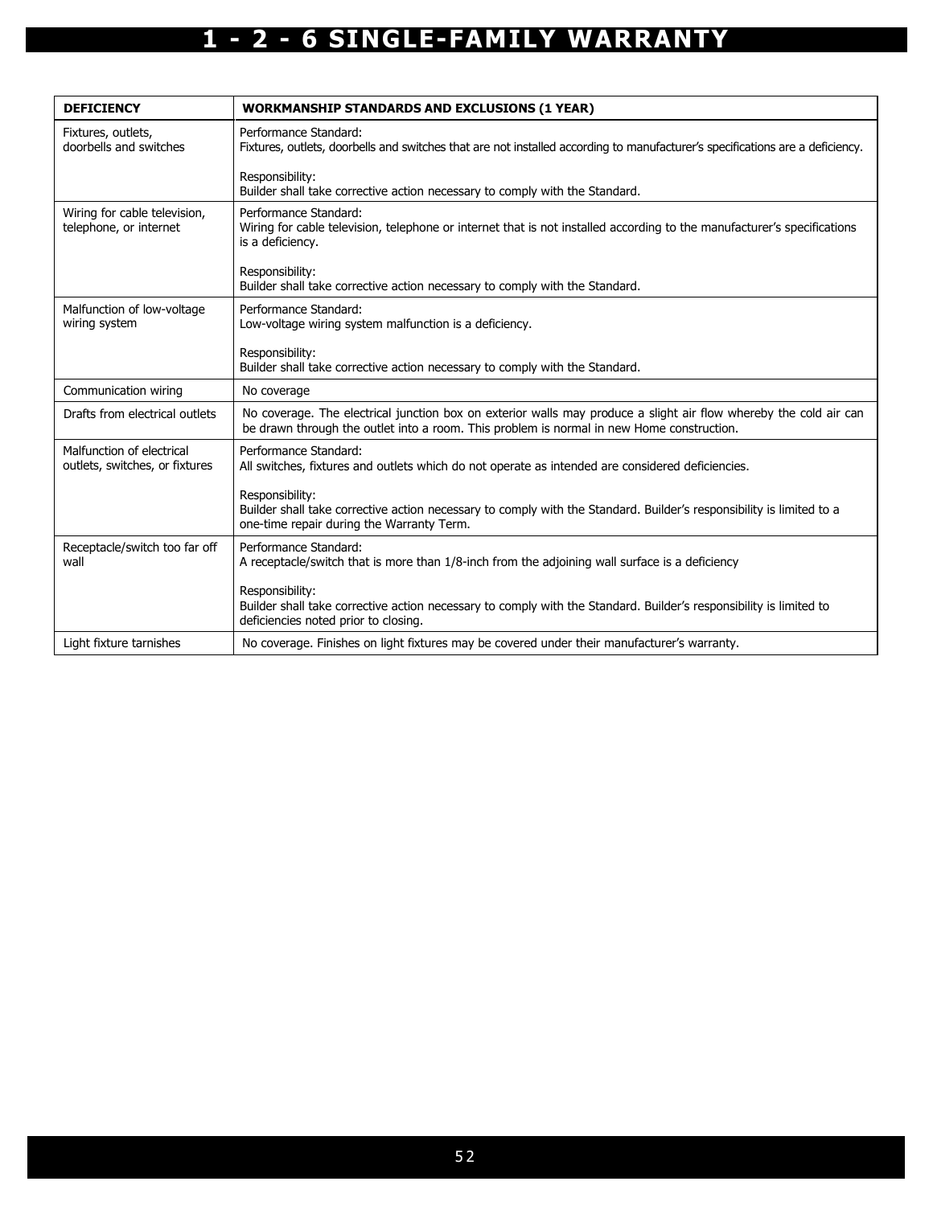# 1 - 2 - 6 SINGLE-FAMILY WARRANTY

| DEFICIENCY | WORKMANSHIP STANDARDS AND EXCLUSIONS (1 YEAR) |
|---|---|
| Fixtures, outlets, doorbells and switches | Performance Standard:<br>Fixtures, outlets, doorbells and switches that are not installed according to manufacturer's specifications are a deficiency.<br><br>Responsibility:<br>Builder shall take corrective action necessary to comply with the Standard. |
| Wiring for cable television, telephone, or internet | Performance Standard:<br>Wiring for cable television, telephone or internet that is not installed according to the manufacturer's specifications is a deficiency.<br><br>Responsibility:<br>Builder shall take corrective action necessary to comply with the Standard. |
| Malfunction of low-voltage wiring system | Performance Standard:<br>Low-voltage wiring system malfunction is a deficiency.<br><br>Responsibility:<br>Builder shall take corrective action necessary to comply with the Standard. |
| Communication wiring | No coverage |
| Drafts from electrical outlets | No coverage. The electrical junction box on exterior walls may produce a slight air flow whereby the cold air can be drawn through the outlet into a room. This problem is normal in new Home construction. |
| Malfunction of electrical outlets, switches, or fixtures | Performance Standard:<br>All switches, fixtures and outlets which do not operate as intended are considered deficiencies.<br><br>Responsibility:<br>Builder shall take corrective action necessary to comply with the Standard. Builder's responsibility is limited to a one-time repair during the Warranty Term. |
| Receptacle/switch too far off wall | Performance Standard:<br>A receptacle/switch that is more than 1/8-inch from the adjoining wall surface is a deficiency<br><br>Responsibility:<br>Builder shall take corrective action necessary to comply with the Standard. Builder's responsibility is limited to deficiencies noted prior to closing. |
| Light fixture tarnishes | No coverage. Finishes on light fixtures may be covered under their manufacturer's warranty. |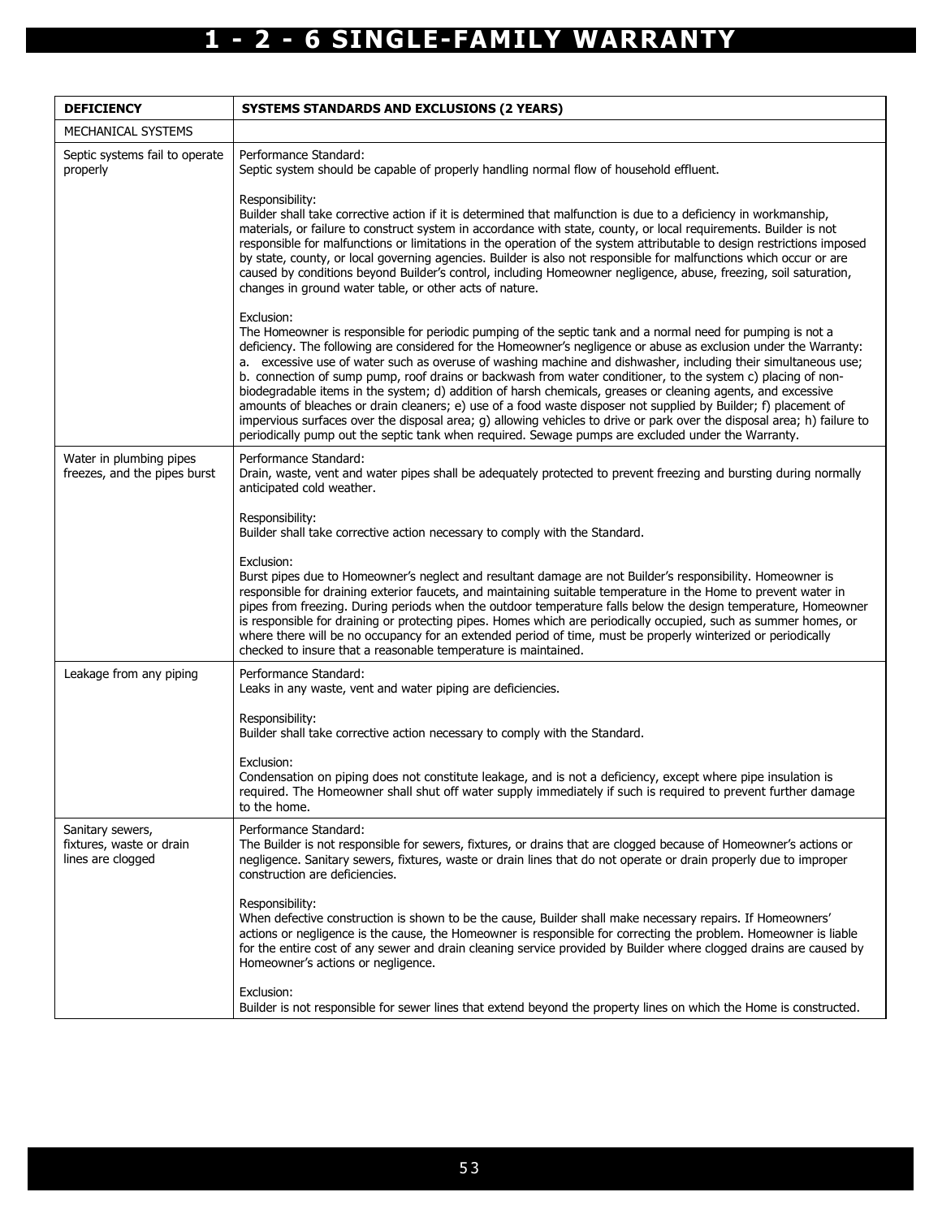# 1 - 2 - 6 SINGLE-FAMILY WARRANTY

| DEFICIENCY | SYSTEMS STANDARDS AND EXCLUSIONS (2 YEARS) |
|---|---|
| MECHANICAL SYSTEMS | |
| Septic systems fail to operate properly | Performance Standard:<br>Septic system should be capable of properly handling normal flow of household effluent.<br><br>Responsibility:<br>Builder shall take corrective action if it is determined that malfunction is due to a deficiency in workmanship, materials, or failure to construct system in accordance with state, county, or local requirements. Builder is not responsible for malfunctions or limitations in the operation of the system attributable to design restrictions imposed by state, county, or local governing agencies. Builder is also not responsible for malfunctions which occur or are caused by conditions beyond Builder's control, including Homeowner negligence, abuse, freezing, soil saturation, changes in ground water table, or other acts of nature.<br><br>Exclusion:<br>The Homeowner is responsible for periodic pumping of the septic tank and a normal need for pumping is not a deficiency. The following are considered for the Homeowner's negligence or abuse as exclusion under the Warranty: a. excessive use of water such as overuse of washing machine and dishwasher, including their simultaneous use; b. connection of sump pump, roof drains or backwash from water conditioner, to the system c) placing of non-biodegradable items in the system; d) addition of harsh chemicals, greases or cleaning agents, and excessive amounts of bleaches or drain cleaners; e) use of a food waste disposer not supplied by Builder; f) placement of impervious surfaces over the disposal area; g) allowing vehicles to drive or park over the disposal area; h) failure to periodically pump out the septic tank when required. Sewage pumps are excluded under the Warranty. |
| Water in plumbing pipes freezes, and the pipes burst | Performance Standard:<br>Drain, waste, vent and water pipes shall be adequately protected to prevent freezing and bursting during normally anticipated cold weather.<br><br>Responsibility:<br>Builder shall take corrective action necessary to comply with the Standard.<br><br>Exclusion:<br>Burst pipes due to Homeowner's neglect and resultant damage are not Builder's responsibility. Homeowner is responsible for draining exterior faucets, and maintaining suitable temperature in the Home to prevent water in pipes from freezing. During periods when the outdoor temperature falls below the design temperature, Homeowner is responsible for draining or protecting pipes. Homes which are periodically occupied, such as summer homes, or where there will be no occupancy for an extended period of time, must be properly winterized or periodically checked to insure that a reasonable temperature is maintained. |
| Leakage from any piping | Performance Standard:<br>Leaks in any waste, vent and water piping are deficiencies.<br><br>Responsibility:<br>Builder shall take corrective action necessary to comply with the Standard.<br><br>Exclusion:<br>Condensation on piping does not constitute leakage, and is not a deficiency, except where pipe insulation is required. The Homeowner shall shut off water supply immediately if such is required to prevent further damage to the home. |
| Sanitary sewers, fixtures, waste or drain lines are clogged | Performance Standard:<br>The Builder is not responsible for sewers, fixtures, or drains that are clogged because of Homeowner's actions or negligence. Sanitary sewers, fixtures, waste or drain lines that do not operate or drain properly due to improper construction are deficiencies.<br><br>Responsibility:<br>When defective construction is shown to be the cause, Builder shall make necessary repairs. If Homeowners' actions or negligence is the cause, the Homeowner is responsible for correcting the problem. Homeowner is liable for the entire cost of any sewer and drain cleaning service provided by Builder where clogged drains are caused by Homeowner's actions or negligence.<br><br>Exclusion:<br>Builder is not responsible for sewer lines that extend beyond the property lines on which the Home is constructed. |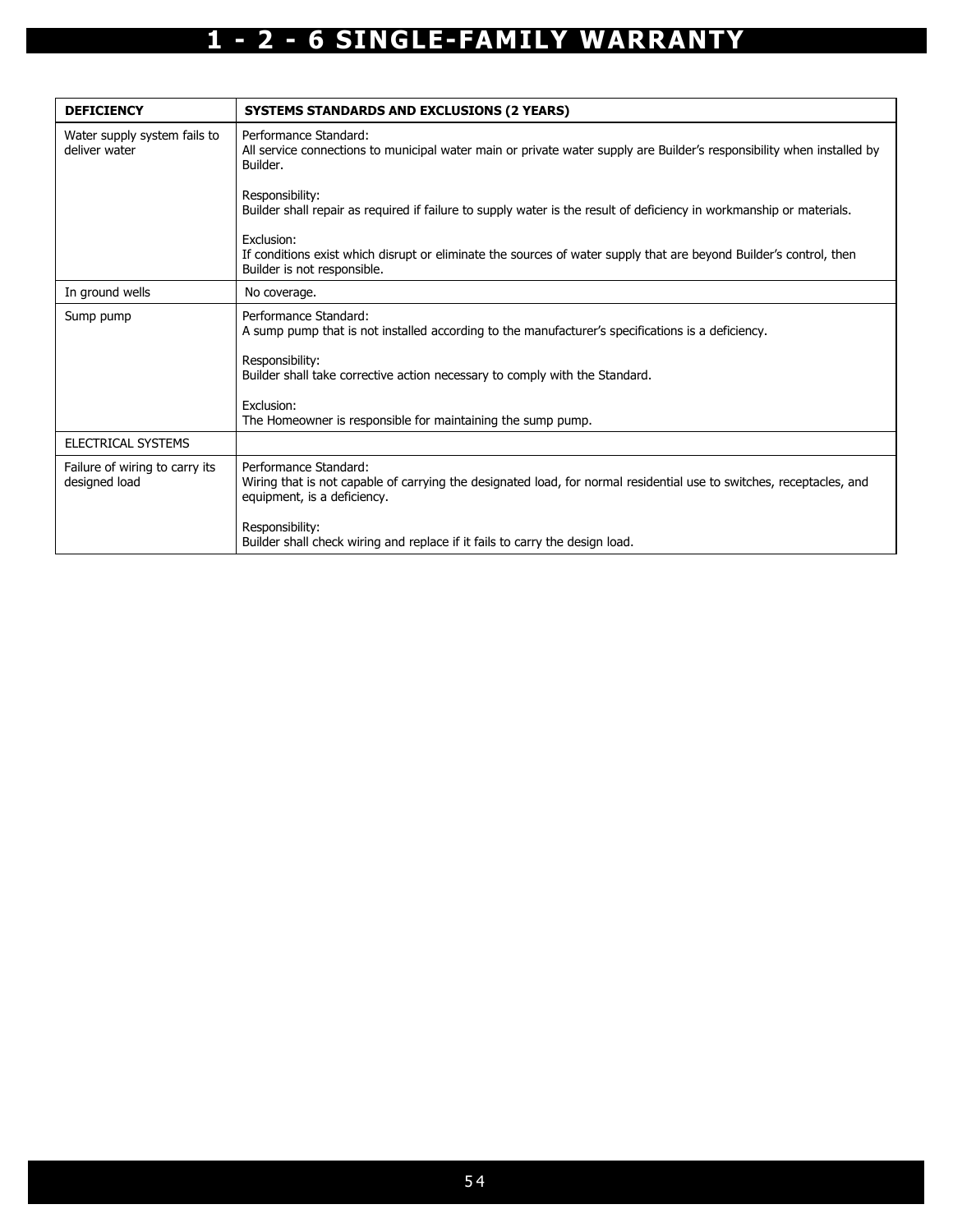| DEFICIENCY | SYSTEMS STANDARDS AND EXCLUSIONS (2 YEARS) |
|---|---|
| Water supply system fails to deliver water | Performance Standard:<br>All service connections to municipal water main or private water supply are Builder's responsibility when installed by Builder.<br><br>Responsibility:<br>Builder shall repair as required if failure to supply water is the result of deficiency in workmanship or materials.<br><br>Exclusion:<br>If conditions exist which disrupt or eliminate the sources of water supply that are beyond Builder's control, then Builder is not responsible. |
| In ground wells | No coverage. |
| Sump pump | Performance Standard:<br>A sump pump that is not installed according to the manufacturer's specifications is a deficiency.<br><br>Responsibility:<br>Builder shall take corrective action necessary to comply with the Standard.<br><br>Exclusion:<br>The Homeowner is responsible for maintaining the sump pump. |
| ELECTRICAL SYSTEMS | |
| Failure of wiring to carry its designed load | Performance Standard:<br>Wiring that is not capable of carrying the designated load, for normal residential use to switches, receptacles, and equipment, is a deficiency.<br><br>Responsibility:<br>Builder shall check wiring and replace if it fails to carry the design load. |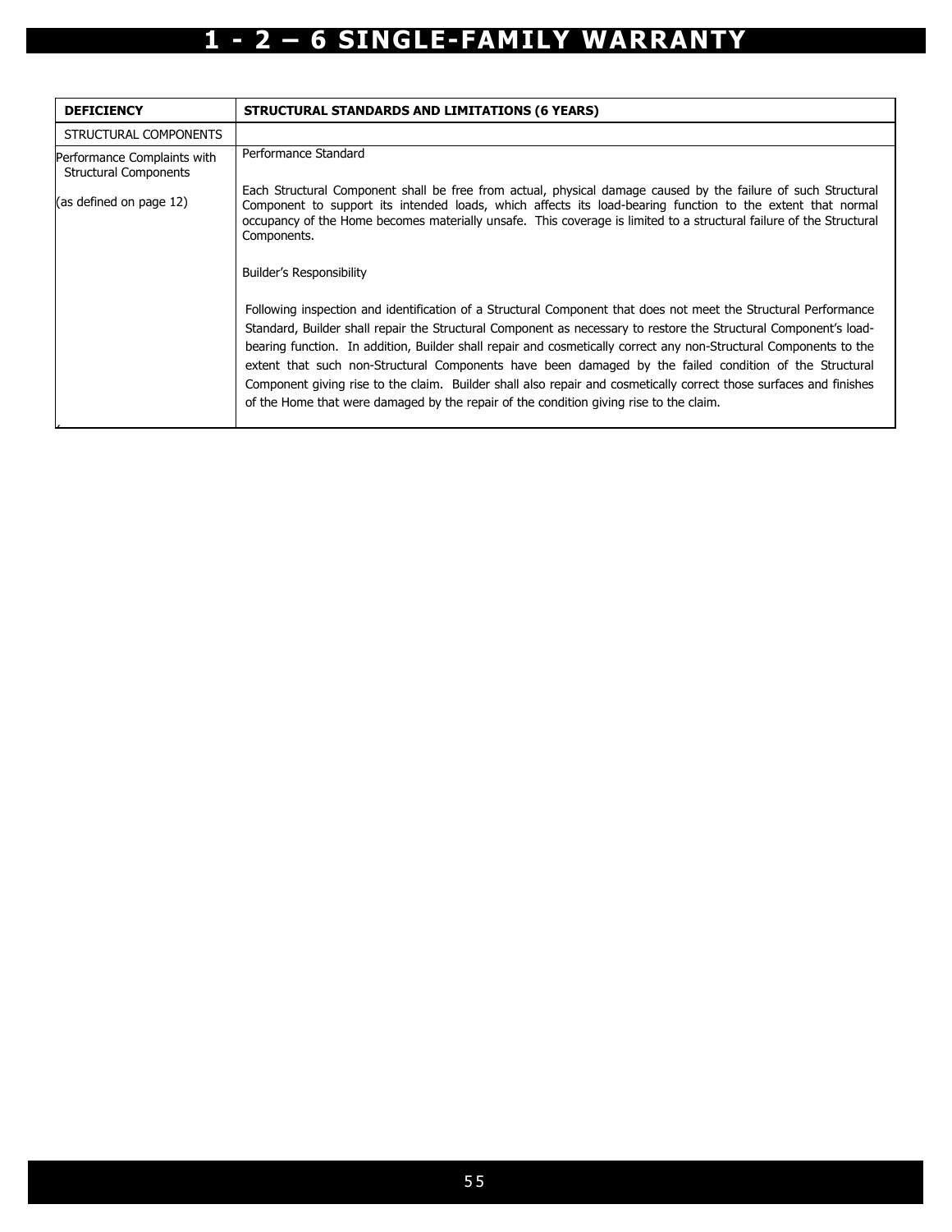# 1 - 2 – 6 SINGLE-FAMILY WARRANTY

| DEFICIENCY | STRUCTURAL STANDARDS AND LIMITATIONS (6 YEARS) |
|---|---|
| STRUCTURAL COMPONENTS | |
| Performance Complaints with Structural Components<br><br>(as defined on page 12) | Performance Standard<br><br>Each Structural Component shall be free from actual, physical damage caused by the failure of such Structural Component to support its intended loads, which affects its load-bearing function to the extent that normal occupancy of the Home becomes materially unsafe. This coverage is limited to a structural failure of the Structural Components.<br><br>Builder's Responsibility<br><br>Following inspection and identification of a Structural Component that does not meet the Structural Performance Standard, Builder shall repair the Structural Component as necessary to restore the Structural Component's load-bearing function. In addition, Builder shall repair and cosmetically correct any non-Structural Components to the extent that such non-Structural Components have been damaged by the failed condition of the Structural Component giving rise to the claim. Builder shall also repair and cosmetically correct those surfaces and finishes of the Home that were damaged by the repair of the condition giving rise to the claim. |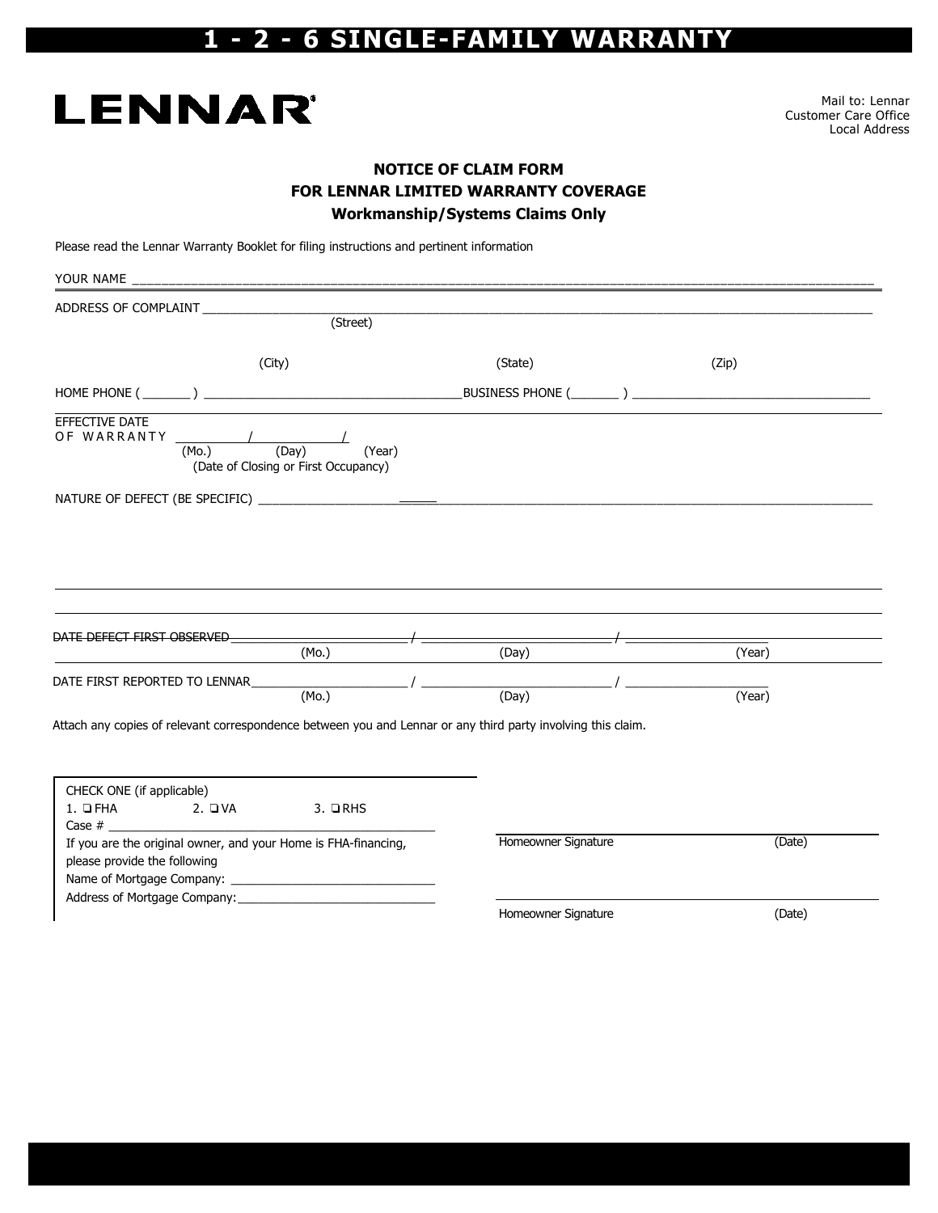# 1 - 2 - 6 SINGLE-FAMILY WARRANTY

**LENNAR**

Mail to: Lennar
Customer Care Office
Local Address

## NOTICE OF CLAIM FORM
## FOR LENNAR LIMITED WARRANTY COVERAGE
### Workmanship/Systems Claims Only

Please read the Lennar Warranty Booklet for filing instructions and pertinent information

YOUR NAME ____________________________________________________________

ADDRESS OF COMPLAINT ____________________________________________________________
(Street)

(City) (State) (Zip)

HOME PHONE (_______ ) ______________________________ BUSINESS PHONE (_______ ) ______________________________

EFFECTIVE DATE OF WARRANTY __________/__________/
(Mo.) (Day) (Year)
(Date of Closing or First Occupancy)

NATURE OF DEFECT (BE SPECIFIC) ____________________________________________________________

DATE DEFECT FIRST OBSERVED ____________ / ____________ / ____________
(Mo.) (Day) (Year)

DATE FIRST REPORTED TO LENNAR ____________ / ____________ / ____________
(Mo.) (Day) (Year)

Attach any copies of relevant correspondence between you and Lennar or any third party involving this claim.

CHECK ONE (if applicable)
1. ❑ FHA 2. ❑ VA 3. ❑ RHS
Case # ______________________________
If you are the original owner, and your Home is FHA-financing, please provide the following
Name of Mortgage Company: ______________________________
Address of Mortgage Company: ______________________________

______________________________
Homeowner Signature (Date)

______________________________
Homeowner Signature (Date)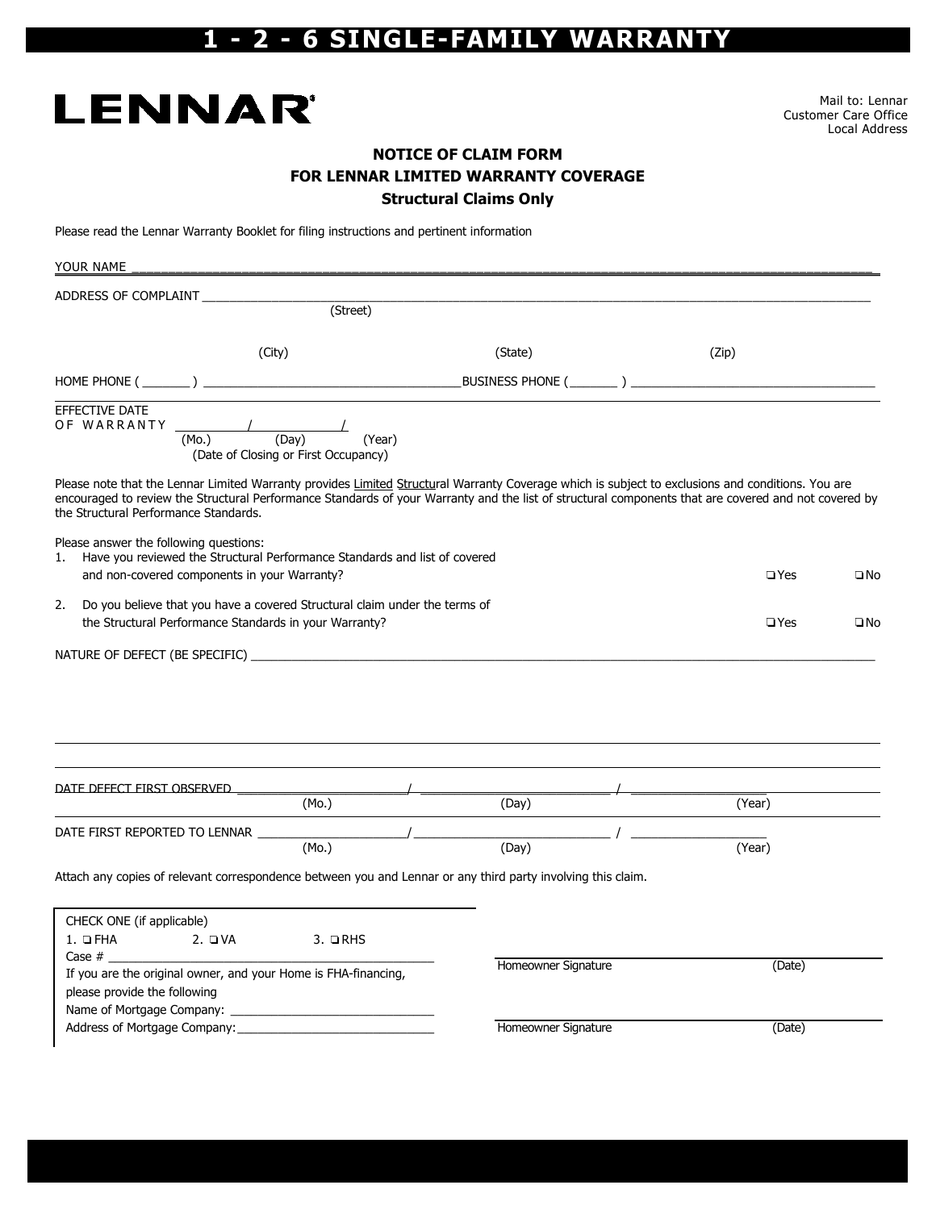# 1 - 2 - 6 SINGLE-FAMILY WARRANTY

LENNAR

Mail to: Lennar
Customer Care Office
Local Address

## NOTICE OF CLAIM FORM
## FOR LENNAR LIMITED WARRANTY COVERAGE
### Structural Claims Only

Please read the Lennar Warranty Booklet for filing instructions and pertinent information

YOUR NAME ______________________________________________

ADDRESS OF COMPLAINT ______________________________________________
(Street)

(City) (State) (Zip)

HOME PHONE ( _______ ) ______________________ BUSINESS PHONE ( _______ ) ______________________

EFFECTIVE DATE OF WARRANTY _______ / _______ / _______
(Mo.) (Day) (Year)
(Date of Closing or First Occupancy)

Please note that the Lennar Limited Warranty provides Limited Structural Warranty Coverage which is subject to exclusions and conditions. You are encouraged to review the Structural Performance Standards of your Warranty and the list of structural components that are covered and not covered by the Structural Performance Standards.

Please answer the following questions:

1. Have you reviewed the Structural Performance Standards and list of covered and non-covered components in your Warranty? ❑ Yes ❑ No
2. Do you believe that you have a covered Structural claim under the terms of the Structural Performance Standards in your Warranty? ❑ Yes ❑ No

NATURE OF DEFECT (BE SPECIFIC) ______________________________________________

______________________________________________

______________________________________________

DATE DEFECT FIRST OBSERVED _______ / _______ / _______
(Mo.) (Day) (Year)

DATE FIRST REPORTED TO LENNAR _______ / _______ / _______
(Mo.) (Day) (Year)

Attach any copies of relevant correspondence between you and Lennar or any third party involving this claim.

CHECK ONE (if applicable)
1. ❑ FHA 2. ❑ VA 3. ❑ RHS
Case # ______________________
If you are the original owner, and your Home is FHA-financing, please provide the following
Name of Mortgage Company: ______________________
Address of Mortgage Company: ______________________

______________________
Homeowner Signature (Date)

______________________
Homeowner Signature (Date)